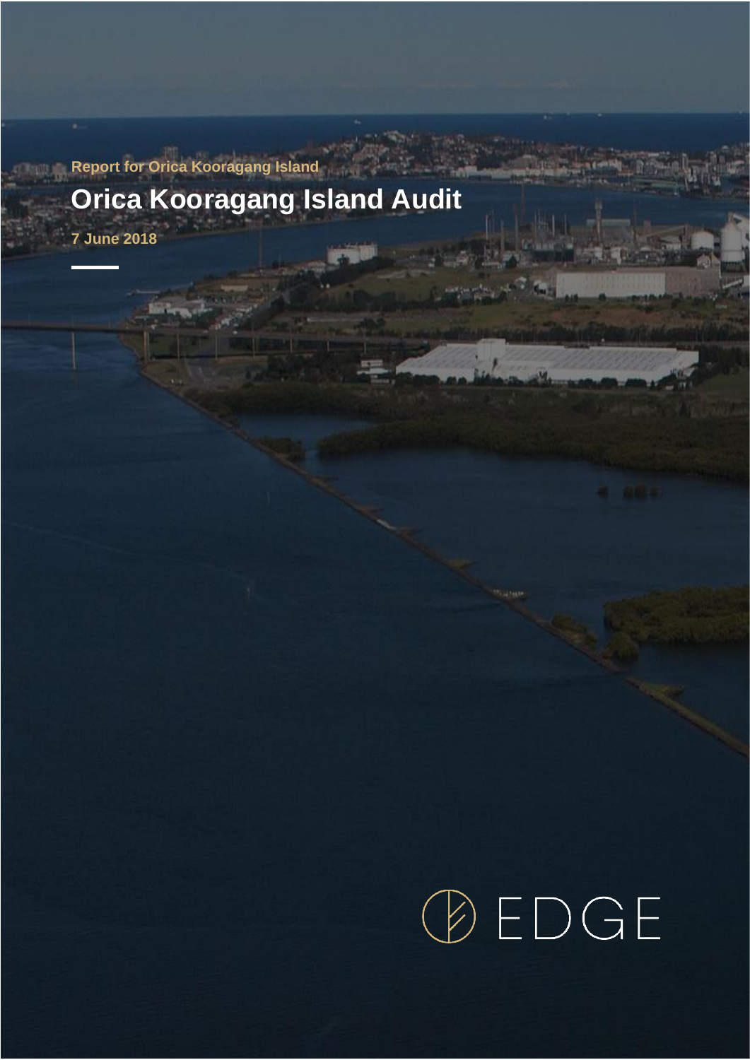Report for Orica Kooragang Island

# Orica Kooragang Island Audit

**7 June 2018**

EDGE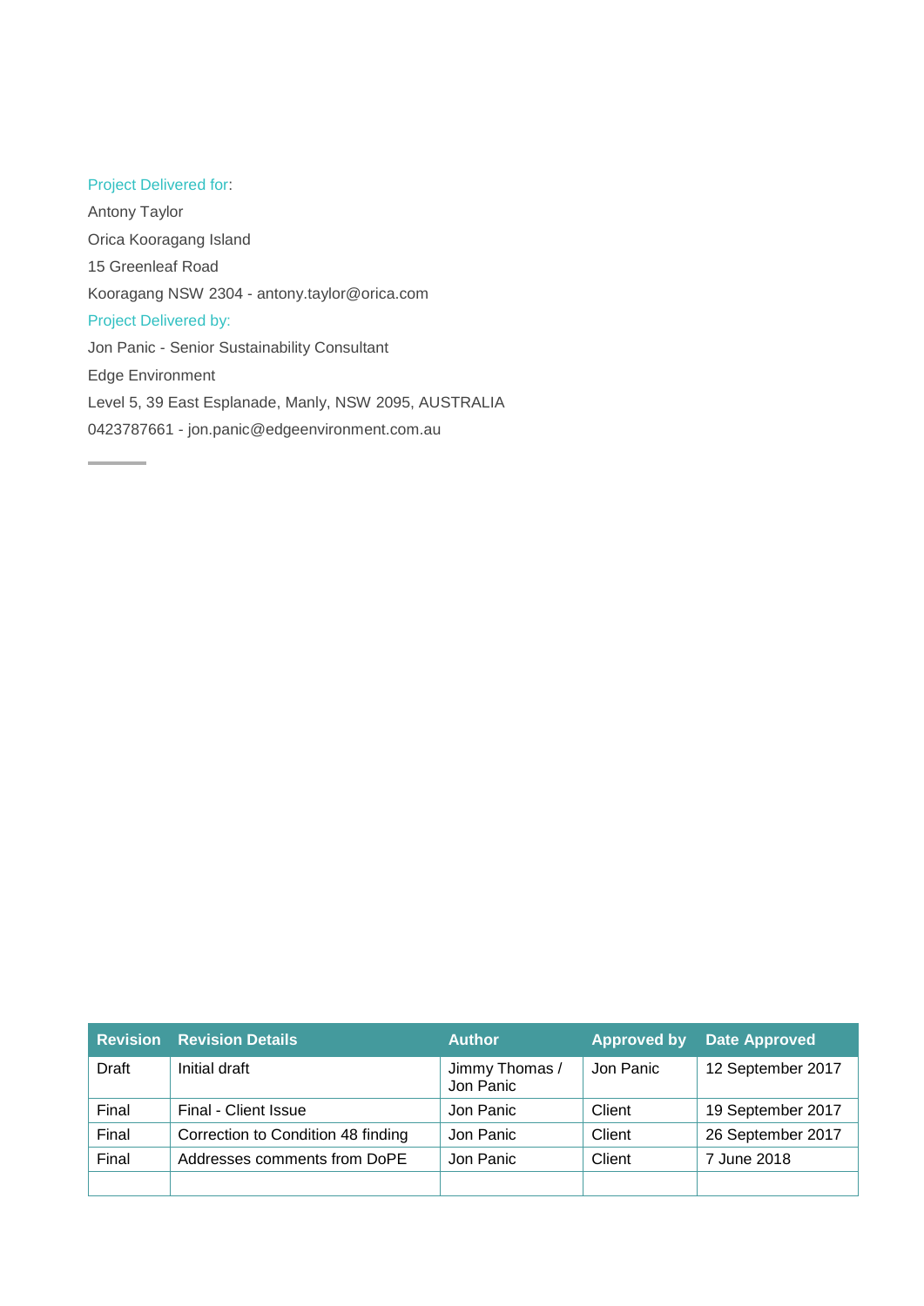Project Delivered for:

Antony Taylor

Orica Kooragang Island

15 Greenleaf Road

Kooragang NSW 2304 - antony.taylor@orica.com

Project Delivered by:

Jon Panic - Senior Sustainability Consultant

Edge Environment

Level 5, 39 East Esplanade, Manly, NSW 2095, AUSTRALIA

0423787661 - jon.panic@edgeenvironment.com.au

| Revision | Revision Details | Author | Approved by | Date Approved |
|---|---|---|---|---|
| Draft | Initial draft | Jimmy Thomas / Jon Panic | Jon Panic | 12 September 2017 |
| Final | Final - Client Issue | Jon Panic | Client | 19 September 2017 |
| Final | Correction to Condition 48 finding | Jon Panic | Client | 26 September 2017 |
| Final | Addresses comments from DoPE | Jon Panic | Client | 7 June 2018 |
| | | | | |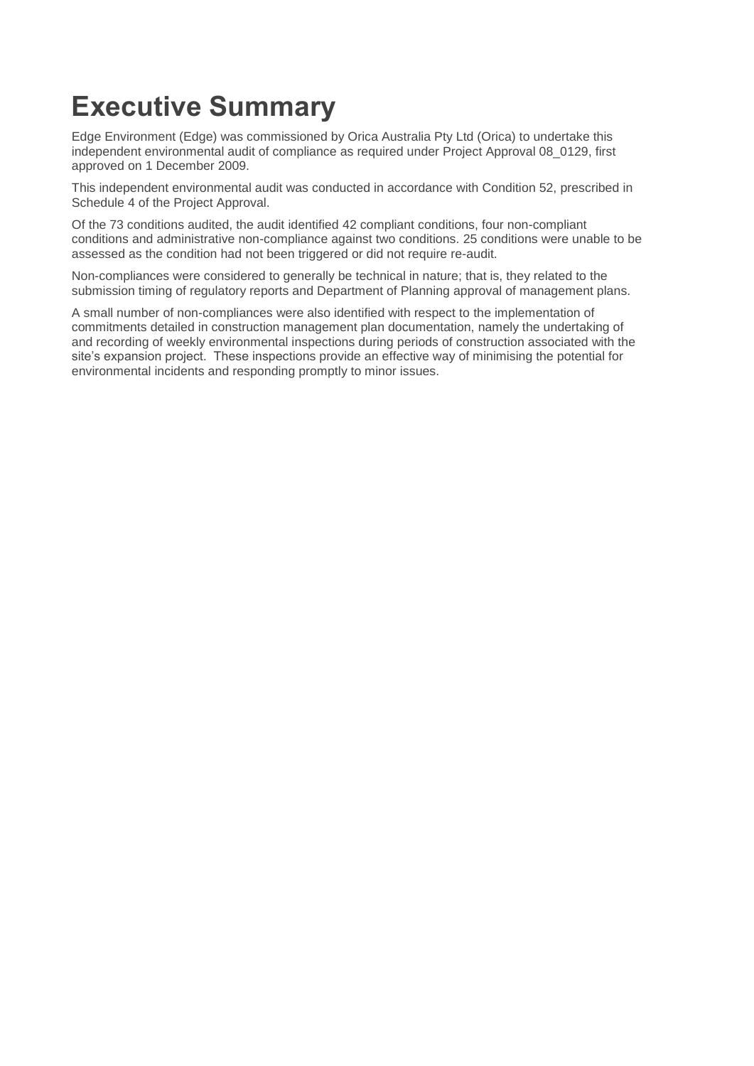# Executive Summary

Edge Environment (Edge) was commissioned by Orica Australia Pty Ltd (Orica) to undertake this independent environmental audit of compliance as required under Project Approval 08_0129, first approved on 1 December 2009.

This independent environmental audit was conducted in accordance with Condition 52, prescribed in Schedule 4 of the Project Approval.

Of the 73 conditions audited, the audit identified 42 compliant conditions, four non-compliant conditions and administrative non-compliance against two conditions. 25 conditions were unable to be assessed as the condition had not been triggered or did not require re-audit.

Non-compliances were considered to generally be technical in nature; that is, they related to the submission timing of regulatory reports and Department of Planning approval of management plans.

A small number of non-compliances were also identified with respect to the implementation of commitments detailed in construction management plan documentation, namely the undertaking of and recording of weekly environmental inspections during periods of construction associated with the site's expansion project. These inspections provide an effective way of minimising the potential for environmental incidents and responding promptly to minor issues.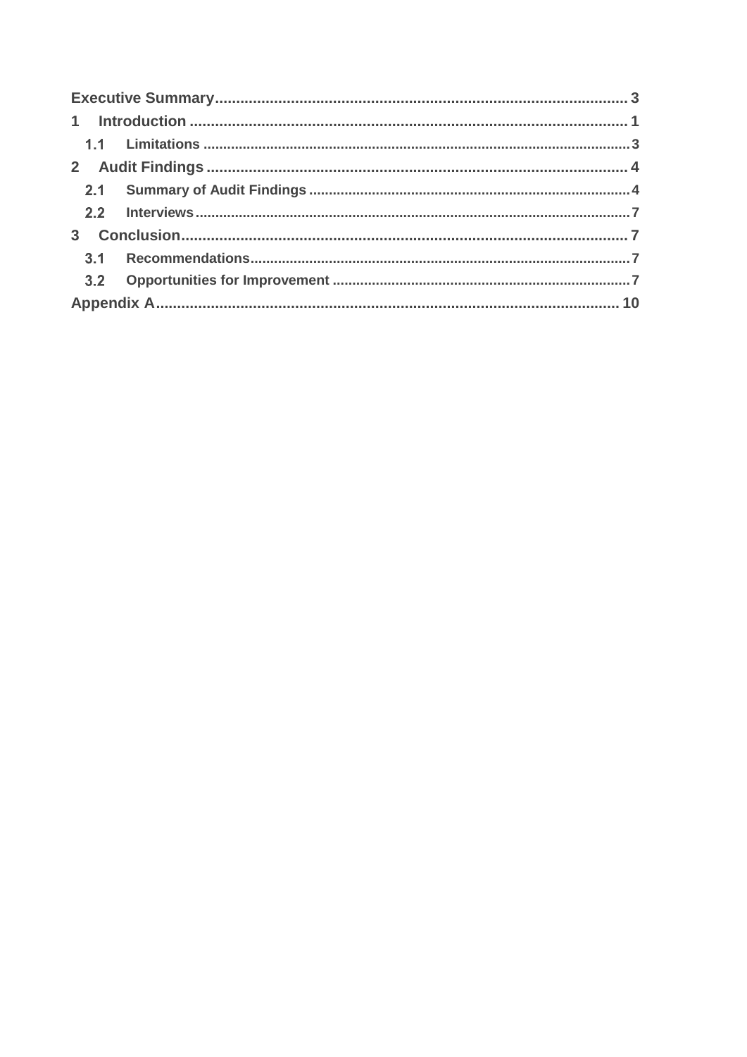Executive Summary ................................................................................................ 3

1 Introduction ...................................................................................................... 1

1.1 Limitations ........................................................................................................... 3

2 Audit Findings .................................................................................................. 4

2.1 Summary of Audit Findings ................................................................................ 4

2.2 Interviews ............................................................................................................. 7

3 Conclusion ........................................................................................................ 7

3.1 Recommendations ............................................................................................... 7

3.2 Opportunities for Improvement ........................................................................... 7

Appendix A ........................................................................................................... 10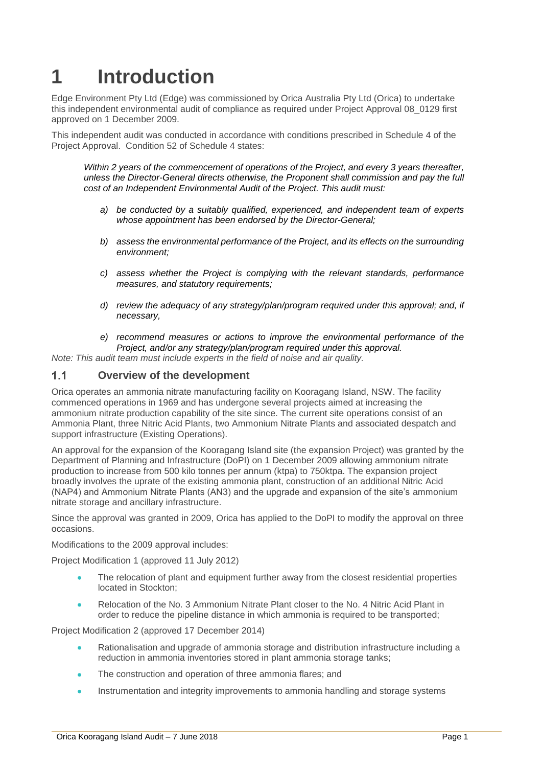# 1 Introduction

Edge Environment Pty Ltd (Edge) was commissioned by Orica Australia Pty Ltd (Orica) to undertake this independent environmental audit of compliance as required under Project Approval 08_0129 first approved on 1 December 2009.

This independent audit was conducted in accordance with conditions prescribed in Schedule 4 of the Project Approval. Condition 52 of Schedule 4 states:

> *Within 2 years of the commencement of operations of the Project, and every 3 years thereafter, unless the Director-General directs otherwise, the Proponent shall commission and pay the full cost of an Independent Environmental Audit of the Project. This audit must:*
>
> *a) be conducted by a suitably qualified, experienced, and independent team of experts whose appointment has been endorsed by the Director-General;*
>
> *b) assess the environmental performance of the Project, and its effects on the surrounding environment;*
>
> *c) assess whether the Project is complying with the relevant standards, performance measures, and statutory requirements;*
>
> *d) review the adequacy of any strategy/plan/program required under this approval; and, if necessary,*
>
> *e) recommend measures or actions to improve the environmental performance of the Project, and/or any strategy/plan/program required under this approval.*

*Note: This audit team must include experts in the field of noise and air quality.*

## 1.1 Overview of the development

Orica operates an ammonia nitrate manufacturing facility on Kooragang Island, NSW. The facility commenced operations in 1969 and has undergone several projects aimed at increasing the ammonium nitrate production capability of the site since. The current site operations consist of an Ammonia Plant, three Nitric Acid Plants, two Ammonium Nitrate Plants and associated despatch and support infrastructure (Existing Operations).

An approval for the expansion of the Kooragang Island site (the expansion Project) was granted by the Department of Planning and Infrastructure (DoPI) on 1 December 2009 allowing ammonium nitrate production to increase from 500 kilo tonnes per annum (ktpa) to 750ktpa. The expansion project broadly involves the uprate of the existing ammonia plant, construction of an additional Nitric Acid (NAP4) and Ammonium Nitrate Plants (AN3) and the upgrade and expansion of the site's ammonium nitrate storage and ancillary infrastructure.

Since the approval was granted in 2009, Orica has applied to the DoPI to modify the approval on three occasions.

Modifications to the 2009 approval includes:

Project Modification 1 (approved 11 July 2012)

- The relocation of plant and equipment further away from the closest residential properties located in Stockton;
- Relocation of the No. 3 Ammonium Nitrate Plant closer to the No. 4 Nitric Acid Plant in order to reduce the pipeline distance in which ammonia is required to be transported;

Project Modification 2 (approved 17 December 2014)

- Rationalisation and upgrade of ammonia storage and distribution infrastructure including a reduction in ammonia inventories stored in plant ammonia storage tanks;
- The construction and operation of three ammonia flares; and
- Instrumentation and integrity improvements to ammonia handling and storage systems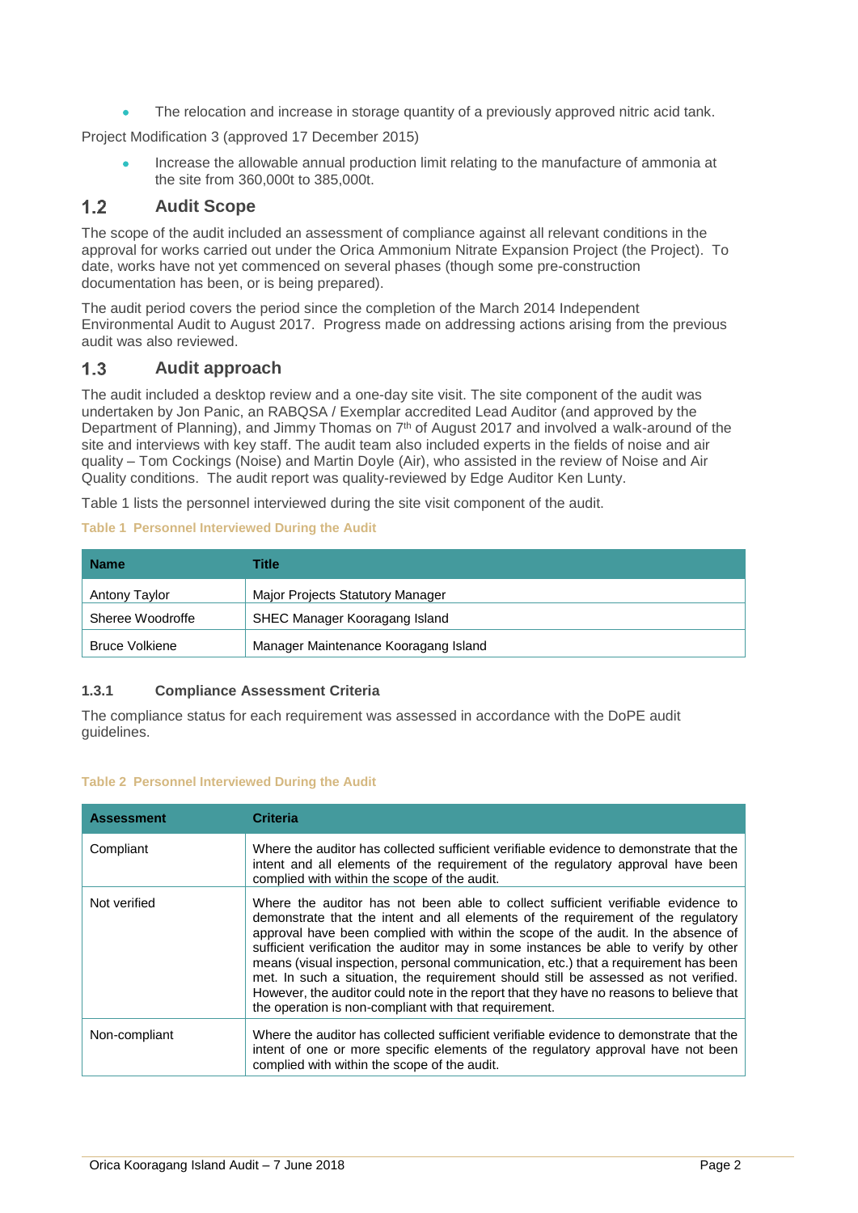- The relocation and increase in storage quantity of a previously approved nitric acid tank.

Project Modification 3 (approved 17 December 2015)

- Increase the allowable annual production limit relating to the manufacture of ammonia at the site from 360,000t to 385,000t.

## 1.2 Audit Scope

The scope of the audit included an assessment of compliance against all relevant conditions in the approval for works carried out under the Orica Ammonium Nitrate Expansion Project (the Project). To date, works have not yet commenced on several phases (though some pre-construction documentation has been, or is being prepared).

The audit period covers the period since the completion of the March 2014 Independent Environmental Audit to August 2017. Progress made on addressing actions arising from the previous audit was also reviewed.

## 1.3 Audit approach

The audit included a desktop review and a one-day site visit. The site component of the audit was undertaken by Jon Panic, an RABQSA / Exemplar accredited Lead Auditor (and approved by the Department of Planning), and Jimmy Thomas on 7th of August 2017 and involved a walk-around of the site and interviews with key staff. The audit team also included experts in the fields of noise and air quality – Tom Cockings (Noise) and Martin Doyle (Air), who assisted in the review of Noise and Air Quality conditions. The audit report was quality-reviewed by Edge Auditor Ken Lunty.

Table 1 lists the personnel interviewed during the site visit component of the audit.

**Table 1 Personnel Interviewed During the Audit**

| Name | Title |
|---|---|
| Antony Taylor | Major Projects Statutory Manager |
| Sheree Woodroffe | SHEC Manager Kooragang Island |
| Bruce Volkiene | Manager Maintenance Kooragang Island |

### 1.3.1 Compliance Assessment Criteria

The compliance status for each requirement was assessed in accordance with the DoPE audit guidelines.

**Table 2 Personnel Interviewed During the Audit**

| Assessment | Criteria |
|---|---|
| Compliant | Where the auditor has collected sufficient verifiable evidence to demonstrate that the intent and all elements of the requirement of the regulatory approval have been complied with within the scope of the audit. |
| Not verified | Where the auditor has not been able to collect sufficient verifiable evidence to demonstrate that the intent and all elements of the requirement of the regulatory approval have been complied with within the scope of the audit. In the absence of sufficient verification the auditor may in some instances be able to verify by other means (visual inspection, personal communication, etc.) that a requirement has been met. In such a situation, the requirement should still be assessed as not verified. However, the auditor could note in the report that they have no reasons to believe that the operation is non-compliant with that requirement. |
| Non-compliant | Where the auditor has collected sufficient verifiable evidence to demonstrate that the intent of one or more specific elements of the regulatory approval have not been complied with within the scope of the audit. |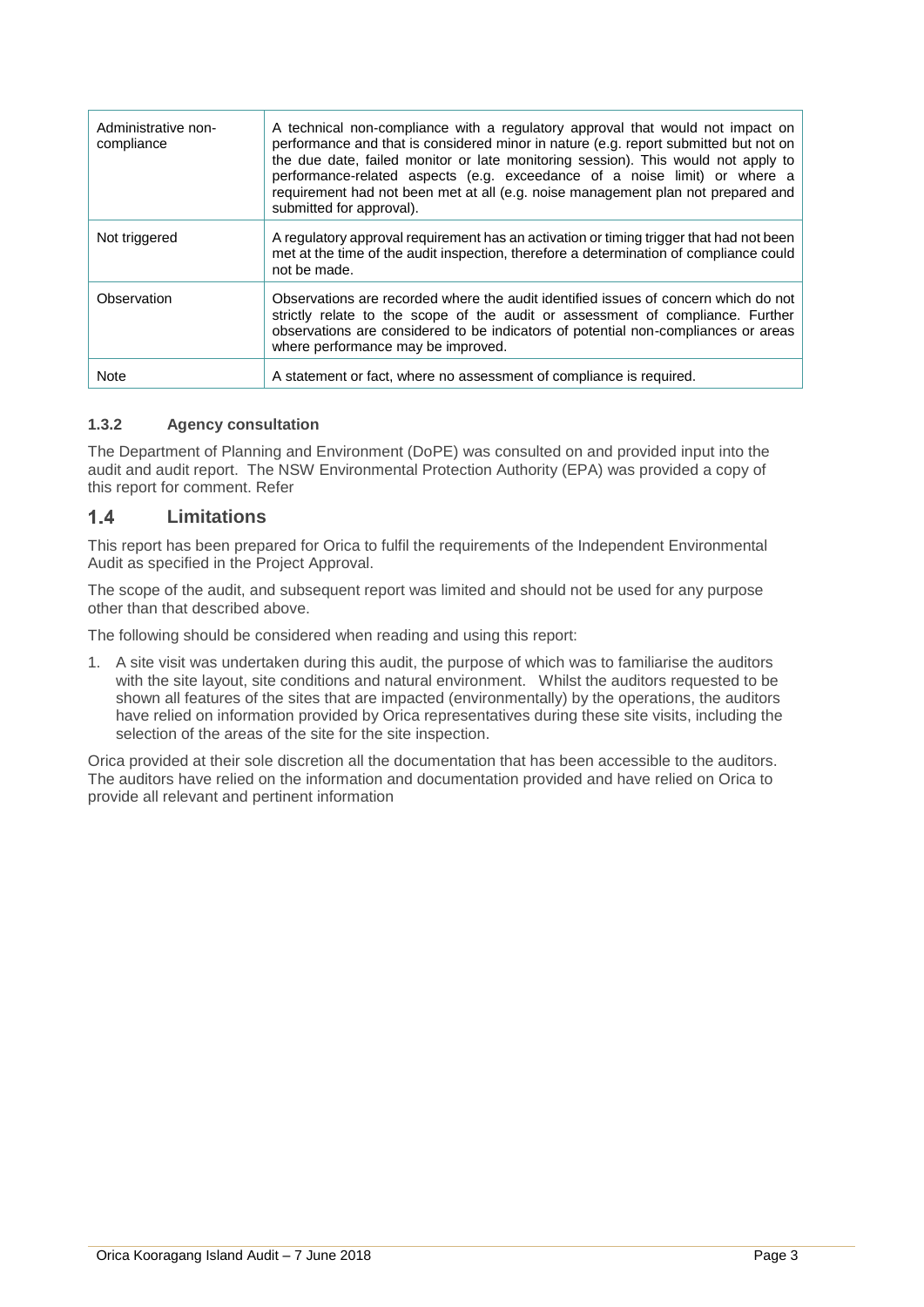| Administrative non-compliance | A technical non-compliance with a regulatory approval that would not impact on performance and that is considered minor in nature (e.g. report submitted but not on the due date, failed monitor or late monitoring session). This would not apply to performance-related aspects (e.g. exceedance of a noise limit) or where a requirement had not been met at all (e.g. noise management plan not prepared and submitted for approval). |
|---|---|
| Not triggered | A regulatory approval requirement has an activation or timing trigger that had not been met at the time of the audit inspection, therefore a determination of compliance could not be made. |
| Observation | Observations are recorded where the audit identified issues of concern which do not strictly relate to the scope of the audit or assessment of compliance. Further observations are considered to be indicators of potential non-compliances or areas where performance may be improved. |
| Note | A statement or fact, where no assessment of compliance is required. |

### 1.3.2 Agency consultation

The Department of Planning and Environment (DoPE) was consulted on and provided input into the audit and audit report. The NSW Environmental Protection Authority (EPA) was provided a copy of this report for comment. Refer

## 1.4 Limitations

This report has been prepared for Orica to fulfil the requirements of the Independent Environmental Audit as specified in the Project Approval.

The scope of the audit, and subsequent report was limited and should not be used for any purpose other than that described above.

The following should be considered when reading and using this report:

1. A site visit was undertaken during this audit, the purpose of which was to familiarise the auditors with the site layout, site conditions and natural environment. Whilst the auditors requested to be shown all features of the sites that are impacted (environmentally) by the operations, the auditors have relied on information provided by Orica representatives during these site visits, including the selection of the areas of the site for the site inspection.

Orica provided at their sole discretion all the documentation that has been accessible to the auditors. The auditors have relied on the information and documentation provided and have relied on Orica to provide all relevant and pertinent information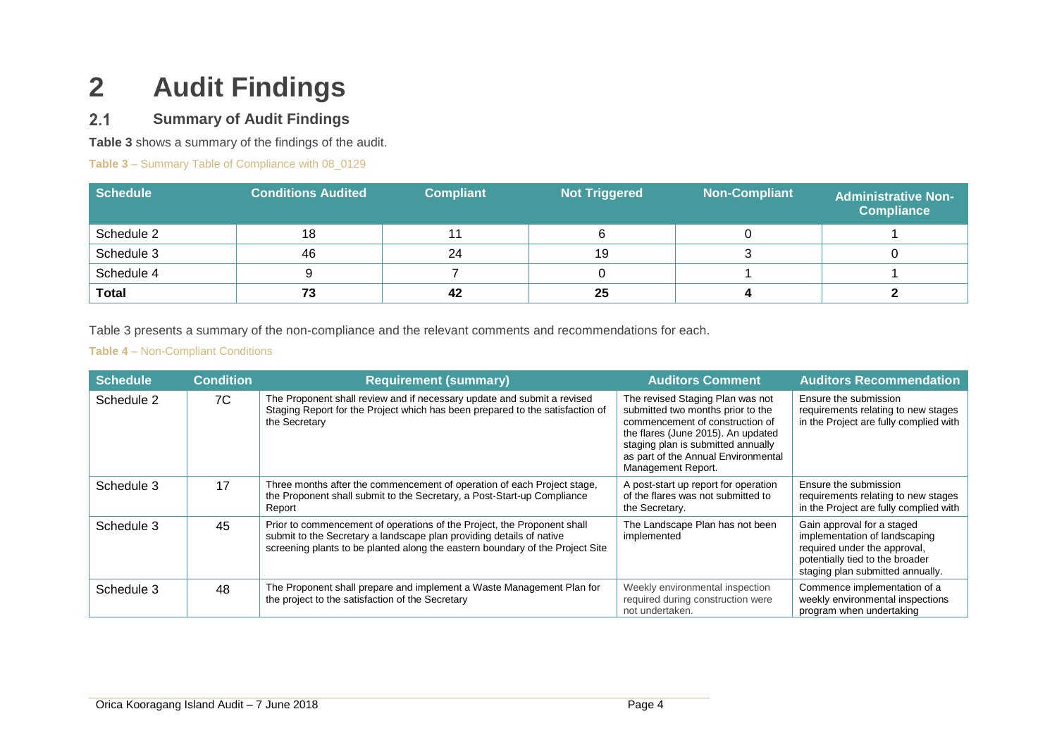# 2 Audit Findings

## 2.1 Summary of Audit Findings

**Table 3** shows a summary of the findings of the audit.

**Table 3** – Summary Table of Compliance with 08_0129

| Schedule | Conditions Audited | Compliant | Not Triggered | Non-Compliant | Administrative Non-Compliance |
|---|---|---|---|---|---|
| Schedule 2 | 18 | 11 | 6 | 0 | 1 |
| Schedule 3 | 46 | 24 | 19 | 3 | 0 |
| Schedule 4 | 9 | 7 | 0 | 1 | 1 |
| **Total** | **73** | **42** | **25** | **4** | **2** |

Table 3 presents a summary of the non-compliance and the relevant comments and recommendations for each.

**Table 4** – Non-Compliant Conditions

| Schedule | Condition | Requirement (summary) | Auditors Comment | Auditors Recommendation |
|---|---|---|---|---|
| Schedule 2 | 7C | The Proponent shall review and if necessary update and submit a revised Staging Report for the Project which has been prepared to the satisfaction of the Secretary | The revised Staging Plan was not submitted two months prior to the commencement of construction of the flares (June 2015). An updated staging plan is submitted annually as part of the Annual Environmental Management Report. | Ensure the submission requirements relating to new stages in the Project are fully complied with |
| Schedule 3 | 17 | Three months after the commencement of operation of each Project stage, the Proponent shall submit to the Secretary, a Post-Start-up Compliance Report | A post-start up report for operation of the flares was not submitted to the Secretary. | Ensure the submission requirements relating to new stages in the Project are fully complied with |
| Schedule 3 | 45 | Prior to commencement of operations of the Project, the Proponent shall submit to the Secretary a landscape plan providing details of native screening plants to be planted along the eastern boundary of the Project Site | The Landscape Plan has not been implemented | Gain approval for a staged implementation of landscaping required under the approval, potentially tied to the broader staging plan submitted annually. |
| Schedule 3 | 48 | The Proponent shall prepare and implement a Waste Management Plan for the project to the satisfaction of the Secretary | Weekly environmental inspection required during construction were not undertaken. | Commence implementation of a weekly environmental inspections program when undertaking |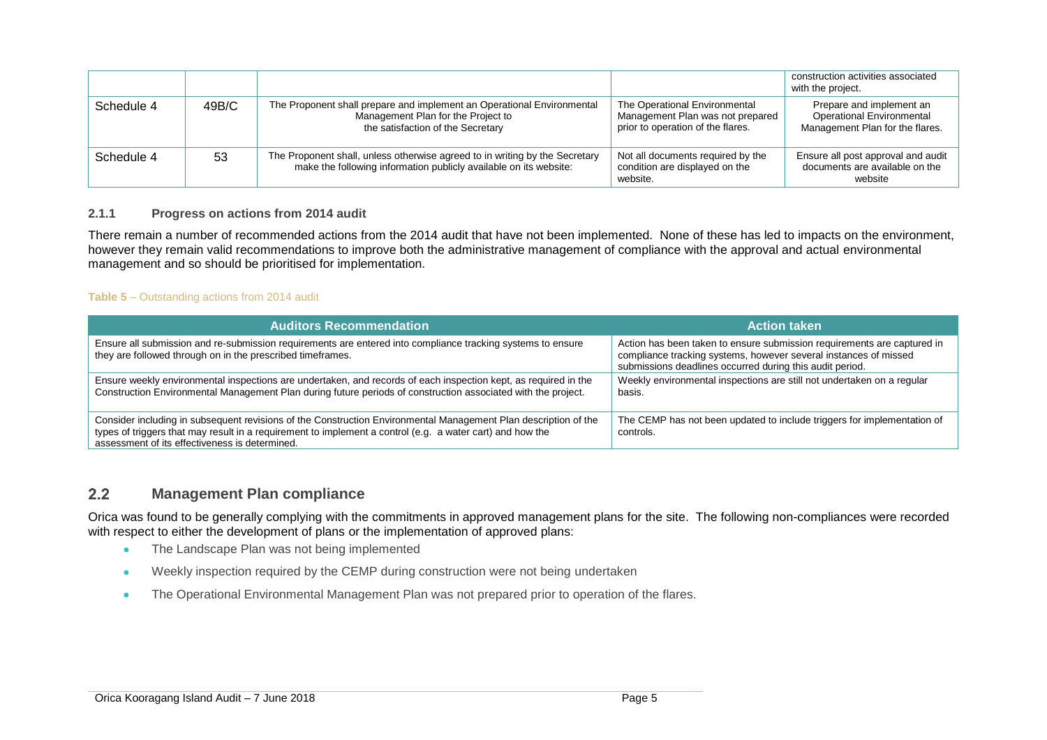| | | | | construction activities associated with the project. |
|---|---|---|---|---|
| Schedule 4 | 49B/C | The Proponent shall prepare and implement an Operational Environmental Management Plan for the Project to the satisfaction of the Secretary | The Operational Environmental Management Plan was not prepared prior to operation of the flares. | Prepare and implement an Operational Environmental Management Plan for the flares. |
| Schedule 4 | 53 | The Proponent shall, unless otherwise agreed to in writing by the Secretary make the following information publicly available on its website: | Not all documents required by the condition are displayed on the website. | Ensure all post approval and audit documents are available on the website |

### 2.1.1 Progress on actions from 2014 audit

There remain a number of recommended actions from the 2014 audit that have not been implemented. None of these has led to impacts on the environment, however they remain valid recommendations to improve both the administrative management of compliance with the approval and actual environmental management and so should be prioritised for implementation.

**Table 5** – Outstanding actions from 2014 audit

| Auditors Recommendation | Action taken |
|---|---|
| Ensure all submission and re-submission requirements are entered into compliance tracking systems to ensure they are followed through on in the prescribed timeframes. | Action has been taken to ensure submission requirements are captured in compliance tracking systems, however several instances of missed submissions deadlines occurred during this audit period. |
| Ensure weekly environmental inspections are undertaken, and records of each inspection kept, as required in the Construction Environmental Management Plan during future periods of construction associated with the project. | Weekly environmental inspections are still not undertaken on a regular basis. |
| Consider including in subsequent revisions of the Construction Environmental Management Plan description of the types of triggers that may result in a requirement to implement a control (e.g. a water cart) and how the assessment of its effectiveness is determined. | The CEMP has not been updated to include triggers for implementation of controls. |

## 2.2 Management Plan compliance

Orica was found to be generally complying with the commitments in approved management plans for the site. The following non-compliances were recorded with respect to either the development of plans or the implementation of approved plans:

- The Landscape Plan was not being implemented
- Weekly inspection required by the CEMP during construction were not being undertaken
- The Operational Environmental Management Plan was not prepared prior to operation of the flares.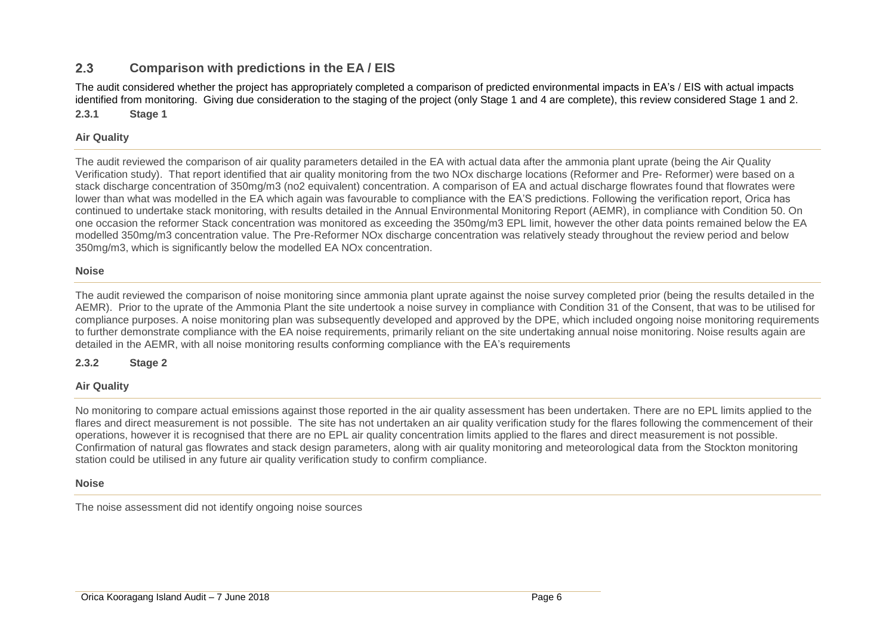## 2.3 Comparison with predictions in the EA / EIS

The audit considered whether the project has appropriately completed a comparison of predicted environmental impacts in EA's / EIS with actual impacts identified from monitoring. Giving due consideration to the staging of the project (only Stage 1 and 4 are complete), this review considered Stage 1 and 2.

### 2.3.1 Stage 1

#### Air Quality

The audit reviewed the comparison of air quality parameters detailed in the EA with actual data after the ammonia plant uprate (being the Air Quality Verification study). That report identified that air quality monitoring from the two NOx discharge locations (Reformer and Pre- Reformer) were based on a stack discharge concentration of 350mg/m3 (no2 equivalent) concentration. A comparison of EA and actual discharge flowrates found that flowrates were lower than what was modelled in the EA which again was favourable to compliance with the EA'S predictions. Following the verification report, Orica has continued to undertake stack monitoring, with results detailed in the Annual Environmental Monitoring Report (AEMR), in compliance with Condition 50. On one occasion the reformer Stack concentration was monitored as exceeding the 350mg/m3 EPL limit, however the other data points remained below the EA modelled 350mg/m3 concentration value. The Pre-Reformer NOx discharge concentration was relatively steady throughout the review period and below 350mg/m3, which is significantly below the modelled EA NOx concentration.

#### Noise

The audit reviewed the comparison of noise monitoring since ammonia plant uprate against the noise survey completed prior (being the results detailed in the AEMR). Prior to the uprate of the Ammonia Plant the site undertook a noise survey in compliance with Condition 31 of the Consent, that was to be utilised for compliance purposes. A noise monitoring plan was subsequently developed and approved by the DPE, which included ongoing noise monitoring requirements to further demonstrate compliance with the EA noise requirements, primarily reliant on the site undertaking annual noise monitoring. Noise results again are detailed in the AEMR, with all noise monitoring results conforming compliance with the EA's requirements

### 2.3.2 Stage 2

#### Air Quality

No monitoring to compare actual emissions against those reported in the air quality assessment has been undertaken. There are no EPL limits applied to the flares and direct measurement is not possible. The site has not undertaken an air quality verification study for the flares following the commencement of their operations, however it is recognised that there are no EPL air quality concentration limits applied to the flares and direct measurement is not possible. Confirmation of natural gas flowrates and stack design parameters, along with air quality monitoring and meteorological data from the Stockton monitoring station could be utilised in any future air quality verification study to confirm compliance.

#### Noise

The noise assessment did not identify ongoing noise sources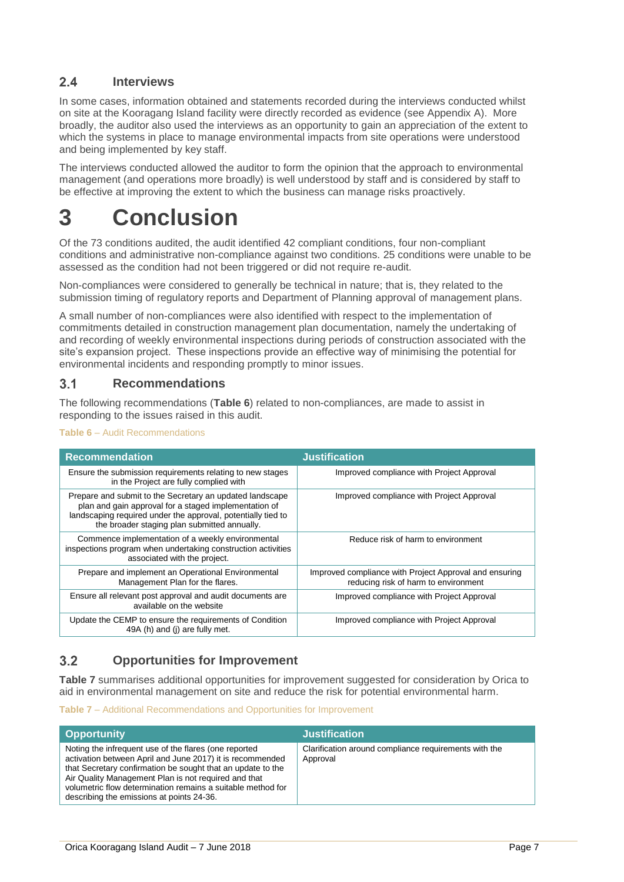### 2.4 Interviews

In some cases, information obtained and statements recorded during the interviews conducted whilst on site at the Kooragang Island facility were directly recorded as evidence (see Appendix A). More broadly, the auditor also used the interviews as an opportunity to gain an appreciation of the extent to which the systems in place to manage environmental impacts from site operations were understood and being implemented by key staff.

The interviews conducted allowed the auditor to form the opinion that the approach to environmental management (and operations more broadly) is well understood by staff and is considered by staff to be effective at improving the extent to which the business can manage risks proactively.

# 3 Conclusion

Of the 73 conditions audited, the audit identified 42 compliant conditions, four non-compliant conditions and administrative non-compliance against two conditions. 25 conditions were unable to be assessed as the condition had not been triggered or did not require re-audit.

Non-compliances were considered to generally be technical in nature; that is, they related to the submission timing of regulatory reports and Department of Planning approval of management plans.

A small number of non-compliances were also identified with respect to the implementation of commitments detailed in construction management plan documentation, namely the undertaking of and recording of weekly environmental inspections during periods of construction associated with the site's expansion project. These inspections provide an effective way of minimising the potential for environmental incidents and responding promptly to minor issues.

### 3.1 Recommendations

The following recommendations (**Table 6**) related to non-compliances, are made to assist in responding to the issues raised in this audit.

**Table 6** – Audit Recommendations

| Recommendation | Justification |
|---|---|
| Ensure the submission requirements relating to new stages in the Project are fully complied with | Improved compliance with Project Approval |
| Prepare and submit to the Secretary an updated landscape plan and gain approval for a staged implementation of landscaping required under the approval, potentially tied to the broader staging plan submitted annually. | Improved compliance with Project Approval |
| Commence implementation of a weekly environmental inspections program when undertaking construction activities associated with the project. | Reduce risk of harm to environment |
| Prepare and implement an Operational Environmental Management Plan for the flares. | Improved compliance with Project Approval and ensuring reducing risk of harm to environment |
| Ensure all relevant post approval and audit documents are available on the website | Improved compliance with Project Approval |
| Update the CEMP to ensure the requirements of Condition 49A (h) and (j) are fully met. | Improved compliance with Project Approval |

### 3.2 Opportunities for Improvement

**Table 7** summarises additional opportunities for improvement suggested for consideration by Orica to aid in environmental management on site and reduce the risk for potential environmental harm.

**Table 7** – Additional Recommendations and Opportunities for Improvement

| Opportunity | Justification |
|---|---|
| Noting the infrequent use of the flares (one reported activation between April and June 2017) it is recommended that Secretary confirmation be sought that an update to the Air Quality Management Plan is not required and that volumetric flow determination remains a suitable method for describing the emissions at points 24-36. | Clarification around compliance requirements with the Approval |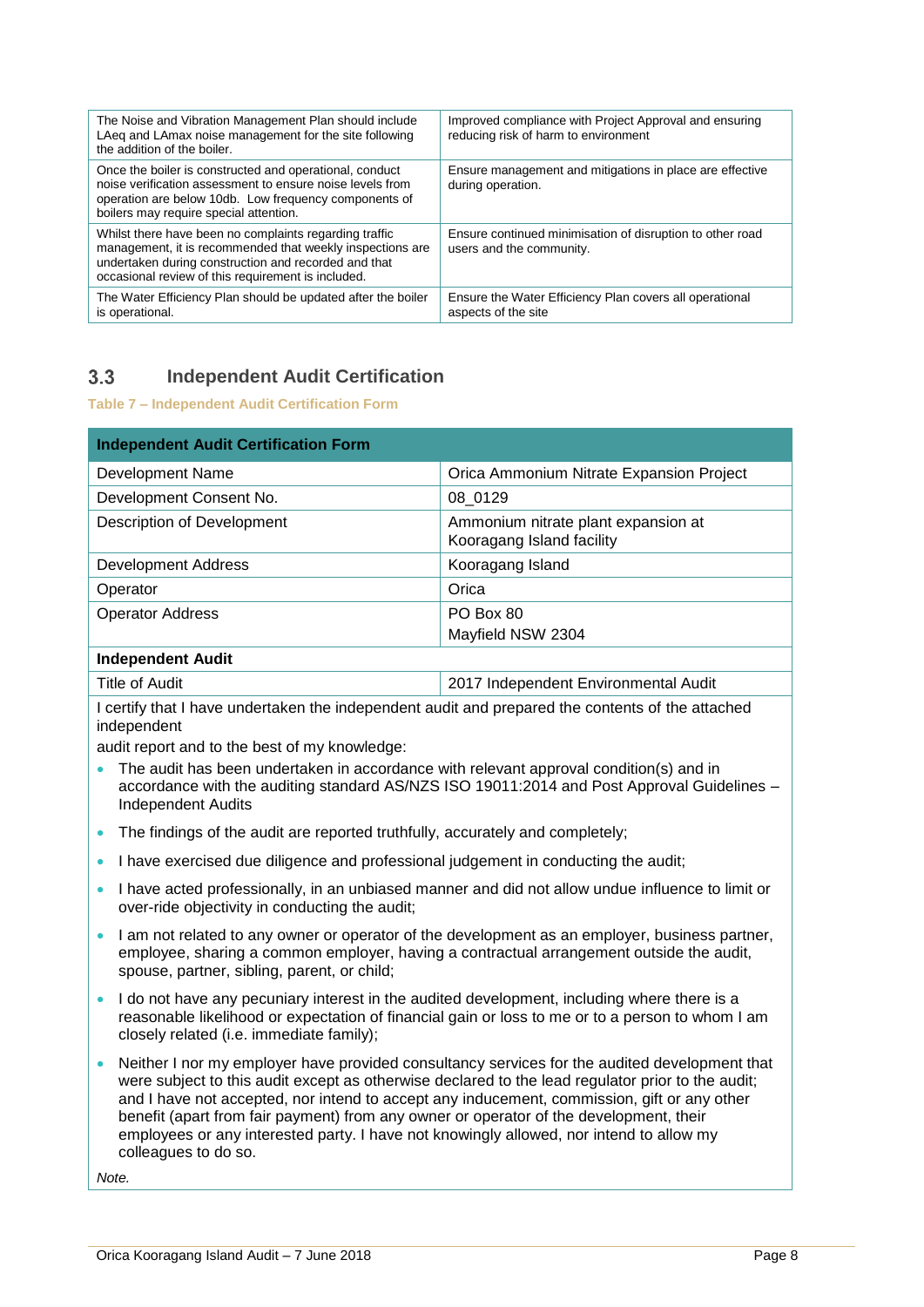| The Noise and Vibration Management Plan should include LAeq and LAmax noise management for the site following the addition of the boiler. | Improved compliance with Project Approval and ensuring reducing risk of harm to environment |
|---|---|
| Once the boiler is constructed and operational, conduct noise verification assessment to ensure noise levels from operation are below 10db. Low frequency components of boilers may require special attention. | Ensure management and mitigations in place are effective during operation. |
| Whilst there have been no complaints regarding traffic management, it is recommended that weekly inspections are undertaken during construction and recorded and that occasional review of this requirement is included. | Ensure continued minimisation of disruption to other road users and the community. |
| The Water Efficiency Plan should be updated after the boiler is operational. | Ensure the Water Efficiency Plan covers all operational aspects of the site |

## 3.3 Independent Audit Certification

**Table 7 – Independent Audit Certification Form**

| **Independent Audit Certification Form** | |
|---|---|
| Development Name | Orica Ammonium Nitrate Expansion Project |
| Development Consent No. | 08_0129 |
| Description of Development | Ammonium nitrate plant expansion at Kooragang Island facility |
| Development Address | Kooragang Island |
| Operator | Orica |
| Operator Address | PO Box 80<br>Mayfield NSW 2304 |
| **Independent Audit** | |
| Title of Audit | 2017 Independent Environmental Audit |

I certify that I have undertaken the independent audit and prepared the contents of the attached independent audit report and to the best of my knowledge:

- The audit has been undertaken in accordance with relevant approval condition(s) and in accordance with the auditing standard AS/NZS ISO 19011:2014 and Post Approval Guidelines – Independent Audits
- The findings of the audit are reported truthfully, accurately and completely;
- I have exercised due diligence and professional judgement in conducting the audit;
- I have acted professionally, in an unbiased manner and did not allow undue influence to limit or over-ride objectivity in conducting the audit;
- I am not related to any owner or operator of the development as an employer, business partner, employee, sharing a common employer, having a contractual arrangement outside the audit, spouse, partner, sibling, parent, or child;
- I do not have any pecuniary interest in the audited development, including where there is a reasonable likelihood or expectation of financial gain or loss to me or to a person to whom I am closely related (i.e. immediate family);
- Neither I nor my employer have provided consultancy services for the audited development that were subject to this audit except as otherwise declared to the lead regulator prior to the audit; and I have not accepted, nor intend to accept any inducement, commission, gift or any other benefit (apart from fair payment) from any owner or operator of the development, their employees or any interested party. I have not knowingly allowed, nor intend to allow my colleagues to do so.

*Note.*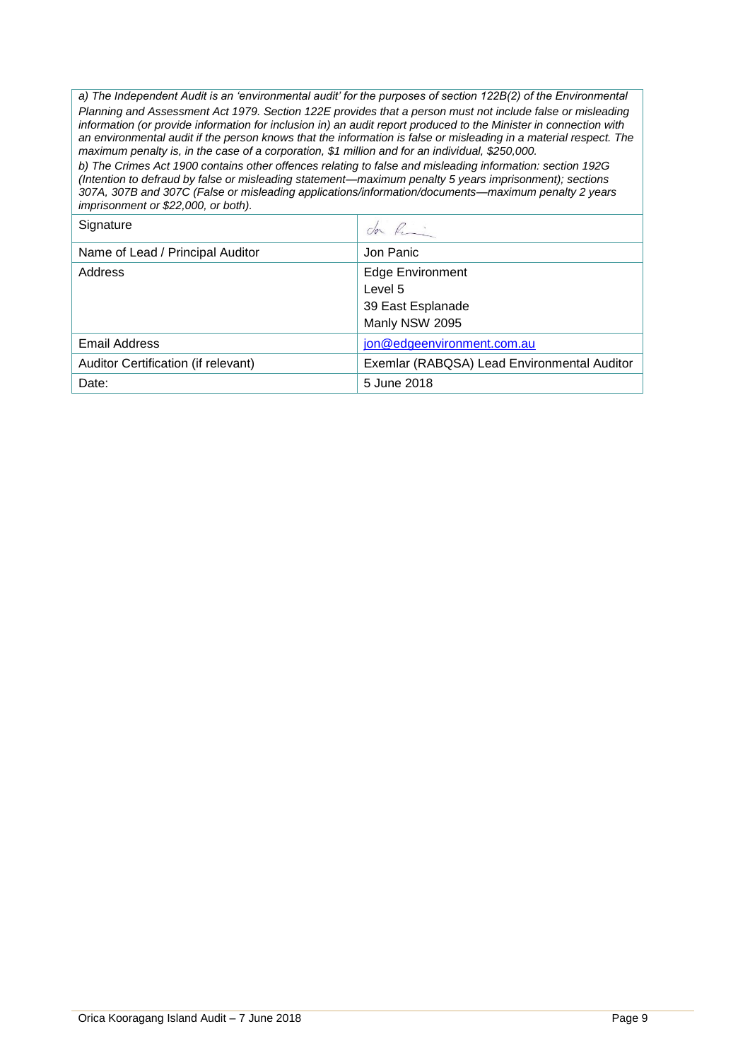*a) The Independent Audit is an 'environmental audit' for the purposes of section 122B(2) of the Environmental Planning and Assessment Act 1979. Section 122E provides that a person must not include false or misleading information (or provide information for inclusion in) an audit report produced to the Minister in connection with an environmental audit if the person knows that the information is false or misleading in a material respect. The maximum penalty is, in the case of a corporation, $1 million and for an individual, $250,000.*

*b) The Crimes Act 1900 contains other offences relating to false and misleading information: section 192G (Intention to defraud by false or misleading statement—maximum penalty 5 years imprisonment); sections 307A, 307B and 307C (False or misleading applications/information/documents—maximum penalty 2 years imprisonment or $22,000, or both).*

| Signature | Jon Panic |
|---|---|
| Name of Lead / Principal Auditor | Jon Panic |
| Address | Edge Environment<br>Level 5<br>39 East Esplanade<br>Manly NSW 2095 |
| Email Address | jon@edgeenvironment.com.au |
| Auditor Certification (if relevant) | Exemlar (RABQSA) Lead Environmental Auditor |
| Date: | 5 June 2018 |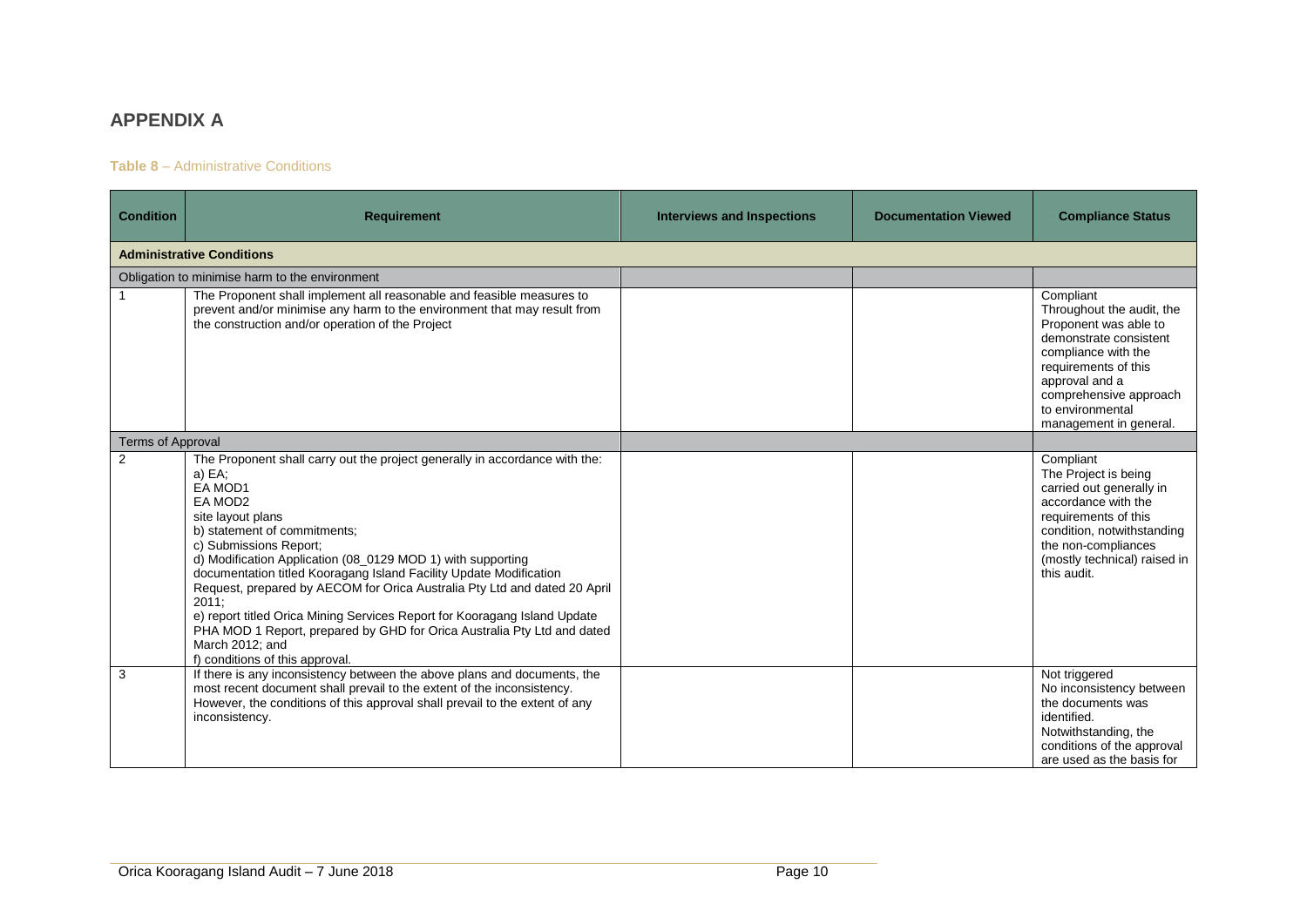## APPENDIX A

**Table 8** – Administrative Conditions

| Condition | Requirement | Interviews and Inspections | Documentation Viewed | Compliance Status |
|---|---|---|---|---|
| **Administrative Conditions** | | | | |
| Obligation to minimise harm to the environment | | | | |
| 1 | The Proponent shall implement all reasonable and feasible measures to prevent and/or minimise any harm to the environment that may result from the construction and/or operation of the Project | | | Compliant<br>Throughout the audit, the Proponent was able to demonstrate consistent compliance with the requirements of this approval and a comprehensive approach to environmental management in general. |
| Terms of Approval | | | | |
| 2 | The Proponent shall carry out the project generally in accordance with the:<br>a) EA;<br>EA MOD1<br>EA MOD2<br>site layout plans<br>b) statement of commitments;<br>c) Submissions Report;<br>d) Modification Application (08_0129 MOD 1) with supporting documentation titled Kooragang Island Facility Update Modification Request, prepared by AECOM for Orica Australia Pty Ltd and dated 20 April 2011;<br>e) report titled Orica Mining Services Report for Kooragang Island Update PHA MOD 1 Report, prepared by GHD for Orica Australia Pty Ltd and dated March 2012; and<br>f) conditions of this approval. | | | Compliant<br>The Project is being carried out generally in accordance with the requirements of this condition, notwithstanding the non-compliances (mostly technical) raised in this audit. |
| 3 | If there is any inconsistency between the above plans and documents, the most recent document shall prevail to the extent of the inconsistency. However, the conditions of this approval shall prevail to the extent of any inconsistency. | | | Not triggered<br>No inconsistency between the documents was identified.<br>Notwithstanding, the conditions of the approval are used as the basis for |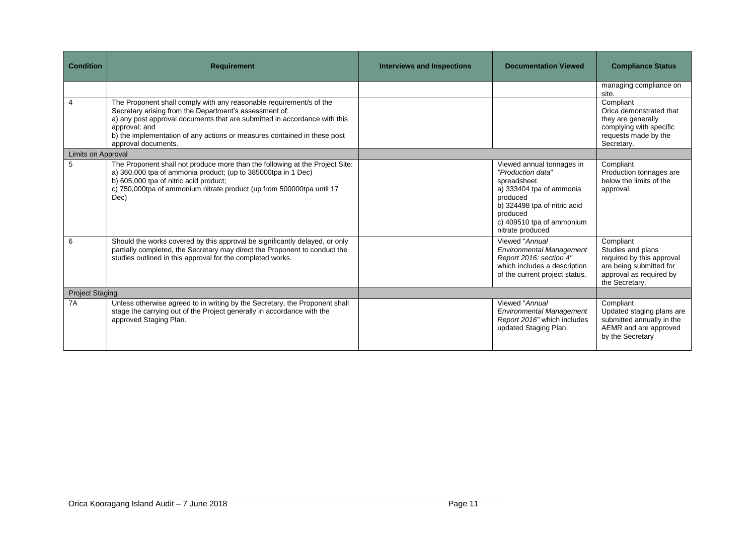| Condition | Requirement | Interviews and Inspections | Documentation Viewed | Compliance Status |
|---|---|---|---|---|
| | | | | managing compliance on site. |
| 4 | The Proponent shall comply with any reasonable requirement/s of the Secretary arising from the Department's assessment of:<br>a) any post approval documents that are submitted in accordance with this approval; and<br>b) the implementation of any actions or measures contained in these post approval documents. | | | Compliant<br>Orica demonstrated that they are generally complying with specific requests made by the Secretary. |
| Limits on Approval | | | | |
| 5 | The Proponent shall not produce more than the following at the Project Site:<br>a) 360,000 tpa of ammonia product; (up to 385000tpa in 1 Dec)<br>b) 605,000 tpa of nitric acid product;<br>c) 750,000tpa of ammonium nitrate product (up from 500000tpa until 17 Dec) | | Viewed annual tonnages in *"Production data"* spreadsheet.<br>a) 333404 tpa of ammonia produced<br>b) 324498 tpa of nitric acid produced<br>c) 409510 tpa of ammonium nitrate produced | Compliant<br>Production tonnages are below the limits of the approval. |
| 6 | Should the works covered by this approval be significantly delayed, or only partially completed, the Secretary may direct the Proponent to conduct the studies outlined in this approval for the completed works. | | Viewed "*Annual Environmental Management Report 2016: section 4*" which includes a description of the current project status. | Compliant<br>Studies and plans required by this approval are being submitted for approval as required by the Secretary. |
| Project Staging | | | | |
| 7A | Unless otherwise agreed to in writing by the Secretary, the Proponent shall stage the carrying out of the Project generally in accordance with the approved Staging Plan. | | Viewed "*Annual Environmental Management Report 2016*" which includes updated Staging Plan. | Compliant<br>Updated staging plans are submitted annually in the AEMR and are approved by the Secretary |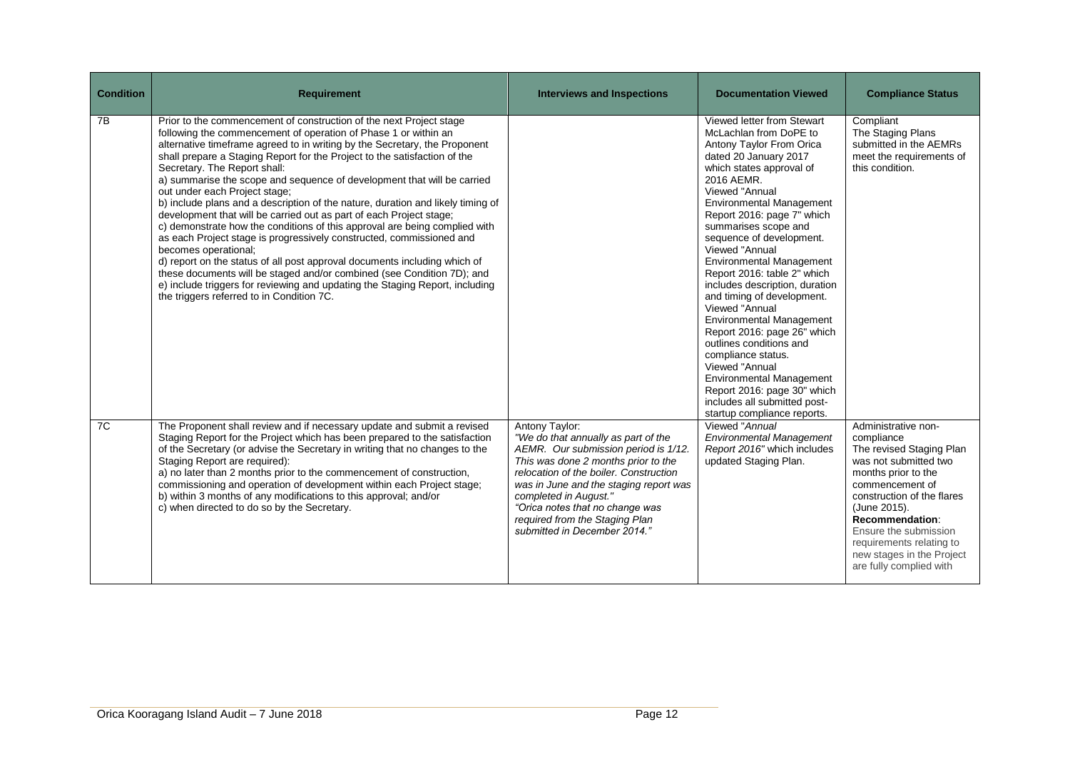| Condition | Requirement | Interviews and Inspections | Documentation Viewed | Compliance Status |
|---|---|---|---|---|
| 7B | Prior to the commencement of construction of the next Project stage following the commencement of operation of Phase 1 or within an alternative timeframe agreed to in writing by the Secretary, the Proponent shall prepare a Staging Report for the Project to the satisfaction of the Secretary. The Report shall:<br>a) summarise the scope and sequence of development that will be carried out under each Project stage;<br>b) include plans and a description of the nature, duration and likely timing of development that will be carried out as part of each Project stage;<br>c) demonstrate how the conditions of this approval are being complied with as each Project stage is progressively constructed, commissioned and becomes operational;<br>d) report on the status of all post approval documents including which of these documents will be staged and/or combined (see Condition 7D); and<br>e) include triggers for reviewing and updating the Staging Report, including the triggers referred to in Condition 7C. | | Viewed letter from Stewart McLachlan from DoPE to Antony Taylor From Orica dated 20 January 2017 which states approval of 2016 AEMR.<br>Viewed "Annual Environmental Management Report 2016: page 7" which summarises scope and sequence of development.<br>Viewed "Annual Environmental Management Report 2016: table 2" which includes description, duration and timing of development.<br>Viewed "Annual Environmental Management Report 2016: page 26" which outlines conditions and compliance status.<br>Viewed "Annual Environmental Management Report 2016: page 30" which includes all submitted post-startup compliance reports. | Compliant<br>The Staging Plans submitted in the AEMRs meet the requirements of this condition. |
| 7C | The Proponent shall review and if necessary update and submit a revised Staging Report for the Project which has been prepared to the satisfaction of the Secretary (or advise the Secretary in writing that no changes to the Staging Report are required):<br>a) no later than 2 months prior to the commencement of construction, commissioning and operation of development within each Project stage;<br>b) within 3 months of any modifications to this approval; and/or<br>c) when directed to do so by the Secretary. | Antony Taylor:<br>*"We do that annually as part of the AEMR. Our submission period is 1/12. This was done 2 months prior to the relocation of the boiler. Construction was in June and the staging report was completed in August."*<br>*"Orica notes that no change was required from the Staging Plan submitted in December 2014."* | Viewed "*Annual Environmental Management Report 2016*" which includes updated Staging Plan. | Administrative non-compliance<br>The revised Staging Plan was not submitted two months prior to the commencement of construction of the flares (June 2015).<br>**Recommendation**: Ensure the submission requirements relating to new stages in the Project are fully complied with |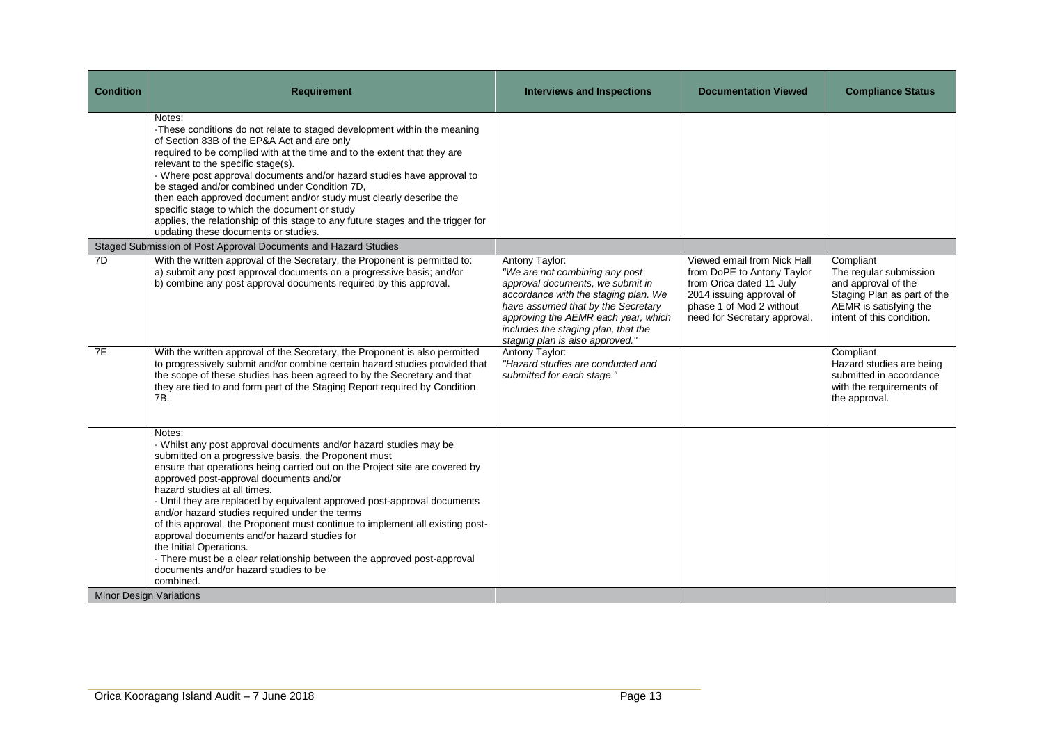| Condition | Requirement | Interviews and Inspections | Documentation Viewed | Compliance Status |
|---|---|---|---|---|
| | Notes:<br>·These conditions do not relate to staged development within the meaning of Section 83B of the EP&A Act and are only required to be complied with at the time and to the extent that they are relevant to the specific stage(s).<br>· Where post approval documents and/or hazard studies have approval to be staged and/or combined under Condition 7D, then each approved document and/or study must clearly describe the specific stage to which the document or study applies, the relationship of this stage to any future stages and the trigger for updating these documents or studies. | | | |
| Staged Submission of Post Approval Documents and Hazard Studies | | | | |
| 7D | With the written approval of the Secretary, the Proponent is permitted to:<br>a) submit any post approval documents on a progressive basis; and/or<br>b) combine any post approval documents required by this approval. | Antony Taylor:<br>*"We are not combining any post approval documents, we submit in accordance with the staging plan. We have assumed that by the Secretary approving the AEMR each year, which includes the staging plan, that the staging plan is also approved."* | Viewed email from Nick Hall from DoPE to Antony Taylor from Orica dated 11 July 2014 issuing approval of phase 1 of Mod 2 without need for Secretary approval. | Compliant<br>The regular submission and approval of the Staging Plan as part of the AEMR is satisfying the intent of this condition. |
| 7E | With the written approval of the Secretary, the Proponent is also permitted to progressively submit and/or combine certain hazard studies provided that the scope of these studies has been agreed to by the Secretary and that they are tied to and form part of the Staging Report required by Condition 7B. | Antony Taylor:<br>*"Hazard studies are conducted and submitted for each stage."* | | Compliant<br>Hazard studies are being submitted in accordance with the requirements of the approval. |
| | Notes:<br>· Whilst any post approval documents and/or hazard studies may be submitted on a progressive basis, the Proponent must ensure that operations being carried out on the Project site are covered by approved post-approval documents and/or hazard studies at all times.<br>· Until they are replaced by equivalent approved post-approval documents and/or hazard studies required under the terms of this approval, the Proponent must continue to implement all existing post-approval documents and/or hazard studies for the Initial Operations.<br>· There must be a clear relationship between the approved post-approval documents and/or hazard studies to be combined. | | | |
| Minor Design Variations | | | | |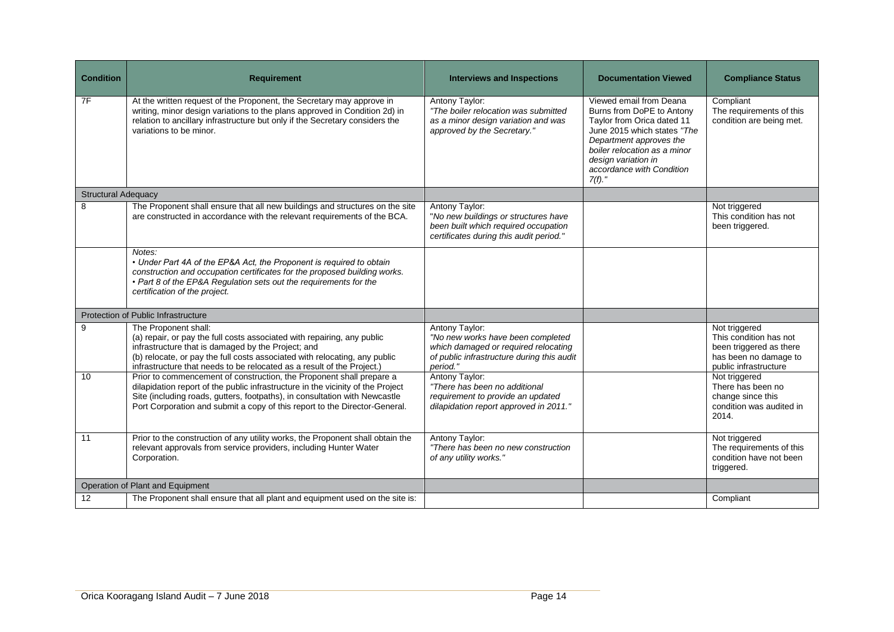| Condition | Requirement | Interviews and Inspections | Documentation Viewed | Compliance Status |
|---|---|---|---|---|
| 7F | At the written request of the Proponent, the Secretary may approve in writing, minor design variations to the plans approved in Condition 2d) in relation to ancillary infrastructure but only if the Secretary considers the variations to be minor. | Antony Taylor: *"The boiler relocation was submitted as a minor design variation and was approved by the Secretary."* | Viewed email from Deana Burns from DoPE to Antony Taylor from Orica dated 11 June 2015 which states *"The Department approves the boiler relocation as a minor design variation in accordance with Condition 7(f)."* | Compliant The requirements of this condition are being met. |
| Structural Adequacy | | | | |
| 8 | The Proponent shall ensure that all new buildings and structures on the site are constructed in accordance with the relevant requirements of the BCA. | Antony Taylor: *"No new buildings or structures have been built which required occupation certificates during this audit period."* | | Not triggered This condition has not been triggered. |
| | *Notes:* *• Under Part 4A of the EP&A Act, the Proponent is required to obtain construction and occupation certificates for the proposed building works.* *• Part 8 of the EP&A Regulation sets out the requirements for the certification of the project.* | | | |
| Protection of Public Infrastructure | | | | |
| 9 | The Proponent shall: (a) repair, or pay the full costs associated with repairing, any public infrastructure that is damaged by the Project; and (b) relocate, or pay the full costs associated with relocating, any public infrastructure that needs to be relocated as a result of the Project.) | Antony Taylor: *"No new works have been completed which damaged or required relocating of public infrastructure during this audit period."* | | Not triggered This condition has not been triggered as there has been no damage to public infrastructure |
| 10 | Prior to commencement of construction, the Proponent shall prepare a dilapidation report of the public infrastructure in the vicinity of the Project Site (including roads, gutters, footpaths), in consultation with Newcastle Port Corporation and submit a copy of this report to the Director-General. | Antony Taylor: *"There has been no additional requirement to provide an updated dilapidation report approved in 2011."* | | Not triggered There has been no change since this condition was audited in 2014. |
| 11 | Prior to the construction of any utility works, the Proponent shall obtain the relevant approvals from service providers, including Hunter Water Corporation. | Antony Taylor: *"There has been no new construction of any utility works."* | | Not triggered The requirements of this condition have not been triggered. |
| Operation of Plant and Equipment | | | | |
| 12 | The Proponent shall ensure that all plant and equipment used on the site is: | | | Compliant |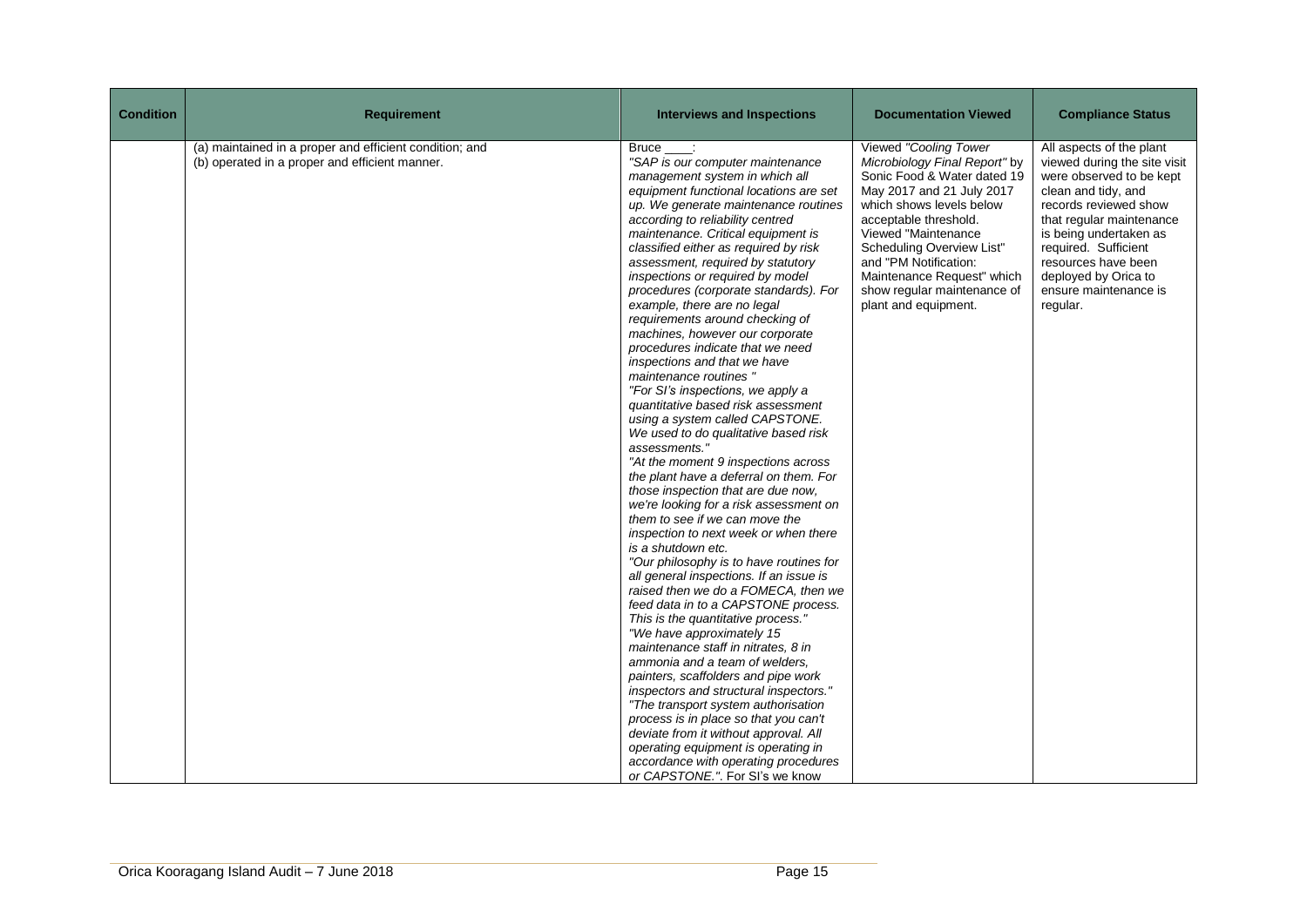| Condition | Requirement | Interviews and Inspections | Documentation Viewed | Compliance Status |
|---|---|---|---|---|
| | (a) maintained in a proper and efficient condition; and<br>(b) operated in a proper and efficient manner. | Bruce ____:<br>*"SAP is our computer maintenance management system in which all equipment functional locations are set up. We generate maintenance routines according to reliability centred maintenance. Critical equipment is classified either as required by risk assessment, required by statutory inspections or required by model procedures (corporate standards). For example, there are no legal requirements around checking of machines, however our corporate procedures indicate that we need inspections and that we have maintenance routines "*<br>*"For SI's inspections, we apply a quantitative based risk assessment using a system called CAPSTONE. We used to do qualitative based risk assessments."*<br>*"At the moment 9 inspections across the plant have a deferral on them. For those inspection that are due now, we're looking for a risk assessment on them to see if we can move the inspection to next week or when there is a shutdown etc.*<br>*"Our philosophy is to have routines for all general inspections. If an issue is raised then we do a FOMECA, then we feed data in to a CAPSTONE process. This is the quantitative process."*<br>*"We have approximately 15 maintenance staff in nitrates, 8 in ammonia and a team of welders, painters, scaffolders and pipe work inspectors and structural inspectors."*<br>*"The transport system authorisation process is in place so that you can't deviate from it without approval. All operating equipment is operating in accordance with operating procedures or CAPSTONE."*. For SI's we know | Viewed *"Cooling Tower Microbiology Final Report"* by Sonic Food & Water dated 19 May 2017 and 21 July 2017 which shows levels below acceptable threshold.<br>Viewed "Maintenance Scheduling Overview List" and "PM Notification: Maintenance Request" which show regular maintenance of plant and equipment. | All aspects of the plant viewed during the site visit were observed to be kept clean and tidy, and records reviewed show that regular maintenance is being undertaken as required. Sufficient resources have been deployed by Orica to ensure maintenance is regular. |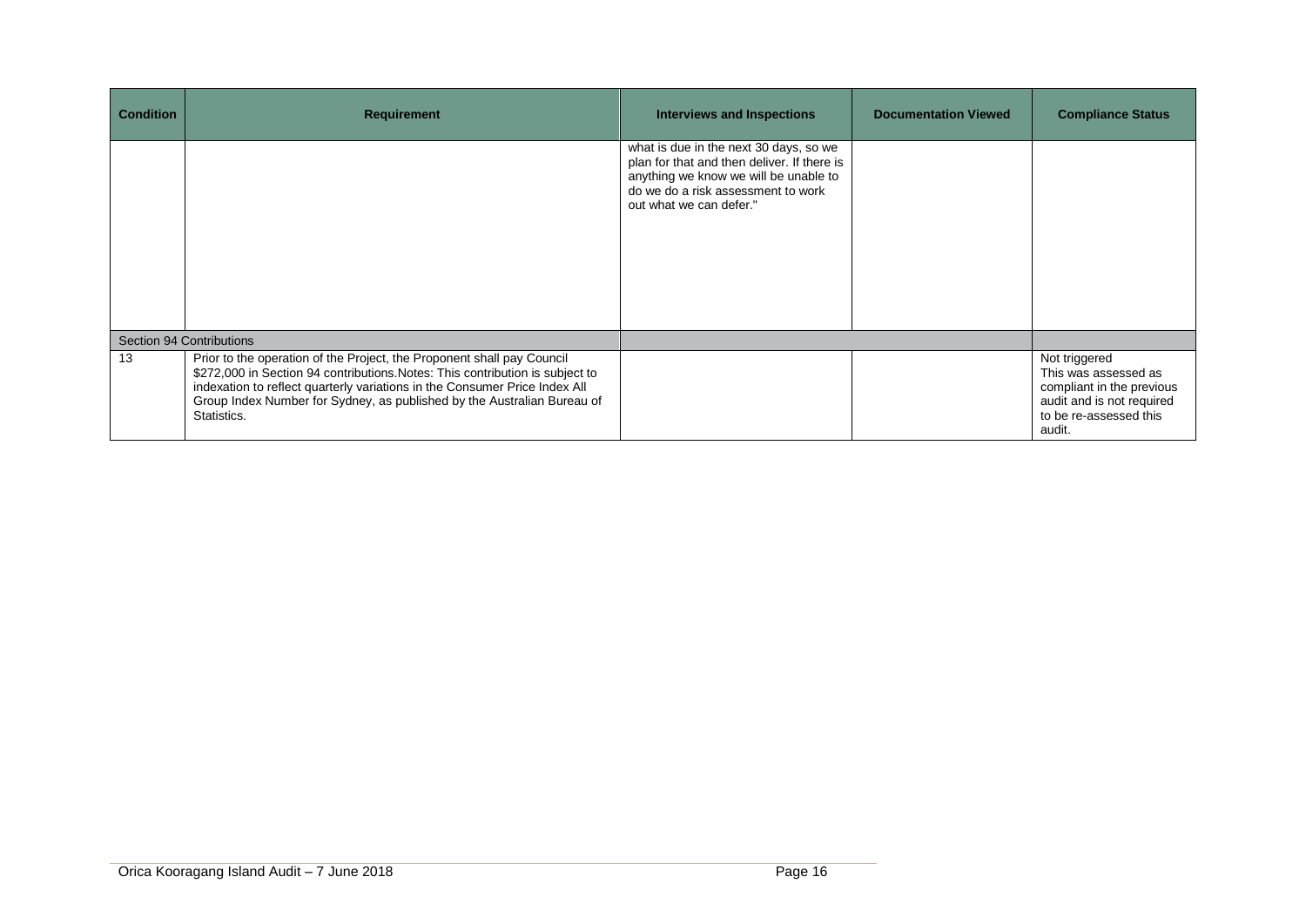| Condition | Requirement | Interviews and Inspections | Documentation Viewed | Compliance Status |
|---|---|---|---|---|
| | | what is due in the next 30 days, so we plan for that and then deliver. If there is anything we know we will be unable to do we do a risk assessment to work out what we can defer." | | |
| Section 94 Contributions | | | | |
| 13 | Prior to the operation of the Project, the Proponent shall pay Council $272,000 in Section 94 contributions.Notes: This contribution is subject to indexation to reflect quarterly variations in the Consumer Price Index All Group Index Number for Sydney, as published by the Australian Bureau of Statistics. | | | Not triggered<br>This was assessed as compliant in the previous audit and is not required to be re-assessed this audit. |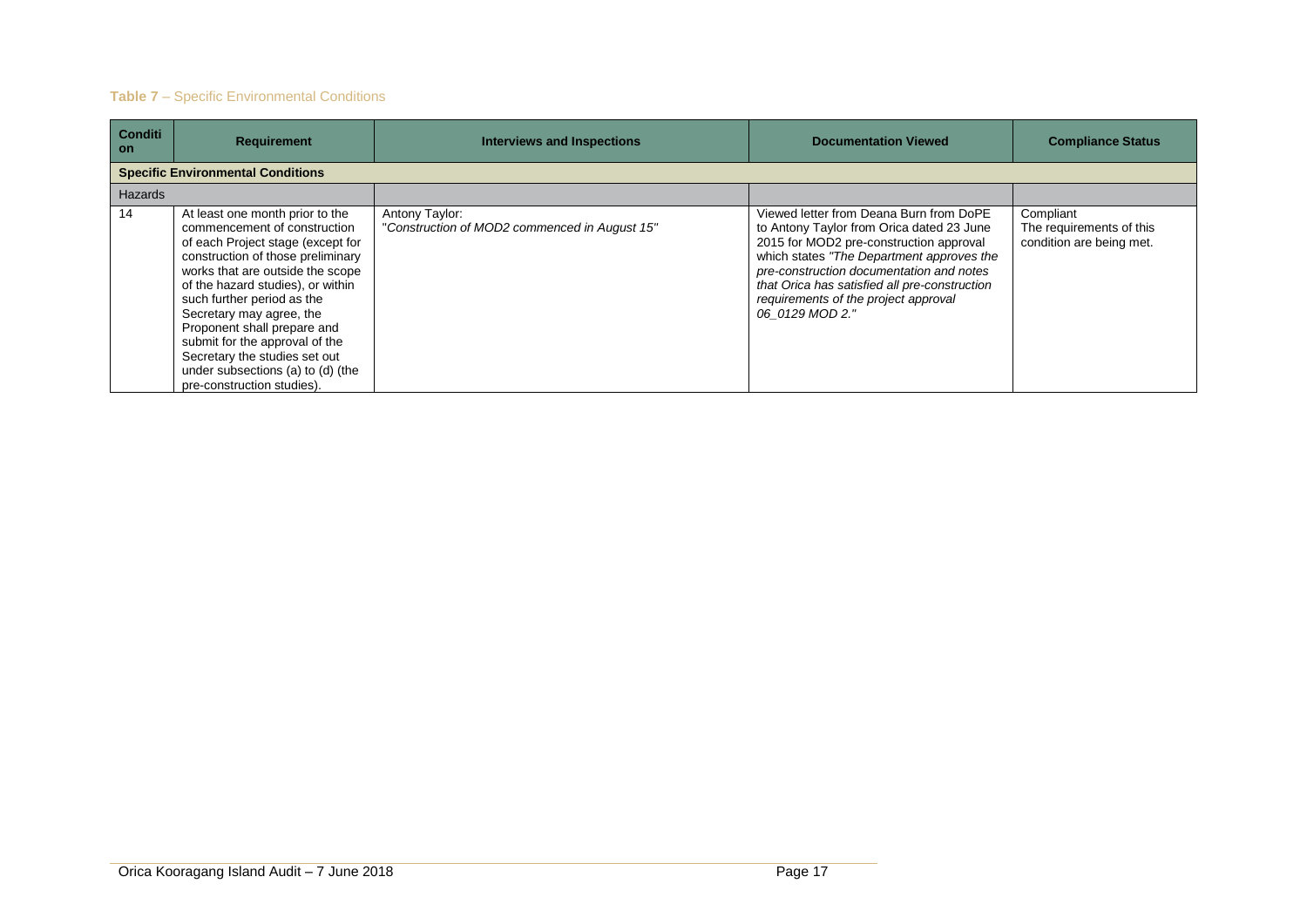**Table 7** – Specific Environmental Conditions

| Condition | Requirement | Interviews and Inspections | Documentation Viewed | Compliance Status |
|---|---|---|---|---|
| **Specific Environmental Conditions** | | | | |
| Hazards | | | | |
| 14 | At least one month prior to the commencement of construction of each Project stage (except for construction of those preliminary works that are outside the scope of the hazard studies), or within such further period as the Secretary may agree, the Proponent shall prepare and submit for the approval of the Secretary the studies set out under subsections (a) to (d) (the pre-construction studies). | Antony Taylor: "*Construction of MOD2 commenced in August 15"* | Viewed letter from Deana Burn from DoPE to Antony Taylor from Orica dated 23 June 2015 for MOD2 pre-construction approval which states *"The Department approves the pre-construction documentation and notes that Orica has satisfied all pre-construction requirements of the project approval 06_0129 MOD 2."* | Compliant The requirements of this condition are being met. |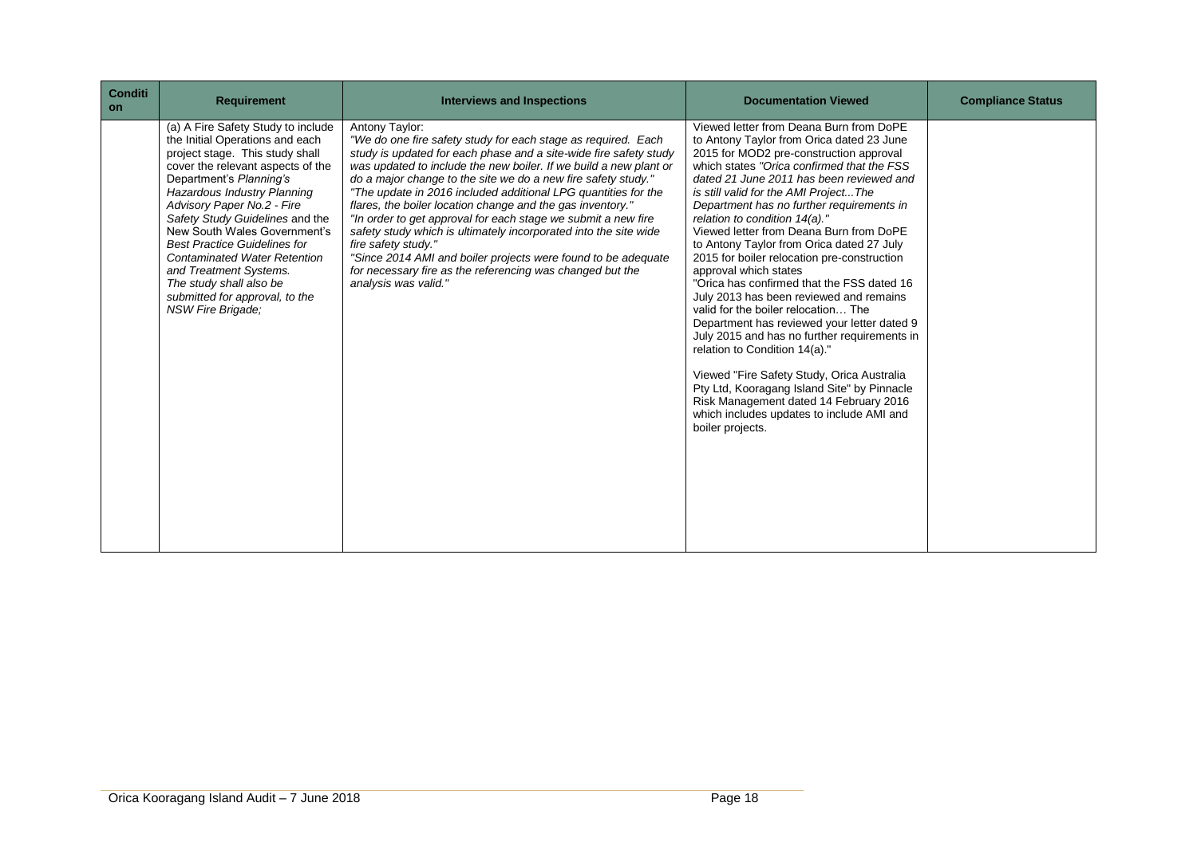| Condition | Requirement | Interviews and Inspections | Documentation Viewed | Compliance Status |
|---|---|---|---|---|
| | (a) A Fire Safety Study to include the Initial Operations and each project stage. This study shall cover the relevant aspects of the Department's *Planning's Hazardous Industry Planning Advisory Paper No.2 - Fire Safety Study Guidelines* and the New South Wales Government's *Best Practice Guidelines for Contaminated Water Retention and Treatment Systems. The study shall also be submitted for approval, to the NSW Fire Brigade;* | Antony Taylor: *"We do one fire safety study for each stage as required. Each study is updated for each phase and a site-wide fire safety study was updated to include the new boiler. If we build a new plant or do a major change to the site we do a new fire safety study." "The update in 2016 included additional LPG quantities for the flares, the boiler location change and the gas inventory." "In order to get approval for each stage we submit a new fire safety study which is ultimately incorporated into the site wide fire safety study." "Since 2014 AMI and boiler projects were found to be adequate for necessary fire as the referencing was changed but the analysis was valid."* | Viewed letter from Deana Burn from DoPE to Antony Taylor from Orica dated 23 June 2015 for MOD2 pre-construction approval which states *"Orica confirmed that the FSS dated 21 June 2011 has been reviewed and is still valid for the AMI Project...The Department has no further requirements in relation to condition 14(a)."* Viewed letter from Deana Burn from DoPE to Antony Taylor from Orica dated 27 July 2015 for boiler relocation pre-construction approval which states "Orica has confirmed that the FSS dated 16 July 2013 has been reviewed and remains valid for the boiler relocation… The Department has reviewed your letter dated 9 July 2015 and has no further requirements in relation to Condition 14(a)."<br><br>Viewed "Fire Safety Study, Orica Australia Pty Ltd, Kooragang Island Site" by Pinnacle Risk Management dated 14 February 2016 which includes updates to include AMI and boiler projects. | |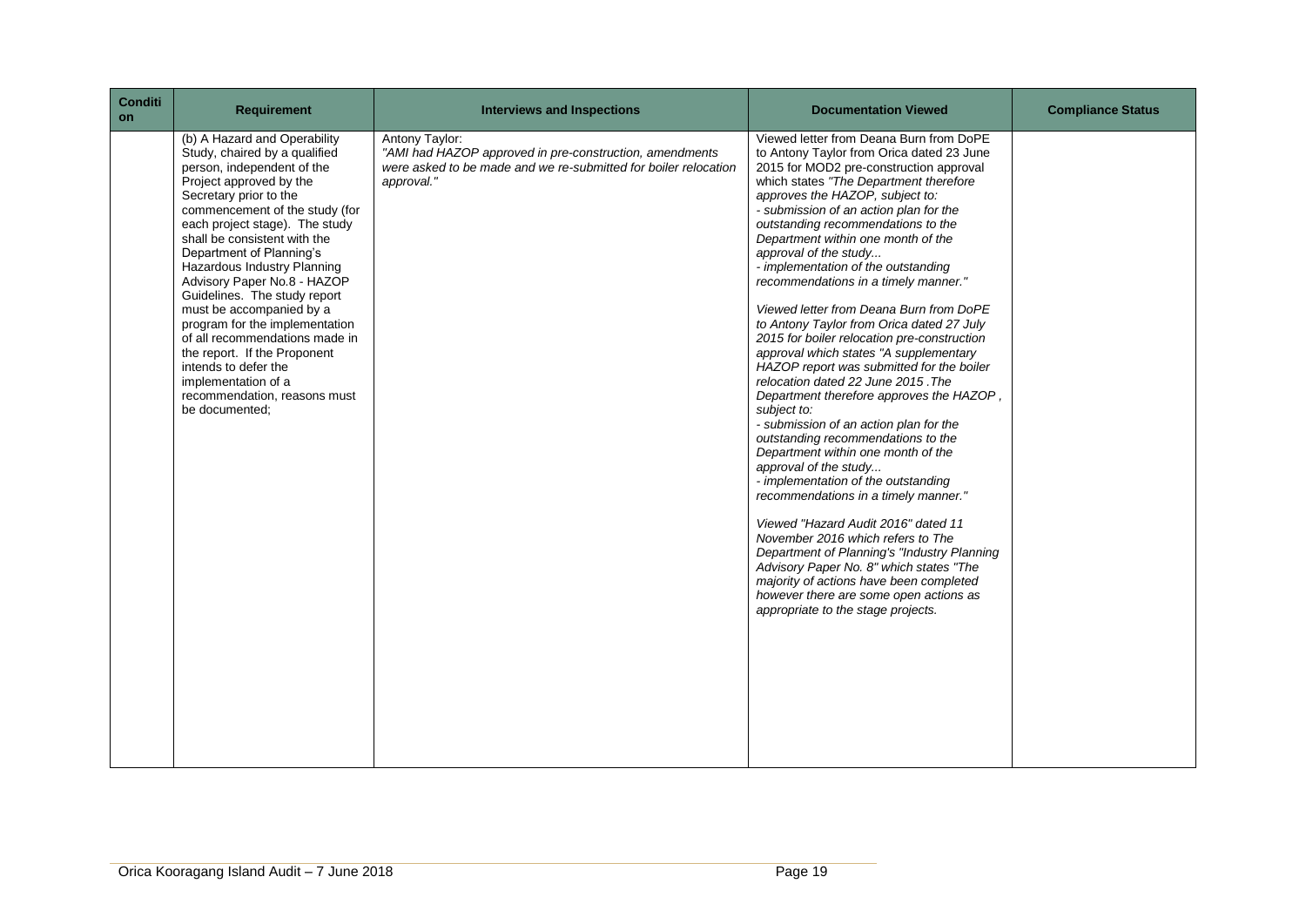| Condition | Requirement | Interviews and Inspections | Documentation Viewed | Compliance Status |
|---|---|---|---|---|
| | (b) A Hazard and Operability Study, chaired by a qualified person, independent of the Project approved by the Secretary prior to the commencement of the study (for each project stage). The study shall be consistent with the Department of Planning's Hazardous Industry Planning Advisory Paper No.8 - HAZOP Guidelines. The study report must be accompanied by a program for the implementation of all recommendations made in the report. If the Proponent intends to defer the implementation of a recommendation, reasons must be documented; | Antony Taylor:<br>*"AMI had HAZOP approved in pre-construction, amendments were asked to be made and we re-submitted for boiler relocation approval."* | Viewed letter from Deana Burn from DoPE to Antony Taylor from Orica dated 23 June 2015 for MOD2 pre-construction approval which states *"The Department therefore approves the HAZOP, subject to:*<br>*- submission of an action plan for the outstanding recommendations to the Department within one month of the approval of the study...*<br>*- implementation of the outstanding recommendations in a timely manner."*<br><br>*Viewed letter from Deana Burn from DoPE to Antony Taylor from Orica dated 27 July 2015 for boiler relocation pre-construction approval which states "A supplementary HAZOP report was submitted for the boiler relocation dated 22 June 2015 .The Department therefore approves the HAZOP , subject to:*<br>*- submission of an action plan for the outstanding recommendations to the Department within one month of the approval of the study...*<br>*- implementation of the outstanding recommendations in a timely manner."*<br><br>*Viewed "Hazard Audit 2016" dated 11 November 2016 which refers to The Department of Planning's "Industry Planning Advisory Paper No. 8" which states "The majority of actions have been completed however there are some open actions as appropriate to the stage projects.* | |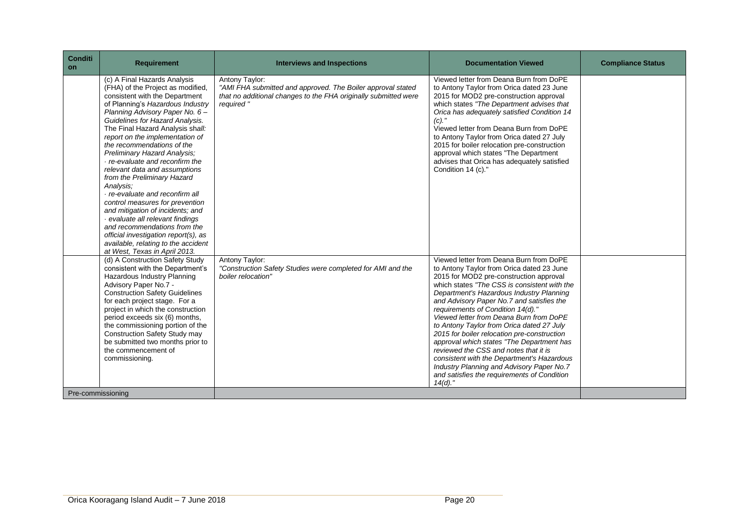| Condition | Requirement | Interviews and Inspections | Documentation Viewed | Compliance Status |
|---|---|---|---|---|
| | (c) A Final Hazards Analysis (FHA) of the Project as modified, consistent with the Department of Planning's *Hazardous Industry Planning Advisory Paper No. 6 – Guidelines for Hazard Analysis.* The Final Hazard Analysis sh*all: report on the implementation of the recommendations of the Preliminary Hazard Analysis;* *· re-evaluate and reconfirm the relevant data and assumptions from the Preliminary Hazard Analysis;* *· re-evaluate and reconfirm all control measures for prevention and mitigation of incidents; and* *· evaluate all relevant findings and recommendations from the official investigation report(s), as available, relating to the accident at West, Texas in April 2013.* | Antony Taylor: *"AMI FHA submitted and approved. The Boiler approval stated that no additional changes to the FHA originally submitted were required "* | Viewed letter from Deana Burn from DoPE to Antony Taylor from Orica dated 23 June 2015 for MOD2 pre-construction approval which states *"The Department advises that Orica has adequately satisfied Condition 14 (c)."* Viewed letter from Deana Burn from DoPE to Antony Taylor from Orica dated 27 July 2015 for boiler relocation pre-construction approval which states "The Department advises that Orica has adequately satisfied Condition 14 (c)." | |
| | (d) A Construction Safety Study consistent with the Department's Hazardous Industry Planning Advisory Paper No.7 - Construction Safety Guidelines for each project stage. For a project in which the construction period exceeds six (6) months, the commissioning portion of the Construction Safety Study may be submitted two months prior to the commencement of commissioning. | Antony Taylor: *"Construction Safety Studies were completed for AMI and the boiler relocation"* | Viewed letter from Deana Burn from DoPE to Antony Taylor from Orica dated 23 June 2015 for MOD2 pre-construction approval which states *"The CSS is consistent with the Department's Hazardous Industry Planning and Advisory Paper No.7 and satisfies the requirements of Condition 14(d)." Viewed letter from Deana Burn from DoPE to Antony Taylor from Orica dated 27 July 2015 for boiler relocation pre-construction approval which states "The Department has reviewed the CSS and notes that it is consistent with the Department's Hazardous Industry Planning and Advisory Paper No.7 and satisfies the requirements of Condition 14(d)."* | |
| Pre-commissioning | | | | |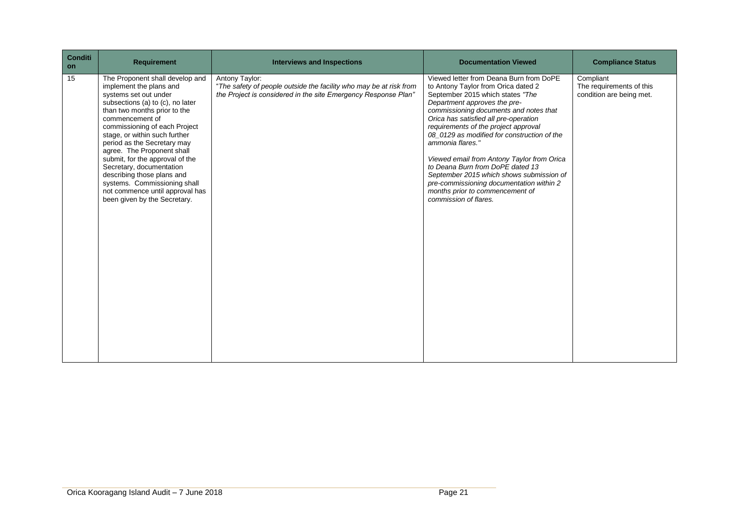| Condition | Requirement | Interviews and Inspections | Documentation Viewed | Compliance Status |
|---|---|---|---|---|
| 15 | The Proponent shall develop and implement the plans and systems set out under subsections (a) to (c), no later than two months prior to the commencement of commissioning of each Project stage, or within such further period as the Secretary may agree. The Proponent shall submit, for the approval of the Secretary, documentation describing those plans and systems. Commissioning shall not commence until approval has been given by the Secretary. | Antony Taylor: *"The safety of people outside the facility who may be at risk from the Project is considered in the site Emergency Response Plan"* | Viewed letter from Deana Burn from DoPE to Antony Taylor from Orica dated 2 September 2015 which states *"The Department approves the pre-commissioning documents and notes that Orica has satisfied all pre-operation requirements of the project approval 08_0129 as modified for construction of the ammonia flares."* *Viewed email from Antony Taylor from Orica to Deana Burn from DoPE dated 13 September 2015 which shows submission of pre-commissioning documentation within 2 months prior to commencement of commission of flares.* | Compliant The requirements of this condition are being met. |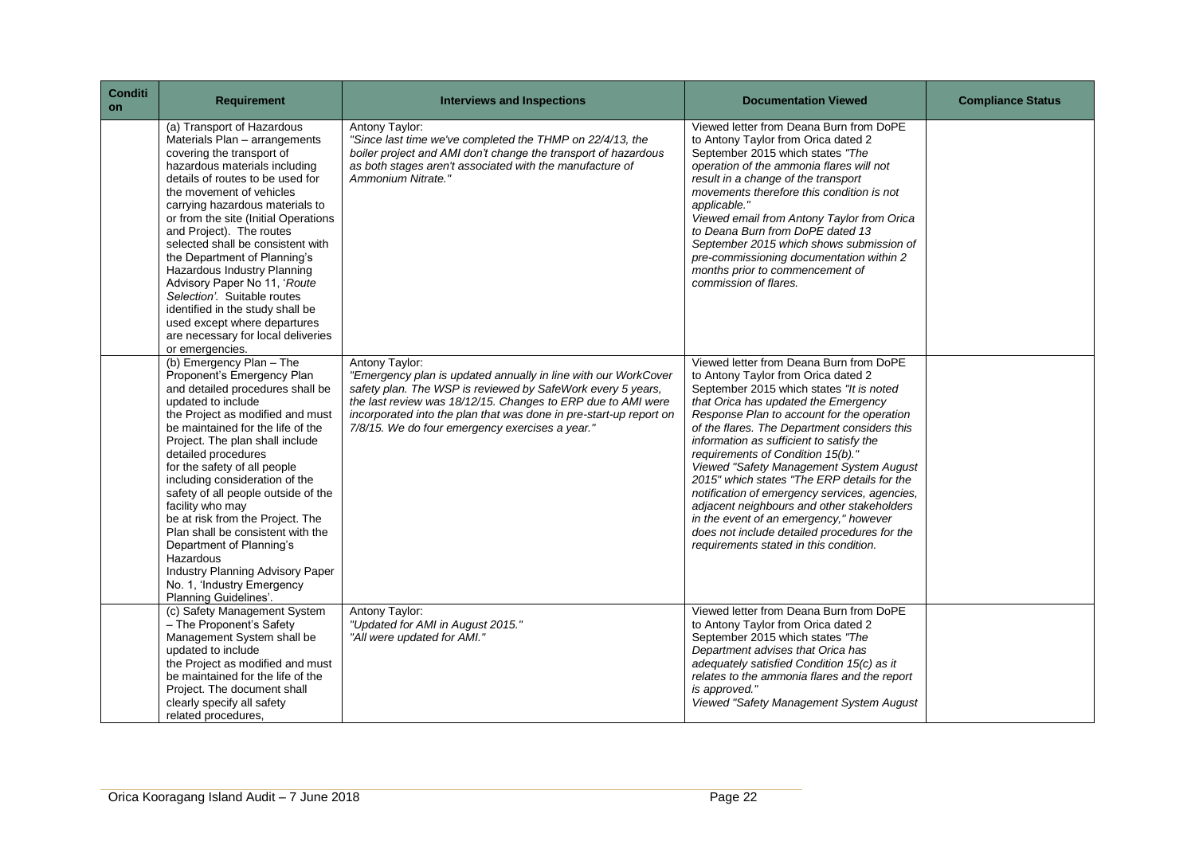| Condition | Requirement | Interviews and Inspections | Documentation Viewed | Compliance Status |
|---|---|---|---|---|
| | (a) Transport of Hazardous Materials Plan – arrangements covering the transport of hazardous materials including details of routes to be used for the movement of vehicles carrying hazardous materials to or from the site (Initial Operations and Project). The routes selected shall be consistent with the Department of Planning's Hazardous Industry Planning Advisory Paper No 11, '*Route Selection*'. Suitable routes identified in the study shall be used except where departures are necessary for local deliveries or emergencies. | Antony Taylor:<br>*"Since last time we've completed the THMP on 22/4/13, the boiler project and AMI don't change the transport of hazardous as both stages aren't associated with the manufacture of Ammonium Nitrate."* | Viewed letter from Deana Burn from DoPE to Antony Taylor from Orica dated 2 September 2015 which states *"The operation of the ammonia flares will not result in a change of the transport movements therefore this condition is not applicable."*<br>*Viewed email from Antony Taylor from Orica to Deana Burn from DoPE dated 13 September 2015 which shows submission of pre-commissioning documentation within 2 months prior to commencement of commission of flares.* | |
| | (b) Emergency Plan – The Proponent's Emergency Plan and detailed procedures shall be updated to include the Project as modified and must be maintained for the life of the Project. The plan shall include detailed procedures for the safety of all people including consideration of the safety of all people outside of the facility who may be at risk from the Project. The Plan shall be consistent with the Department of Planning's Hazardous Industry Planning Advisory Paper No. 1, 'Industry Emergency Planning Guidelines'. | Antony Taylor:<br>*"Emergency plan is updated annually in line with our WorkCover safety plan. The WSP is reviewed by SafeWork every 5 years, the last review was 18/12/15. Changes to ERP due to AMI were incorporated into the plan that was done in pre-start-up report on 7/8/15. We do four emergency exercises a year."* | Viewed letter from Deana Burn from DoPE to Antony Taylor from Orica dated 2 September 2015 which states *"It is noted that Orica has updated the Emergency Response Plan to account for the operation of the flares. The Department considers this information as sufficient to satisfy the requirements of Condition 15(b)."*<br>*Viewed "Safety Management System August 2015" which states "The ERP details for the notification of emergency services, agencies, adjacent neighbours and other stakeholders in the event of an emergency," however does not include detailed procedures for the requirements stated in this condition.* | |
| | (c) Safety Management System – The Proponent's Safety Management System shall be updated to include the Project as modified and must be maintained for the life of the Project. The document shall clearly specify all safety related procedures, | Antony Taylor:<br>*"Updated for AMI in August 2015."*<br>*"All were updated for AMI."* | Viewed letter from Deana Burn from DoPE to Antony Taylor from Orica dated 2 September 2015 which states *"The Department advises that Orica has adequately satisfied Condition 15(c) as it relates to the ammonia flares and the report is approved."*<br>*Viewed "Safety Management System August* | |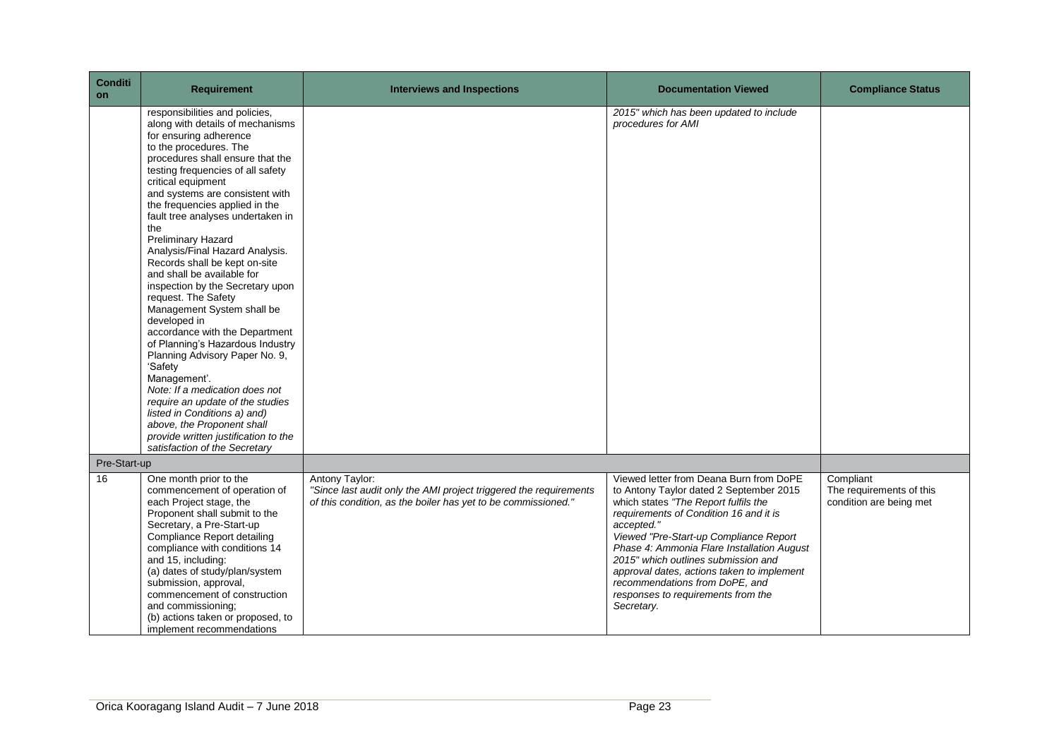| Condition | Requirement | Interviews and Inspections | Documentation Viewed | Compliance Status |
|---|---|---|---|---|
| | responsibilities and policies, along with details of mechanisms for ensuring adherence to the procedures. The procedures shall ensure that the testing frequencies of all safety critical equipment and systems are consistent with the frequencies applied in the fault tree analyses undertaken in the Preliminary Hazard Analysis/Final Hazard Analysis. Records shall be kept on-site and shall be available for inspection by the Secretary upon request. The Safety Management System shall be developed in accordance with the Department of Planning's Hazardous Industry Planning Advisory Paper No. 9, 'Safety Management'. *Note: If a medication does not require an update of the studies listed in Conditions a) and) above, the Proponent shall provide written justification to the satisfaction of the Secretary* | | *2015" which has been updated to include procedures for AMI* | |
| Pre-Start-up | | | | |
| 16 | One month prior to the commencement of operation of each Project stage, the Proponent shall submit to the Secretary, a Pre-Start-up Compliance Report detailing compliance with conditions 14 and 15, including: (a) dates of study/plan/system submission, approval, commencement of construction and commissioning; (b) actions taken or proposed, to implement recommendations | Antony Taylor: *"Since last audit only the AMI project triggered the requirements of this condition, as the boiler has yet to be commissioned."* | Viewed letter from Deana Burn from DoPE to Antony Taylor dated 2 September 2015 which states *"The Report fulfils the requirements of Condition 16 and it is accepted."* *Viewed "Pre-Start-up Compliance Report Phase 4: Ammonia Flare Installation August 2015" which outlines submission and approval dates, actions taken to implement recommendations from DoPE, and responses to requirements from the Secretary.* | Compliant The requirements of this condition are being met |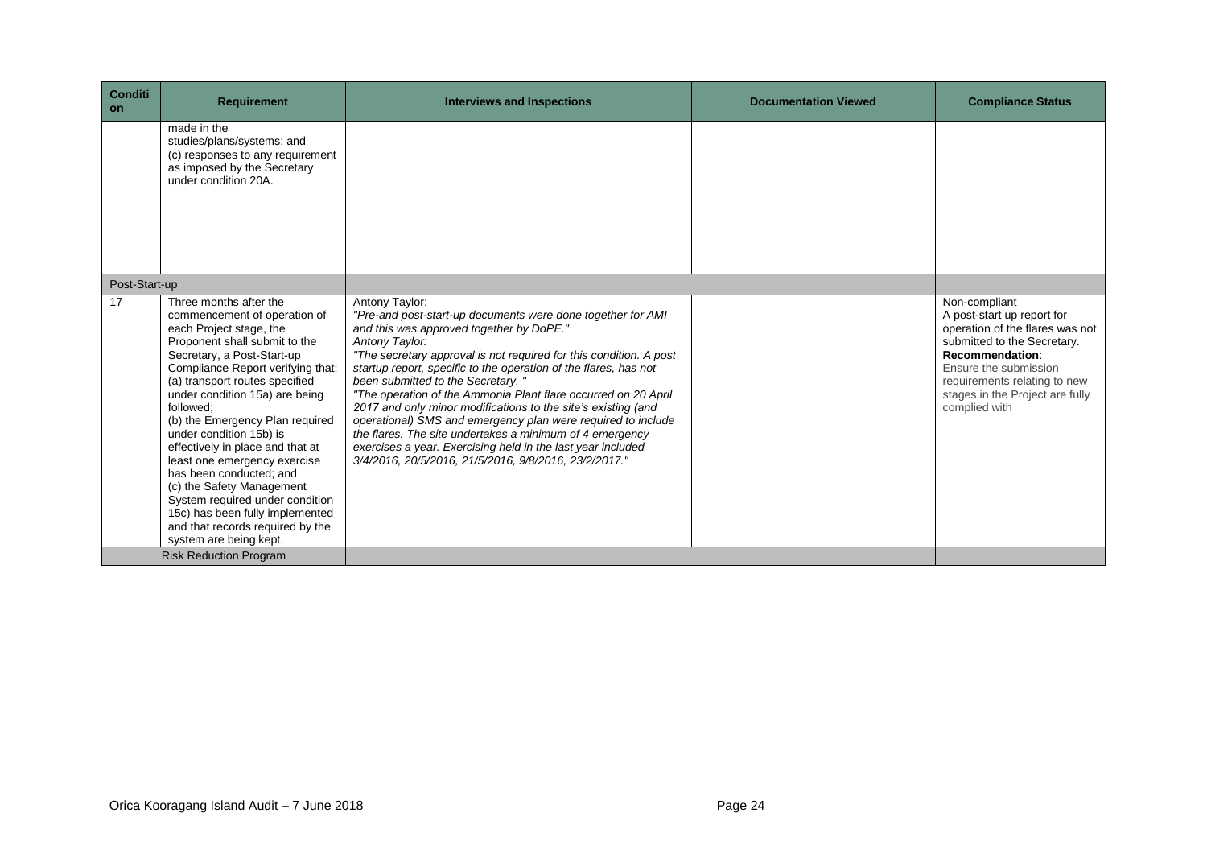| Condition | Requirement | Interviews and Inspections | Documentation Viewed | Compliance Status |
|---|---|---|---|---|
| | made in the studies/plans/systems; and<br>(c) responses to any requirement as imposed by the Secretary under condition 20A. | | | |
| Post-Start-up | | | | |
| 17 | Three months after the commencement of operation of each Project stage, the Proponent shall submit to the Secretary, a Post-Start-up Compliance Report verifying that:<br>(a) transport routes specified under condition 15a) are being followed;<br>(b) the Emergency Plan required under condition 15b) is effectively in place and that at least one emergency exercise has been conducted; and<br>(c) the Safety Management System required under condition 15c) has been fully implemented and that records required by the system are being kept. | Antony Taylor:<br>*"Pre-and post-start-up documents were done together for AMI and this was approved together by DoPE."*<br>*Antony Taylor:*<br>*"The secretary approval is not required for this condition. A post startup report, specific to the operation of the flares, has not been submitted to the Secretary. "*<br>*"The operation of the Ammonia Plant flare occurred on 20 April 2017 and only minor modifications to the site's existing (and operational) SMS and emergency plan were required to include the flares. The site undertakes a minimum of 4 emergency exercises a year. Exercising held in the last year included 3/4/2016, 20/5/2016, 21/5/2016, 9/8/2016, 23/2/2017."* | | Non-compliant<br>A post-start up report for operation of the flares was not submitted to the Secretary.<br>**Recommendation**:<br>Ensure the submission requirements relating to new stages in the Project are fully complied with |
| Risk Reduction Program | | | | |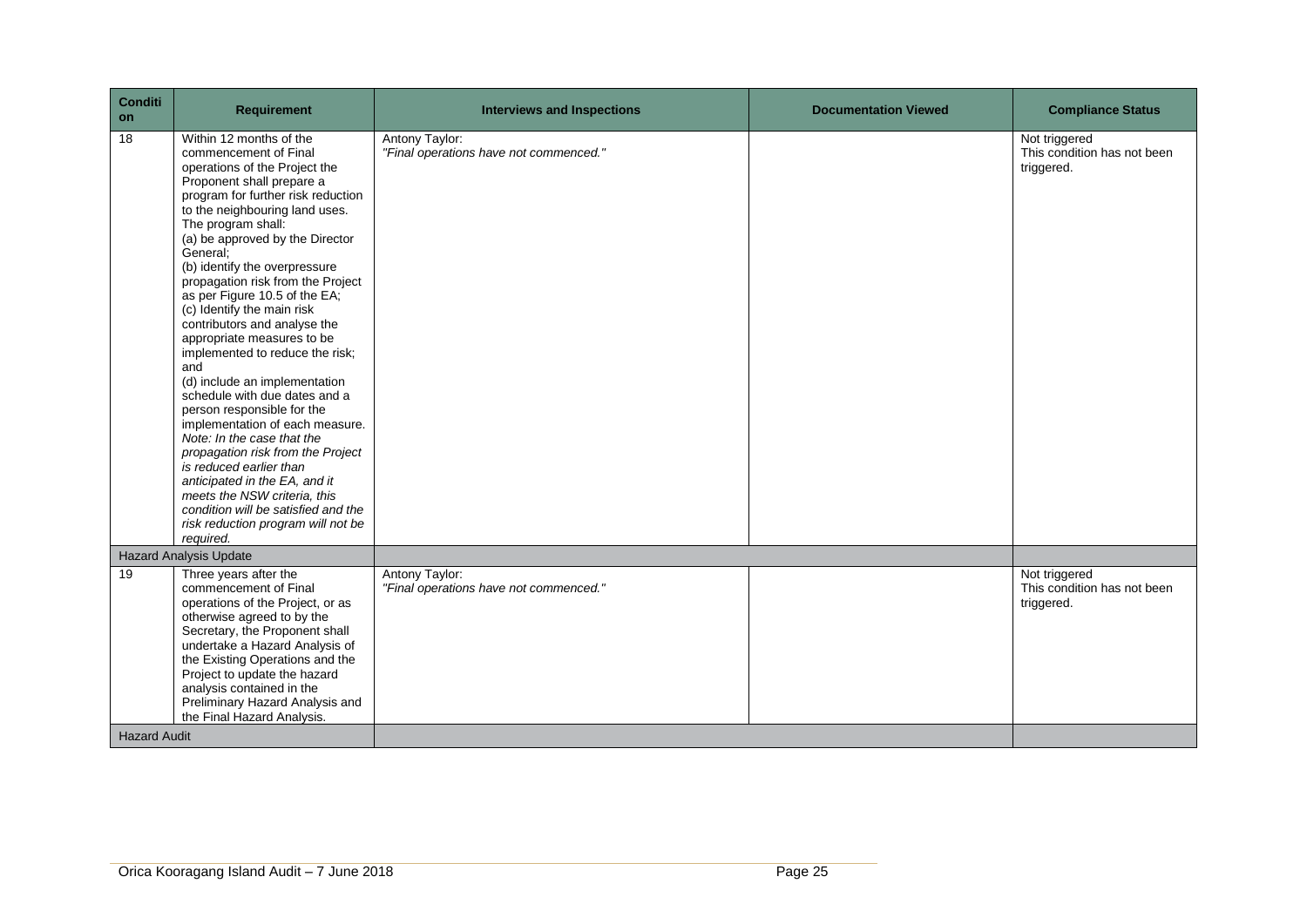| Condition | Requirement | Interviews and Inspections | Documentation Viewed | Compliance Status |
|---|---|---|---|---|
| 18 | Within 12 months of the commencement of Final operations of the Project the Proponent shall prepare a program for further risk reduction to the neighbouring land uses. The program shall:<br>(a) be approved by the Director General;<br>(b) identify the overpressure propagation risk from the Project as per Figure 10.5 of the EA;<br>(c) Identify the main risk contributors and analyse the appropriate measures to be implemented to reduce the risk; and<br>(d) include an implementation schedule with due dates and a person responsible for the implementation of each measure.<br>*Note: In the case that the propagation risk from the Project is reduced earlier than anticipated in the EA, and it meets the NSW criteria, this condition will be satisfied and the risk reduction program will not be required.* | Antony Taylor:<br>*"Final operations have not commenced."* | | Not triggered<br>This condition has not been triggered. |
| Hazard Analysis Update | | | | |
| 19 | Three years after the commencement of Final operations of the Project, or as otherwise agreed to by the Secretary, the Proponent shall undertake a Hazard Analysis of the Existing Operations and the Project to update the hazard analysis contained in the Preliminary Hazard Analysis and the Final Hazard Analysis. | Antony Taylor:<br>*"Final operations have not commenced."* | | Not triggered<br>This condition has not been triggered. |
| Hazard Audit | | | | |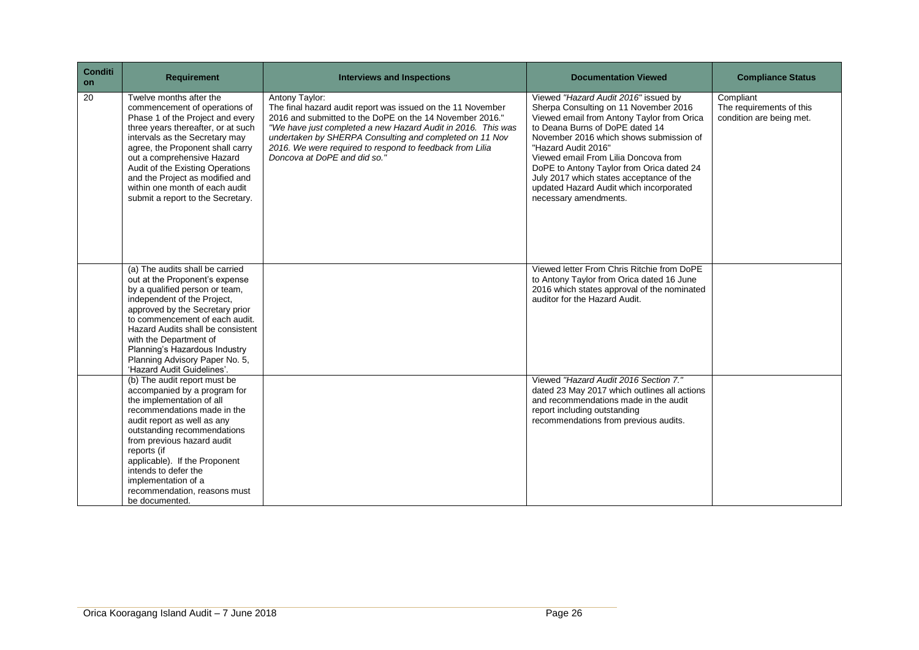| Condition | Requirement | Interviews and Inspections | Documentation Viewed | Compliance Status |
| --- | --- | --- | --- | --- |
| 20 | Twelve months after the commencement of operations of Phase 1 of the Project and every three years thereafter, or at such intervals as the Secretary may agree, the Proponent shall carry out a comprehensive Hazard Audit of the Existing Operations and the Project as modified and within one month of each audit submit a report to the Secretary. | Antony Taylor:<br>The final hazard audit report was issued on the 11 November 2016 and submitted to the DoPE on the 14 November 2016."<br>*"We have just completed a new Hazard Audit in 2016. This was undertaken by SHERPA Consulting and completed on 11 Nov 2016. We were required to respond to feedback from Lilia Doncova at DoPE and did so."* | Viewed *"Hazard Audit 2016"* issued by Sherpa Consulting on 11 November 2016<br>Viewed email from Antony Taylor from Orica to Deana Burns of DoPE dated 14 November 2016 which shows submission of "Hazard Audit 2016"<br>Viewed email From Lilia Doncova from DoPE to Antony Taylor from Orica dated 24 July 2017 which states acceptance of the updated Hazard Audit which incorporated necessary amendments. | Compliant<br>The requirements of this condition are being met. |
| | (a) The audits shall be carried out at the Proponent's expense by a qualified person or team, independent of the Project, approved by the Secretary prior to commencement of each audit. Hazard Audits shall be consistent with the Department of Planning's Hazardous Industry Planning Advisory Paper No. 5, 'Hazard Audit Guidelines'. | | Viewed letter From Chris Ritchie from DoPE to Antony Taylor from Orica dated 16 June 2016 which states approval of the nominated auditor for the Hazard Audit. | |
| | (b) The audit report must be accompanied by a program for the implementation of all recommendations made in the audit report as well as any outstanding recommendations from previous hazard audit reports (if applicable). If the Proponent intends to defer the implementation of a recommendation, reasons must be documented. | | Viewed *"Hazard Audit 2016 Section 7."* dated 23 May 2017 which outlines all actions and recommendations made in the audit report including outstanding recommendations from previous audits. | |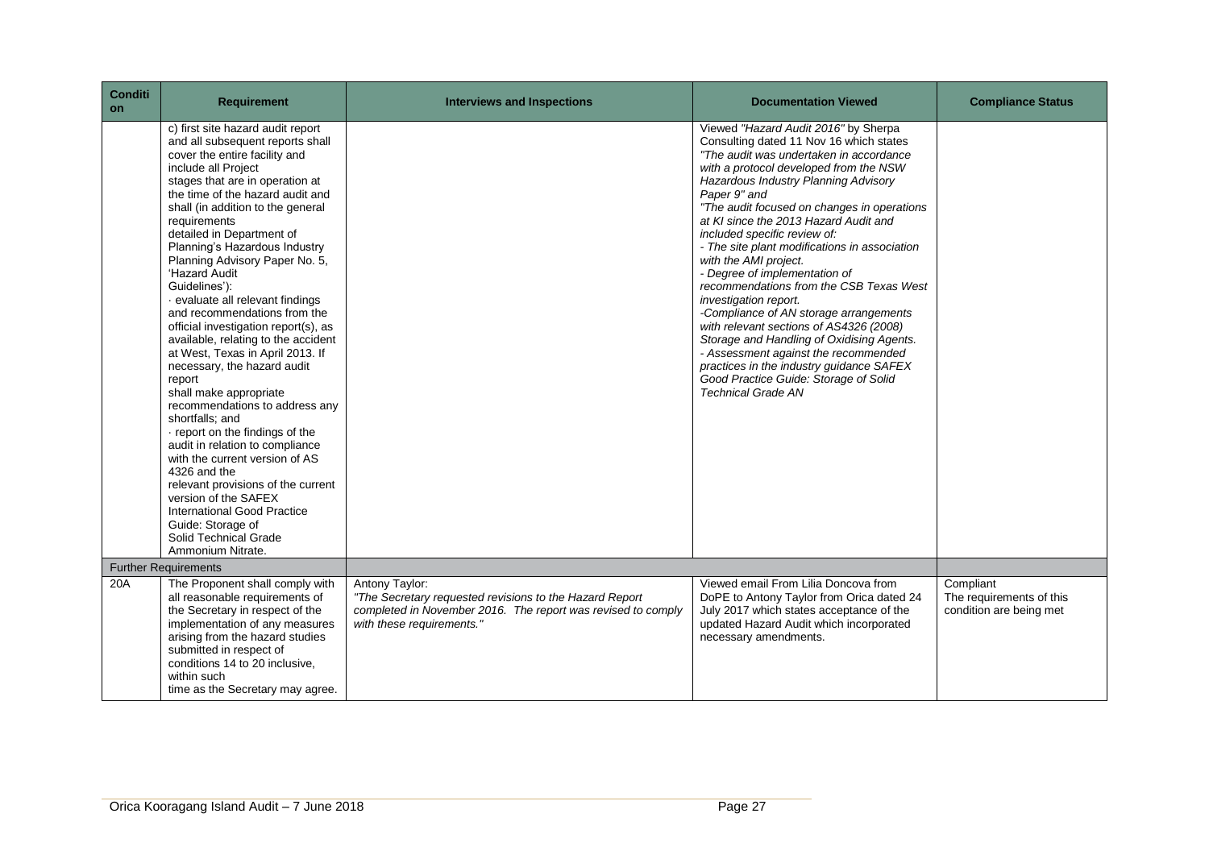| Condition | Requirement | Interviews and Inspections | Documentation Viewed | Compliance Status |
|---|---|---|---|---|
| | c) first site hazard audit report and all subsequent reports shall cover the entire facility and include all Project stages that are in operation at the time of the hazard audit and shall (in addition to the general requirements detailed in Department of Planning's Hazardous Industry Planning Advisory Paper No. 5, 'Hazard Audit Guidelines'):<br>· evaluate all relevant findings and recommendations from the official investigation report(s), as available, relating to the accident at West, Texas in April 2013. If necessary, the hazard audit report shall make appropriate recommendations to address any shortfalls; and<br>· report on the findings of the audit in relation to compliance with the current version of AS 4326 and the relevant provisions of the current version of the SAFEX International Good Practice Guide: Storage of Solid Technical Grade Ammonium Nitrate. | | Viewed *"Hazard Audit 2016"* by Sherpa Consulting dated 11 Nov 16 which states *"The audit was undertaken in accordance with a protocol developed from the NSW Hazardous Industry Planning Advisory Paper 9" and*<br>*"The audit focused on changes in operations at KI since the 2013 Hazard Audit and included specific review of:*<br>*- The site plant modifications in association with the AMI project.*<br>*- Degree of implementation of recommendations from the CSB Texas West investigation report.*<br>*-Compliance of AN storage arrangements with relevant sections of AS4326 (2008) Storage and Handling of Oxidising Agents.*<br>*- Assessment against the recommended practices in the industry guidance SAFEX Good Practice Guide: Storage of Solid Technical Grade AN* | |
| **Further Requirements** | | | | |
| 20A | The Proponent shall comply with all reasonable requirements of the Secretary in respect of the implementation of any measures arising from the hazard studies submitted in respect of conditions 14 to 20 inclusive, within such time as the Secretary may agree. | Antony Taylor:<br>*"The Secretary requested revisions to the Hazard Report completed in November 2016. The report was revised to comply with these requirements."* | Viewed email From Lilia Doncova from DoPE to Antony Taylor from Orica dated 24 July 2017 which states acceptance of the updated Hazard Audit which incorporated necessary amendments. | Compliant<br>The requirements of this condition are being met |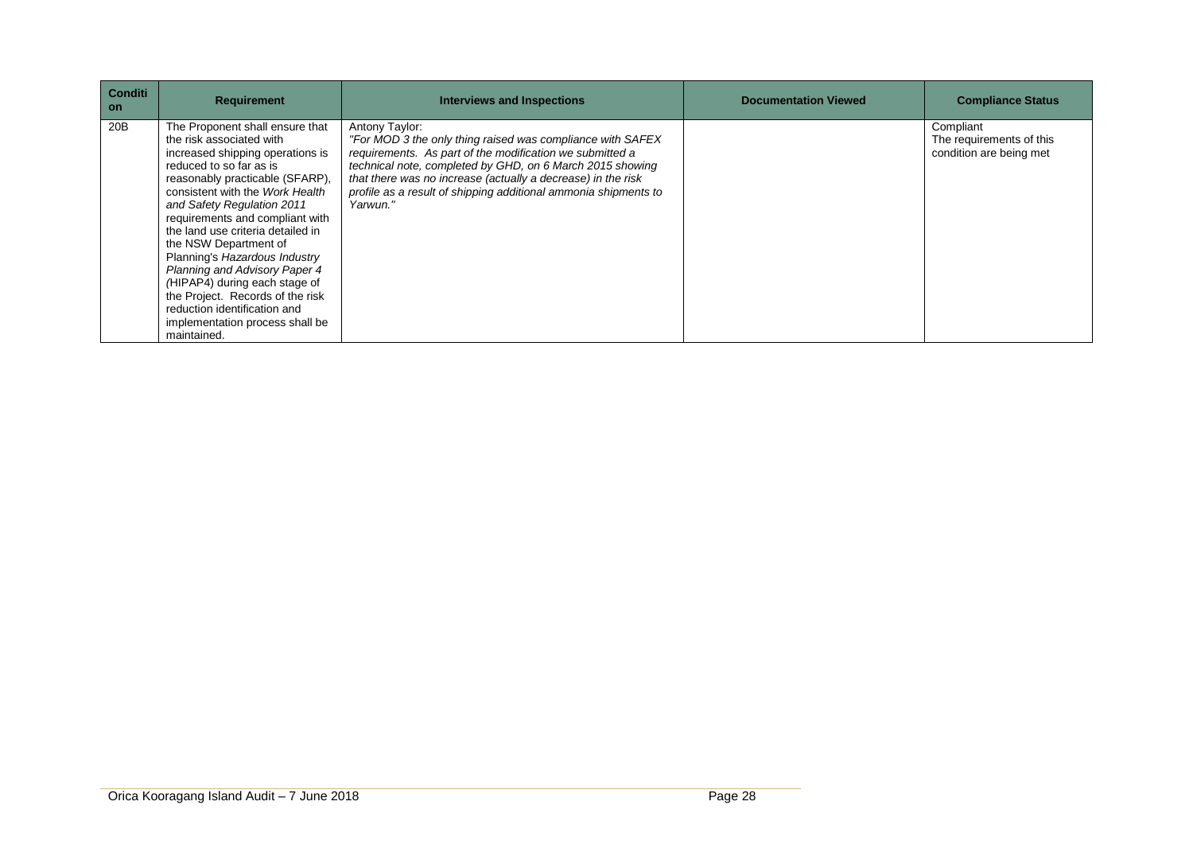| Condition | Requirement | Interviews and Inspections | Documentation Viewed | Compliance Status |
|---|---|---|---|---|
| 20B | The Proponent shall ensure that the risk associated with increased shipping operations is reduced to so far as is reasonably practicable (SFARP), consistent with the *Work Health and Safety Regulation 2011* requirements and compliant with the land use criteria detailed in the NSW Department of Planning's *Hazardous Industry Planning and Advisory Paper 4* (HIPAP4) during each stage of the Project. Records of the risk reduction identification and implementation process shall be maintained. | Antony Taylor: *"For MOD 3 the only thing raised was compliance with SAFEX requirements. As part of the modification we submitted a technical note, completed by GHD, on 6 March 2015 showing that there was no increase (actually a decrease) in the risk profile as a result of shipping additional ammonia shipments to Yarwun."* | | Compliant The requirements of this condition are being met |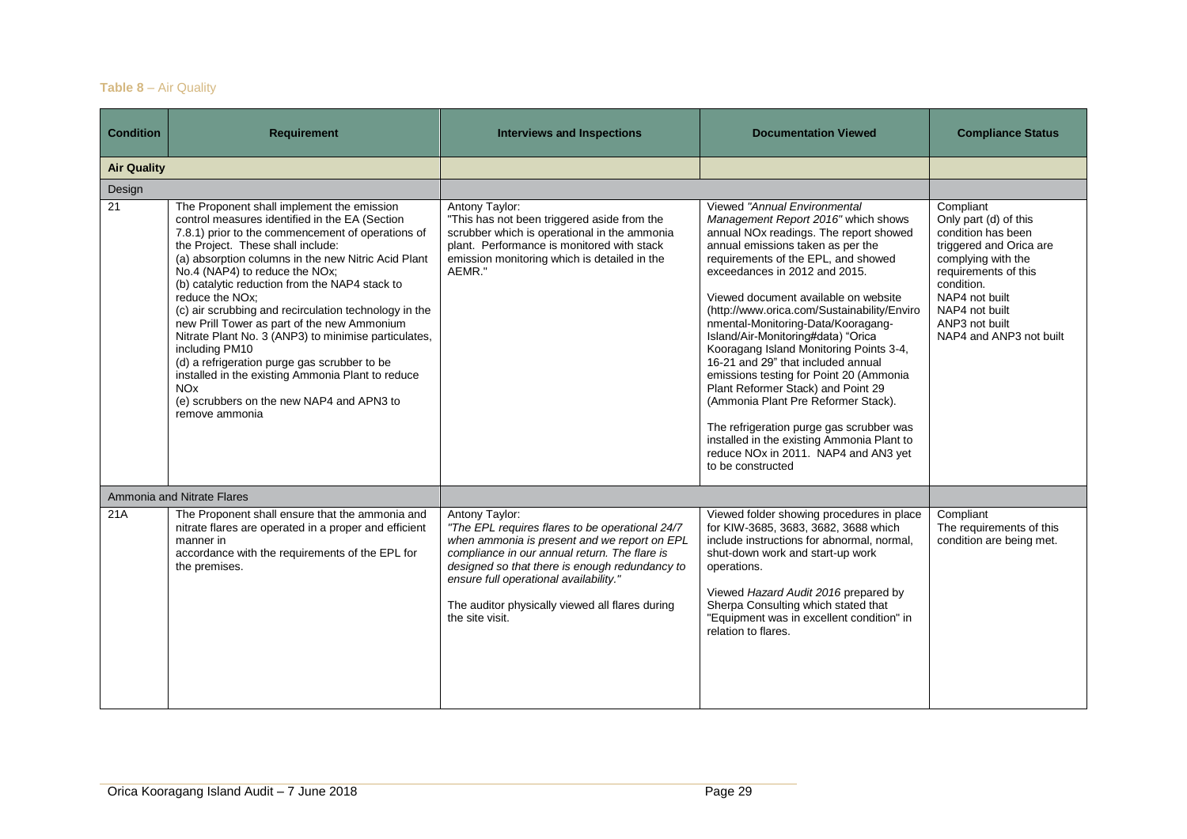**Table 8** – Air Quality

| Condition | Requirement | Interviews and Inspections | Documentation Viewed | Compliance Status |
|---|---|---|---|---|
| **Air Quality** | | | | |
| Design | | | | |
| 21 | The Proponent shall implement the emission control measures identified in the EA (Section 7.8.1) prior to the commencement of operations of the Project. These shall include:<br>(a) absorption columns in the new Nitric Acid Plant No.4 (NAP4) to reduce the NOx;<br>(b) catalytic reduction from the NAP4 stack to reduce the NOx;<br>(c) air scrubbing and recirculation technology in the new Prill Tower as part of the new Ammonium Nitrate Plant No. 3 (ANP3) to minimise particulates, including PM10<br>(d) a refrigeration purge gas scrubber to be installed in the existing Ammonia Plant to reduce NOx<br>(e) scrubbers on the new NAP4 and APN3 to remove ammonia | Antony Taylor:<br>"This has not been triggered aside from the scrubber which is operational in the ammonia plant. Performance is monitored with stack emission monitoring which is detailed in the AEMR." | Viewed *"Annual Environmental Management Report 2016"* which shows annual NOx readings. The report showed annual emissions taken as per the requirements of the EPL, and showed exceedances in 2012 and 2015.<br><br>Viewed document available on website (http://www.orica.com/Sustainability/Environmental-Monitoring-Data/Kooragang-Island/Air-Monitoring#data) "Orica Kooragang Island Monitoring Points 3-4, 16-21 and 29" that included annual emissions testing for Point 20 (Ammonia Plant Reformer Stack) and Point 29 (Ammonia Plant Pre Reformer Stack).<br><br>The refrigeration purge gas scrubber was installed in the existing Ammonia Plant to reduce NOx in 2011. NAP4 and AN3 yet to be constructed | Compliant<br>Only part (d) of this condition has been triggered and Orica are complying with the requirements of this condition.<br>NAP4 not built<br>NAP4 not built<br>ANP3 not built<br>NAP4 and ANP3 not built |
| Ammonia and Nitrate Flares | | | | |
| 21A | The Proponent shall ensure that the ammonia and nitrate flares are operated in a proper and efficient manner in accordance with the requirements of the EPL for the premises. | Antony Taylor:<br>*"The EPL requires flares to be operational 24/7 when ammonia is present and we report on EPL compliance in our annual return. The flare is designed so that there is enough redundancy to ensure full operational availability."*<br><br>The auditor physically viewed all flares during the site visit. | Viewed folder showing procedures in place for KIW-3685, 3683, 3682, 3688 which include instructions for abnormal, normal, shut-down work and start-up work operations.<br><br>Viewed *Hazard Audit 2016* prepared by Sherpa Consulting which stated that "Equipment was in excellent condition" in relation to flares. | Compliant<br>The requirements of this condition are being met. |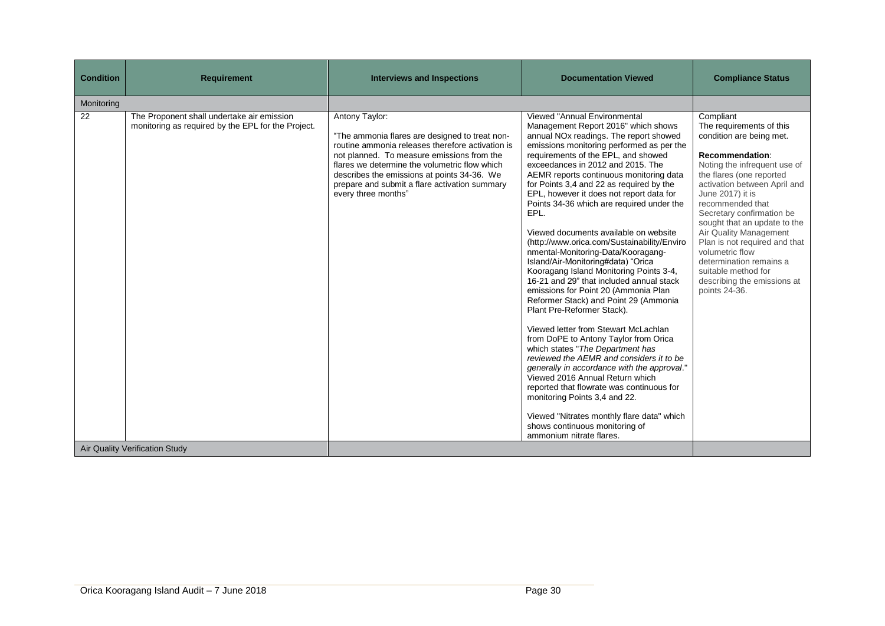| Condition | Requirement | Interviews and Inspections | Documentation Viewed | Compliance Status |
|---|---|---|---|---|
| Monitoring | | | | |
| 22 | The Proponent shall undertake air emission monitoring as required by the EPL for the Project. | Antony Taylor:<br><br>"The ammonia flares are designed to treat non-routine ammonia releases therefore activation is not planned. To measure emissions from the flares we determine the volumetric flow which describes the emissions at points 34-36. We prepare and submit a flare activation summary every three months" | Viewed "Annual Environmental Management Report 2016" which shows annual NOx readings. The report showed emissions monitoring performed as per the requirements of the EPL, and showed exceedances in 2012 and 2015. The AEMR reports continuous monitoring data for Points 3,4 and 22 as required by the EPL, however it does not report data for Points 34-36 which are required under the EPL.<br><br>Viewed documents available on website (http://www.orica.com/Sustainability/Environmental-Monitoring-Data/Kooragang-Island/Air-Monitoring#data) "Orica Kooragang Island Monitoring Points 3-4, 16-21 and 29" that included annual stack emissions for Point 20 (Ammonia Plan Reformer Stack) and Point 29 (Ammonia Plant Pre-Reformer Stack).<br><br>Viewed letter from Stewart McLachlan from DoPE to Antony Taylor from Orica which states "*The Department has reviewed the AEMR and considers it to be generally in accordance with the approval*." Viewed 2016 Annual Return which reported that flowrate was continuous for monitoring Points 3,4 and 22.<br><br>Viewed "Nitrates monthly flare data" which shows continuous monitoring of ammonium nitrate flares. | Compliant<br>The requirements of this condition are being met.<br><br>**Recommendation**:<br>Noting the infrequent use of the flares (one reported activation between April and June 2017) it is recommended that Secretary confirmation be sought that an update to the Air Quality Management Plan is not required and that volumetric flow determination remains a suitable method for describing the emissions at points 24-36. |
| Air Quality Verification Study | | | | |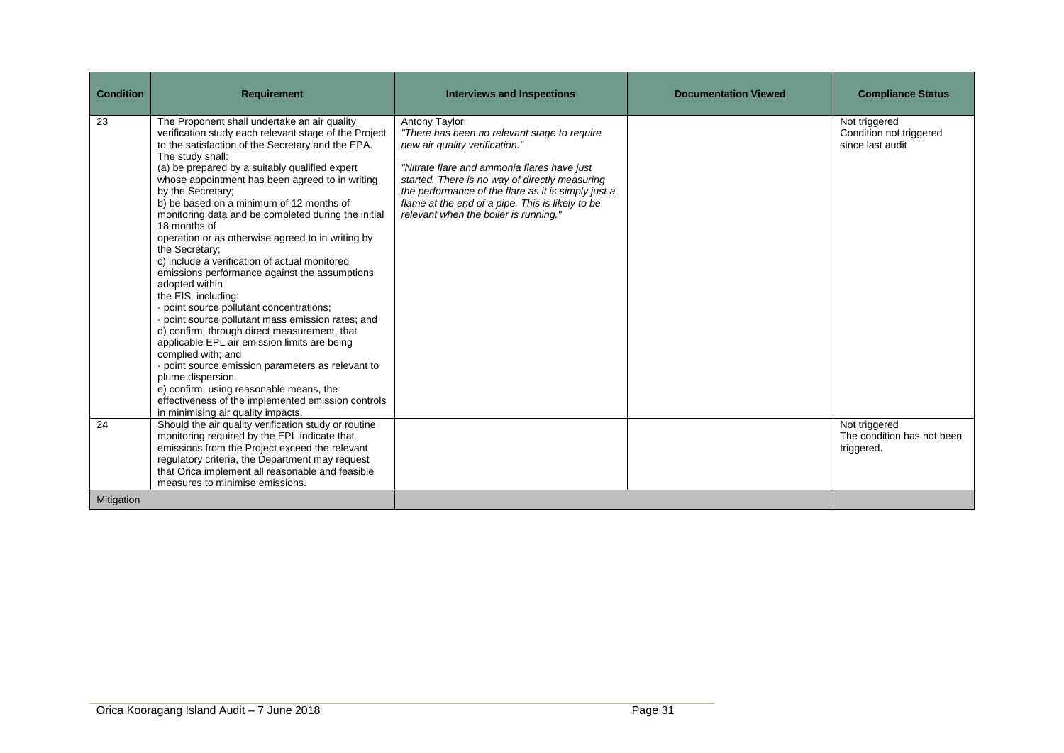| Condition | Requirement | Interviews and Inspections | Documentation Viewed | Compliance Status |
|---|---|---|---|---|
| 23 | The Proponent shall undertake an air quality verification study each relevant stage of the Project to the satisfaction of the Secretary and the EPA. The study shall:<br>(a) be prepared by a suitably qualified expert whose appointment has been agreed to in writing by the Secretary;<br>b) be based on a minimum of 12 months of monitoring data and be completed during the initial 18 months of operation or as otherwise agreed to in writing by the Secretary;<br>c) include a verification of actual monitored emissions performance against the assumptions adopted within the EIS, including:<br>· point source pollutant concentrations;<br>· point source pollutant mass emission rates; and<br>d) confirm, through direct measurement, that applicable EPL air emission limits are being complied with; and<br>· point source emission parameters as relevant to plume dispersion.<br>e) confirm, using reasonable means, the effectiveness of the implemented emission controls in minimising air quality impacts. | Antony Taylor:<br>*"There has been no relevant stage to require new air quality verification."*<br><br>*"Nitrate flare and ammonia flares have just started. There is no way of directly measuring the performance of the flare as it is simply just a flame at the end of a pipe. This is likely to be relevant when the boiler is running."* | | Not triggered<br>Condition not triggered since last audit |
| 24 | Should the air quality verification study or routine monitoring required by the EPL indicate that emissions from the Project exceed the relevant regulatory criteria, the Department may request that Orica implement all reasonable and feasible measures to minimise emissions. | | | Not triggered<br>The condition has not been triggered. |
| Mitigation | | | | |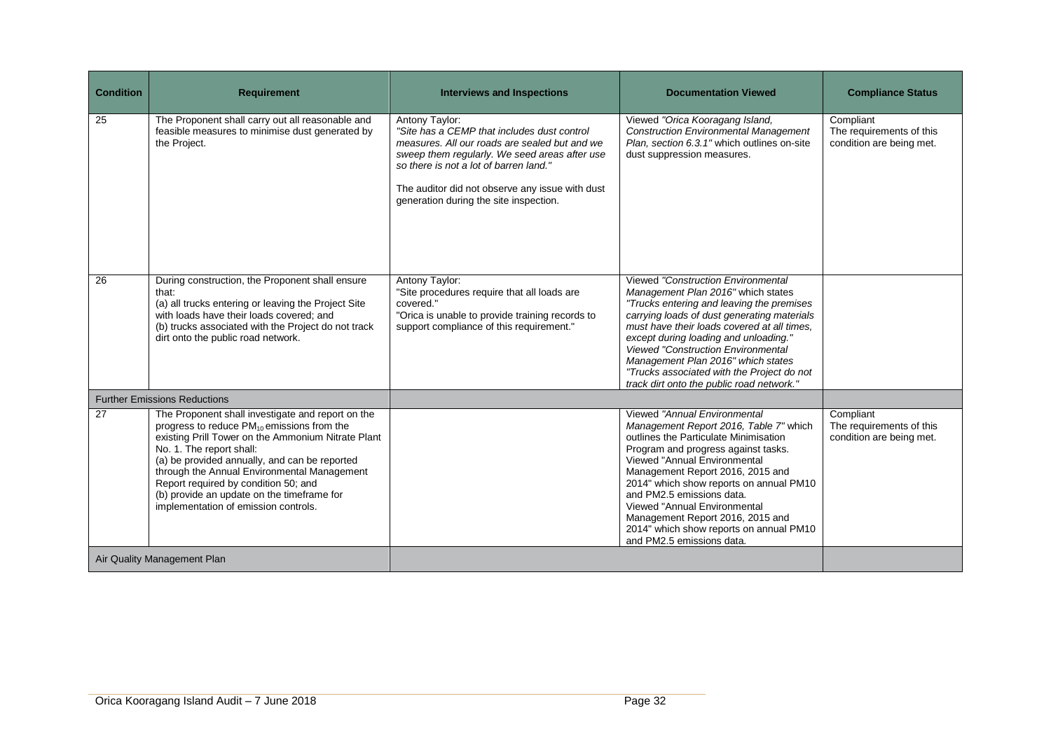| Condition | Requirement | Interviews and Inspections | Documentation Viewed | Compliance Status |
|---|---|---|---|---|
| 25 | The Proponent shall carry out all reasonable and feasible measures to minimise dust generated by the Project. | Antony Taylor:<br>*"Site has a CEMP that includes dust control measures. All our roads are sealed but and we sweep them regularly. We seed areas after use so there is not a lot of barren land."*<br><br>The auditor did not observe any issue with dust generation during the site inspection. | Viewed *"Orica Kooragang Island, Construction Environmental Management Plan, section 6.3.1"* which outlines on-site dust suppression measures. | Compliant<br>The requirements of this condition are being met. |
| 26 | During construction, the Proponent shall ensure that:<br>(a) all trucks entering or leaving the Project Site with loads have their loads covered; and<br>(b) trucks associated with the Project do not track dirt onto the public road network. | Antony Taylor:<br>"Site procedures require that all loads are covered."<br>"Orica is unable to provide training records to support compliance of this requirement." | Viewed *"Construction Environmental Management Plan 2016"* which states *"Trucks entering and leaving the premises carrying loads of dust generating materials must have their loads covered at all times, except during loading and unloading."*<br>*Viewed "Construction Environmental Management Plan 2016" which states "Trucks associated with the Project do not track dirt onto the public road network."* | |
| Further Emissions Reductions | | | | |
| 27 | The Proponent shall investigate and report on the progress to reduce $PM_{10}$ emissions from the existing Prill Tower on the Ammonium Nitrate Plant No. 1. The report shall:<br>(a) be provided annually, and can be reported through the Annual Environmental Management Report required by condition 50; and<br>(b) provide an update on the timeframe for implementation of emission controls. | | Viewed *"Annual Environmental Management Report 2016, Table 7"* which outlines the Particulate Minimisation Program and progress against tasks.<br>Viewed "Annual Environmental Management Report 2016, 2015 and 2014" which show reports on annual PM10 and PM2.5 emissions data.<br>Viewed "Annual Environmental Management Report 2016, 2015 and 2014" which show reports on annual PM10 and PM2.5 emissions data. | Compliant<br>The requirements of this condition are being met. |
| Air Quality Management Plan | | | | |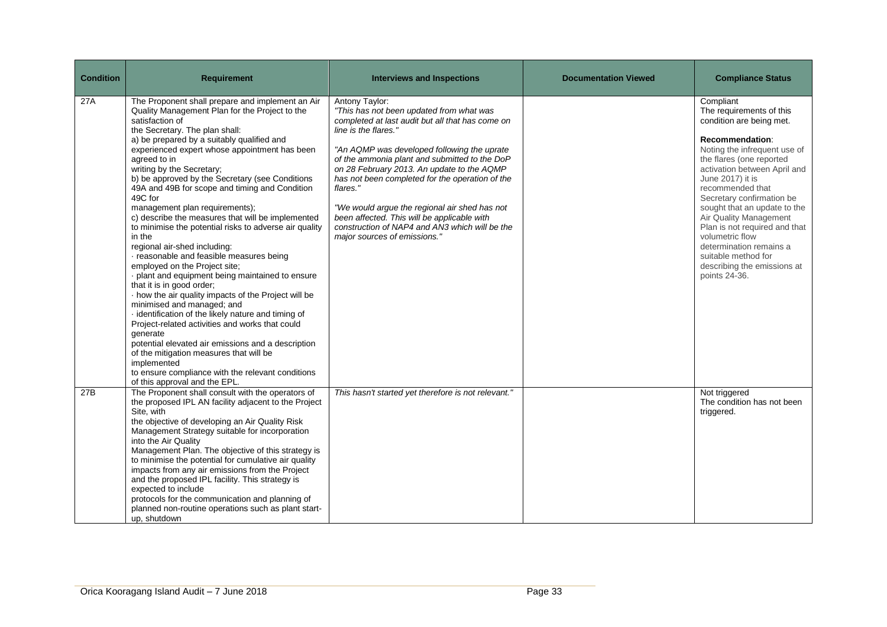| Condition | Requirement | Interviews and Inspections | Documentation Viewed | Compliance Status |
|---|---|---|---|---|
| 27A | The Proponent shall prepare and implement an Air Quality Management Plan for the Project to the satisfaction of the Secretary. The plan shall:<br>a) be prepared by a suitably qualified and experienced expert whose appointment has been agreed to in writing by the Secretary;<br>b) be approved by the Secretary (see Conditions 49A and 49B for scope and timing and Condition 49C for management plan requirements);<br>c) describe the measures that will be implemented to minimise the potential risks to adverse air quality in the regional air-shed including:<br>· reasonable and feasible measures being employed on the Project site;<br>· plant and equipment being maintained to ensure that it is in good order;<br>· how the air quality impacts of the Project will be minimised and managed; and<br>· identification of the likely nature and timing of Project-related activities and works that could generate potential elevated air emissions and a description of the mitigation measures that will be implemented to ensure compliance with the relevant conditions of this approval and the EPL. | Antony Taylor:<br>*"This has not been updated from what was completed at last audit but all that has come on line is the flares."*<br><br>*"An AQMP was developed following the uprate of the ammonia plant and submitted to the DoP on 28 February 2013. An update to the AQMP has not been completed for the operation of the flares."*<br><br>*"We would argue the regional air shed has not been affected. This will be applicable with construction of NAP4 and AN3 which will be the major sources of emissions."* | | Compliant<br>The requirements of this condition are being met.<br><br>**Recommendation**:<br>Noting the infrequent use of the flares (one reported activation between April and June 2017) it is recommended that Secretary confirmation be sought that an update to the Air Quality Management Plan is not required and that volumetric flow determination remains a suitable method for describing the emissions at points 24-36. |
| 27B | The Proponent shall consult with the operators of the proposed IPL AN facility adjacent to the Project Site, with the objective of developing an Air Quality Risk Management Strategy suitable for incorporation into the Air Quality Management Plan. The objective of this strategy is to minimise the potential for cumulative air quality impacts from any air emissions from the Project and the proposed IPL facility. This strategy is expected to include protocols for the communication and planning of planned non-routine operations such as plant start-up, shutdown | *This hasn't started yet therefore is not relevant."* | | Not triggered<br>The condition has not been triggered. |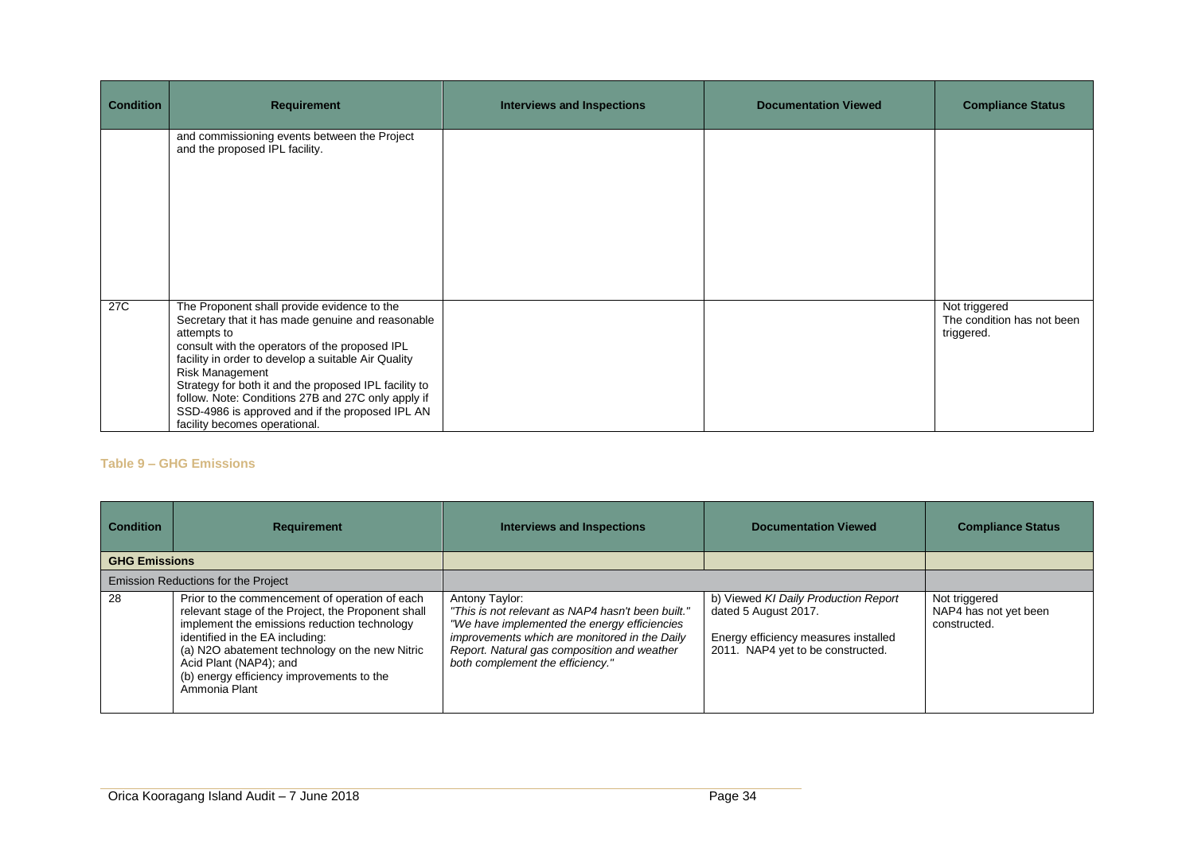| Condition | Requirement | Interviews and Inspections | Documentation Viewed | Compliance Status |
|---|---|---|---|---|
| | and commissioning events between the Project and the proposed IPL facility. | | | |
| 27C | The Proponent shall provide evidence to the Secretary that it has made genuine and reasonable attempts to consult with the operators of the proposed IPL facility in order to develop a suitable Air Quality Risk Management Strategy for both it and the proposed IPL facility to follow. Note: Conditions 27B and 27C only apply if SSD-4986 is approved and if the proposed IPL AN facility becomes operational. | | | Not triggered The condition has not been triggered. |

#### Table 9 – GHG Emissions

| Condition | Requirement | Interviews and Inspections | Documentation Viewed | Compliance Status |
|---|---|---|---|---|
| **GHG Emissions** | | | | |
| Emission Reductions for the Project | | | | |
| 28 | Prior to the commencement of operation of each relevant stage of the Project, the Proponent shall implement the emissions reduction technology identified in the EA including: (a) N2O abatement technology on the new Nitric Acid Plant (NAP4); and (b) energy efficiency improvements to the Ammonia Plant | Antony Taylor: *"This is not relevant as NAP4 hasn't been built." "We have implemented the energy efficiencies improvements which are monitored in the Daily Report. Natural gas composition and weather both complement the efficiency."* | b) Viewed *KI Daily Production Report* dated 5 August 2017. Energy efficiency measures installed 2011. NAP4 yet to be constructed. | Not triggered NAP4 has not yet been constructed. |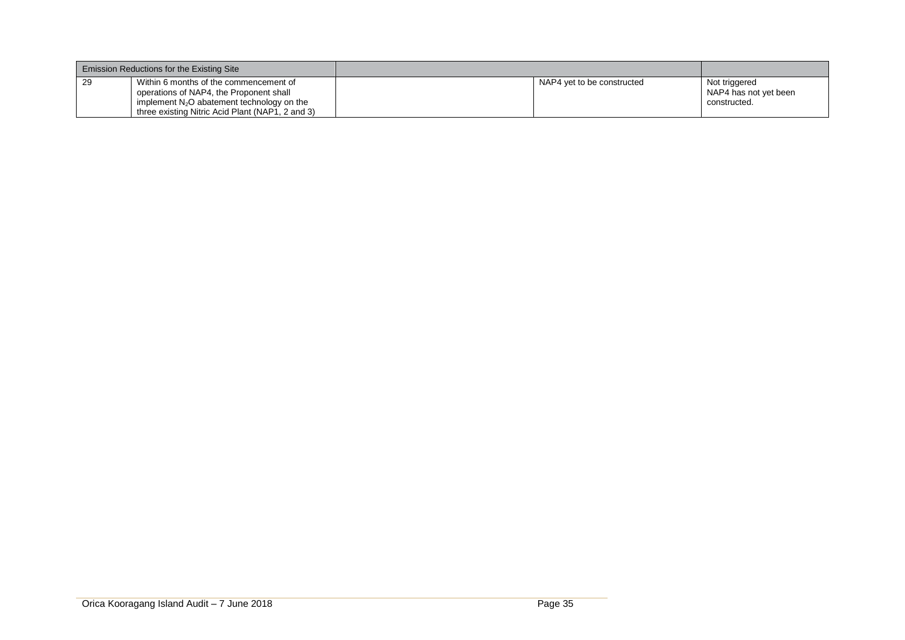| Emission Reductions for the Existing Site | | | | |
|---|---|---|---|---|
| 29 | Within 6 months of the commencement of operations of NAP4, the Proponent shall implement $N_2O$ abatement technology on the three existing Nitric Acid Plant (NAP1, 2 and 3) | | NAP4 yet to be constructed | Not triggered NAP4 has not yet been constructed. |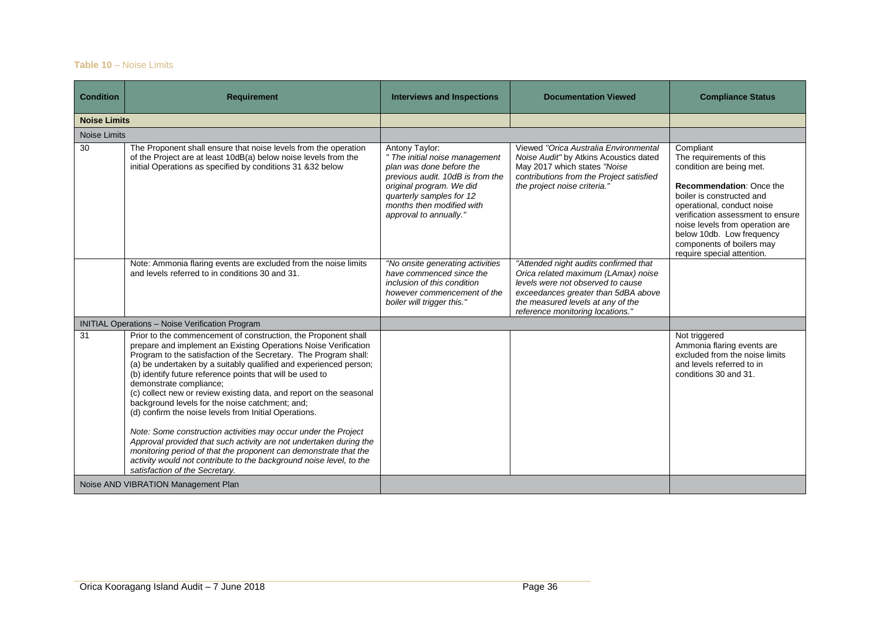**Table 10** – Noise Limits

| Condition | Requirement | Interviews and Inspections | Documentation Viewed | Compliance Status |
|---|---|---|---|---|
| **Noise Limits** | | | | |
| Noise Limits | | | | |
| 30 | The Proponent shall ensure that noise levels from the operation of the Project are at least 10dB(a) below noise levels from the initial Operations as specified by conditions 31 &32 below | Antony Taylor: *" The initial noise management plan was done before the previous audit. 10dB is from the original program. We did quarterly samples for 12 months then modified with approval to annually."* | Viewed *"Orica Australia Environmental Noise Audit"* by Atkins Acoustics dated May 2017 which states *"Noise contributions from the Project satisfied the project noise criteria."* | Compliant<br>The requirements of this condition are being met.<br><br>**Recommendation**: Once the boiler is constructed and operational, conduct noise verification assessment to ensure noise levels from operation are below 10db. Low frequency components of boilers may require special attention. |
| | Note: Ammonia flaring events are excluded from the noise limits and levels referred to in conditions 30 and 31. | *"No onsite generating activities have commenced since the inclusion of this condition however commencement of the boiler will trigger this."* | *"Attended night audits confirmed that Orica related maximum (LAmax) noise levels were not observed to cause exceedances greater than 5dBA above the measured levels at any of the reference monitoring locations."* | |
| INITIAL Operations – Noise Verification Program | | | | |
| 31 | Prior to the commencement of construction, the Proponent shall prepare and implement an Existing Operations Noise Verification Program to the satisfaction of the Secretary. The Program shall:<br>(a) be undertaken by a suitably qualified and experienced person;<br>(b) identify future reference points that will be used to demonstrate compliance;<br>(c) collect new or review existing data, and report on the seasonal background levels for the noise catchment; and;<br>(d) confirm the noise levels from Initial Operations.<br><br>*Note: Some construction activities may occur under the Project Approval provided that such activity are not undertaken during the monitoring period of that the proponent can demonstrate that the activity would not contribute to the background noise level, to the satisfaction of the Secretary.* | | | Not triggered<br>Ammonia flaring events are excluded from the noise limits and levels referred to in conditions 30 and 31. |
| Noise AND VIBRATION Management Plan | | | | |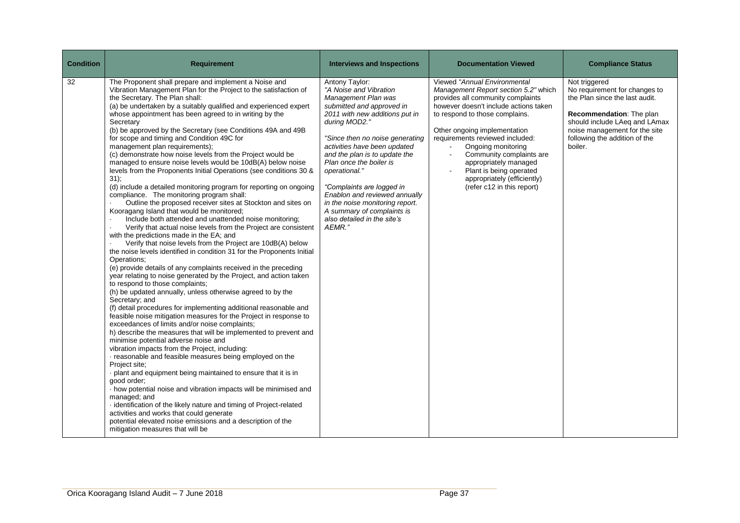| Condition | Requirement | Interviews and Inspections | Documentation Viewed | Compliance Status |
|---|---|---|---|---|
| 32 | The Proponent shall prepare and implement a Noise and Vibration Management Plan for the Project to the satisfaction of the Secretary. The Plan shall:<br>(a) be undertaken by a suitably qualified and experienced expert whose appointment has been agreed to in writing by the Secretary<br>(b) be approved by the Secretary (see Conditions 49A and 49B for scope and timing and Condition 49C for management plan requirements);<br>(c) demonstrate how noise levels from the Project would be managed to ensure noise levels would be 10dB(A) below noise levels from the Proponents Initial Operations (see conditions 30 & 31);<br>(d) include a detailed monitoring program for reporting on ongoing compliance. The monitoring program shall:<br>· Outline the proposed receiver sites at Stockton and sites on Kooragang Island that would be monitored;<br>· Include both attended and unattended noise monitoring;<br>· Verify that actual noise levels from the Project are consistent with the predictions made in the EA; and<br>· Verify that noise levels from the Project are 10dB(A) below the noise levels identified in condition 31 for the Proponents Initial Operations;<br>(e) provide details of any complaints received in the preceding year relating to noise generated by the Project, and action taken to respond to those complaints;<br>(h) be updated annually, unless otherwise agreed to by the Secretary; and<br>(f) detail procedures for implementing additional reasonable and feasible noise mitigation measures for the Project in response to exceedances of limits and/or noise complaints;<br>h) describe the measures that will be implemented to prevent and minimise potential adverse noise and vibration impacts from the Project, including:<br>· reasonable and feasible measures being employed on the Project site;<br>· plant and equipment being maintained to ensure that it is in good order;<br>· how potential noise and vibration impacts will be minimised and managed; and<br>· identification of the likely nature and timing of Project-related activities and works that could generate potential elevated noise emissions and a description of the mitigation measures that will be | Antony Taylor:<br>*"A Noise and Vibration Management Plan was submitted and approved in 2011 with new additions put in during MOD2."*<br><br>*"Since then no noise generating activities have been updated and the plan is to update the Plan once the boiler is operational."*<br><br>*"Complaints are logged in Enablon and reviewed annually in the noise monitoring report. A summary of complaints is also detailed in the site's AEMR."* | Viewed *"Annual Environmental Management Report section 5.2"* which provides all community complaints however doesn't include actions taken to respond to those complains.<br><br>Other ongoing implementation requirements reviewed included:<br>- Ongoing monitoring<br>- Community complaints are appropriately managed<br>- Plant is being operated appropriately (efficiently) (refer c12 in this report) | Not triggered<br>No requirement for changes to the Plan since the last audit.<br><br>**Recommendation**: The plan should include LAeq and LAmax noise management for the site following the addition of the boiler. |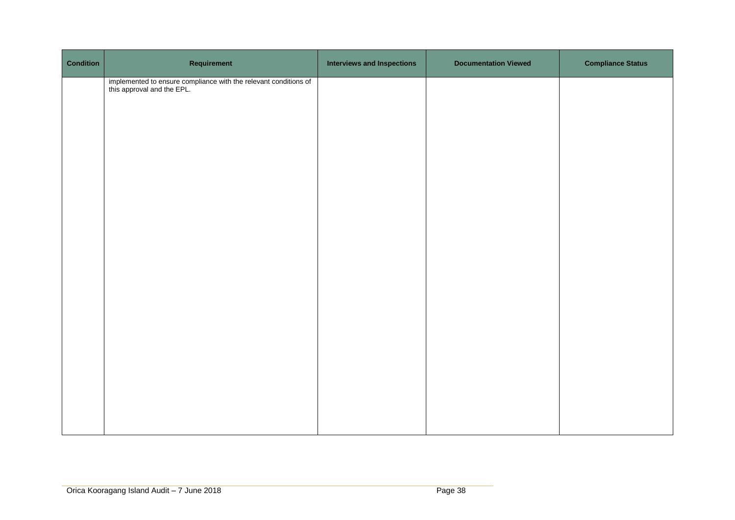| Condition | Requirement | Interviews and Inspections | Documentation Viewed | Compliance Status |
|---|---|---|---|---|
| | implemented to ensure compliance with the relevant conditions of this approval and the EPL. | | | |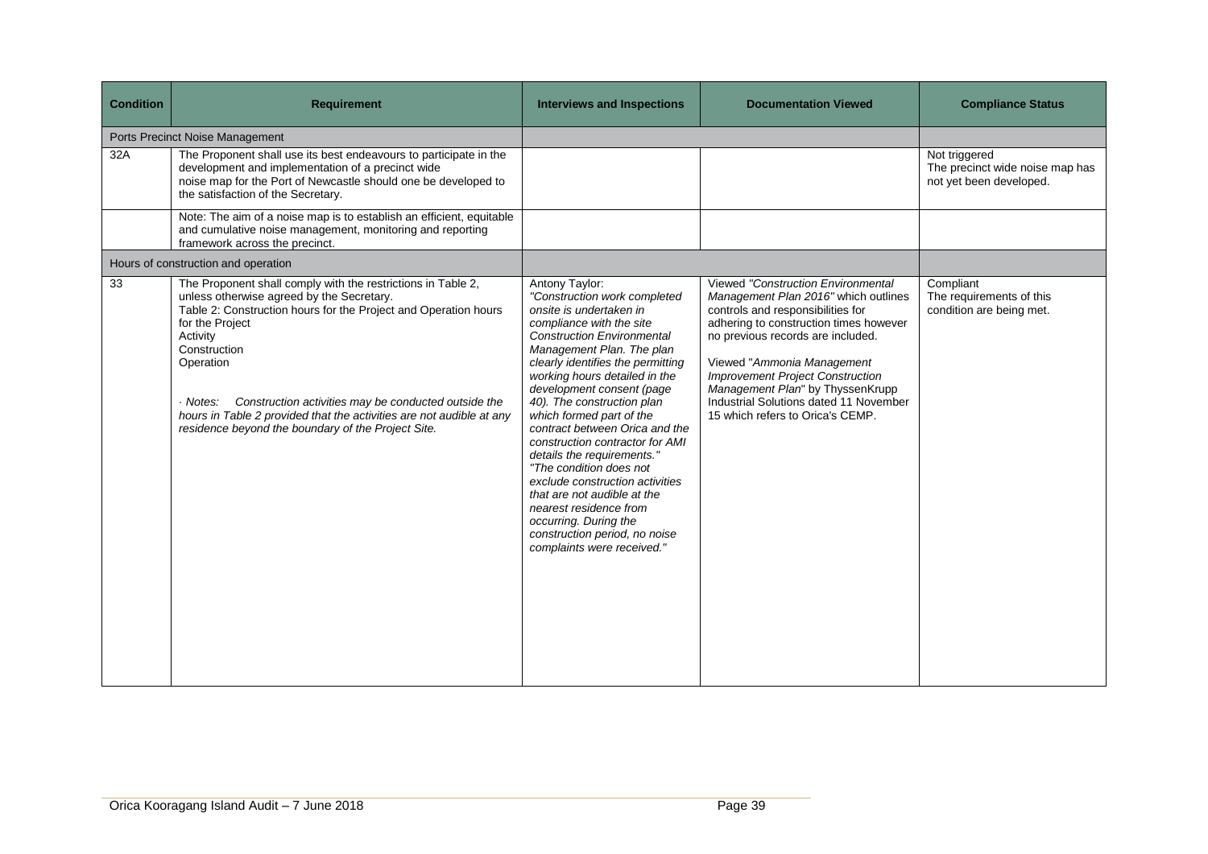| Condition | Requirement | Interviews and Inspections | Documentation Viewed | Compliance Status |
|---|---|---|---|---|
| Ports Precinct Noise Management | | | | |
| 32A | The Proponent shall use its best endeavours to participate in the development and implementation of a precinct wide noise map for the Port of Newcastle should one be developed to the satisfaction of the Secretary. | | | Not triggered<br>The precinct wide noise map has not yet been developed. |
| | Note: The aim of a noise map is to establish an efficient, equitable and cumulative noise management, monitoring and reporting framework across the precinct. | | | |
| Hours of construction and operation | | | | |
| 33 | The Proponent shall comply with the restrictions in Table 2, unless otherwise agreed by the Secretary.<br>Table 2: Construction hours for the Project and Operation hours for the Project<br>Activity<br>Construction<br>Operation<br>· *Notes: Construction activities may be conducted outside the hours in Table 2 provided that the activities are not audible at any residence beyond the boundary of the Project Site.* | Antony Taylor:<br>*"Construction work completed onsite is undertaken in compliance with the site Construction Environmental Management Plan. The plan clearly identifies the permitting working hours detailed in the development consent (page 40). The construction plan which formed part of the contract between Orica and the construction contractor for AMI details the requirements."*<br>*"The condition does not exclude construction activities that are not audible at the nearest residence from occurring. During the construction period, no noise complaints were received."* | Viewed *"Construction Environmental Management Plan 2016"* which outlines controls and responsibilities for adhering to construction times however no previous records are included.<br><br>Viewed "*Ammonia Management Improvement Project Construction Management Plan*" by ThyssenKrupp Industrial Solutions dated 11 November 15 which refers to Orica's CEMP. | Compliant<br>The requirements of this condition are being met. |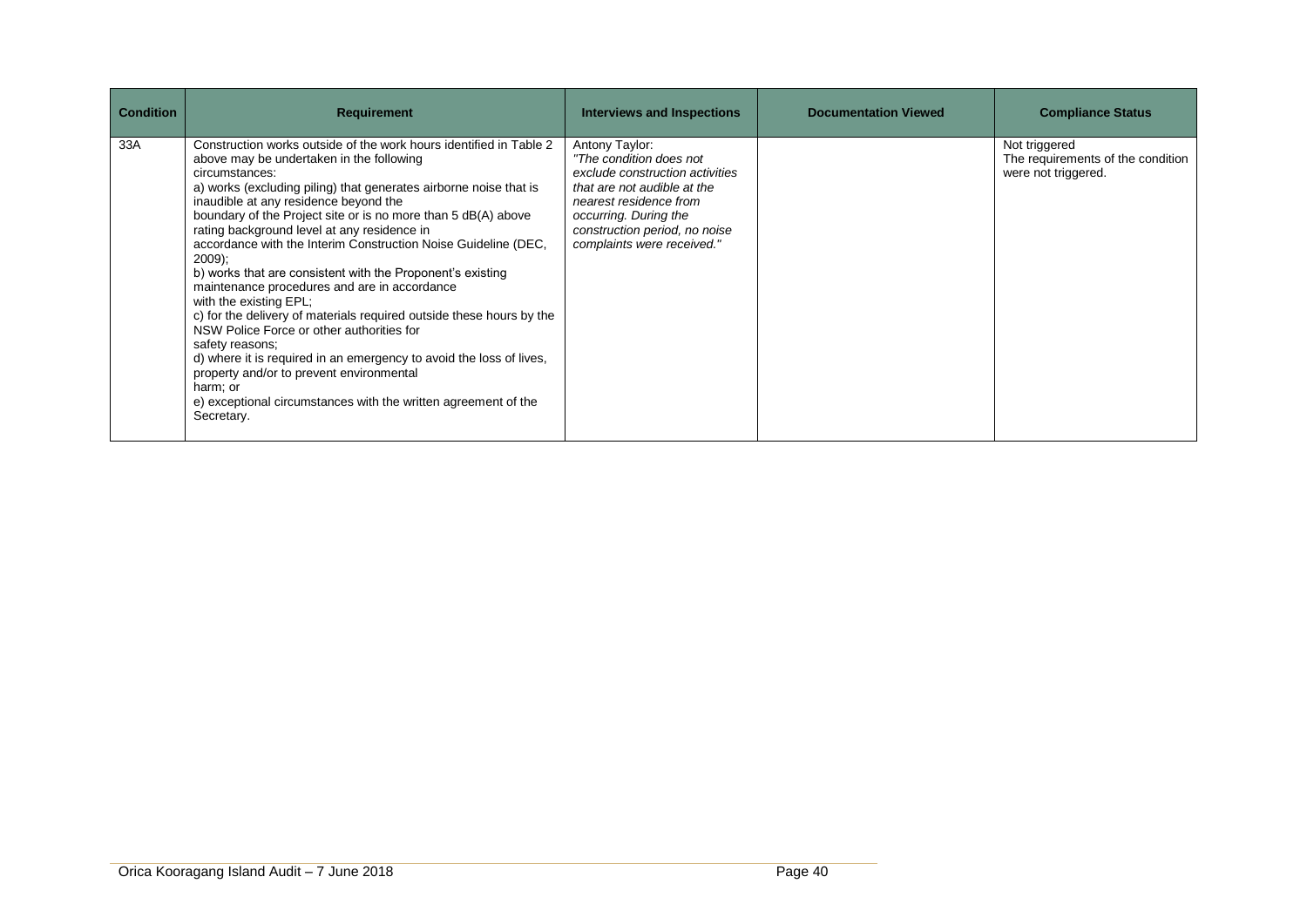| Condition | Requirement | Interviews and Inspections | Documentation Viewed | Compliance Status |
|---|---|---|---|---|
| 33A | Construction works outside of the work hours identified in Table 2 above may be undertaken in the following circumstances:<br>a) works (excluding piling) that generates airborne noise that is inaudible at any residence beyond the boundary of the Project site or is no more than 5 dB(A) above rating background level at any residence in accordance with the Interim Construction Noise Guideline (DEC, 2009);<br>b) works that are consistent with the Proponent's existing maintenance procedures and are in accordance with the existing EPL;<br>c) for the delivery of materials required outside these hours by the NSW Police Force or other authorities for safety reasons;<br>d) where it is required in an emergency to avoid the loss of lives, property and/or to prevent environmental harm; or<br>e) exceptional circumstances with the written agreement of the Secretary. | Antony Taylor:<br>*"The condition does not exclude construction activities that are not audible at the nearest residence from occurring. During the construction period, no noise complaints were received."* | | Not triggered<br>The requirements of the condition were not triggered. |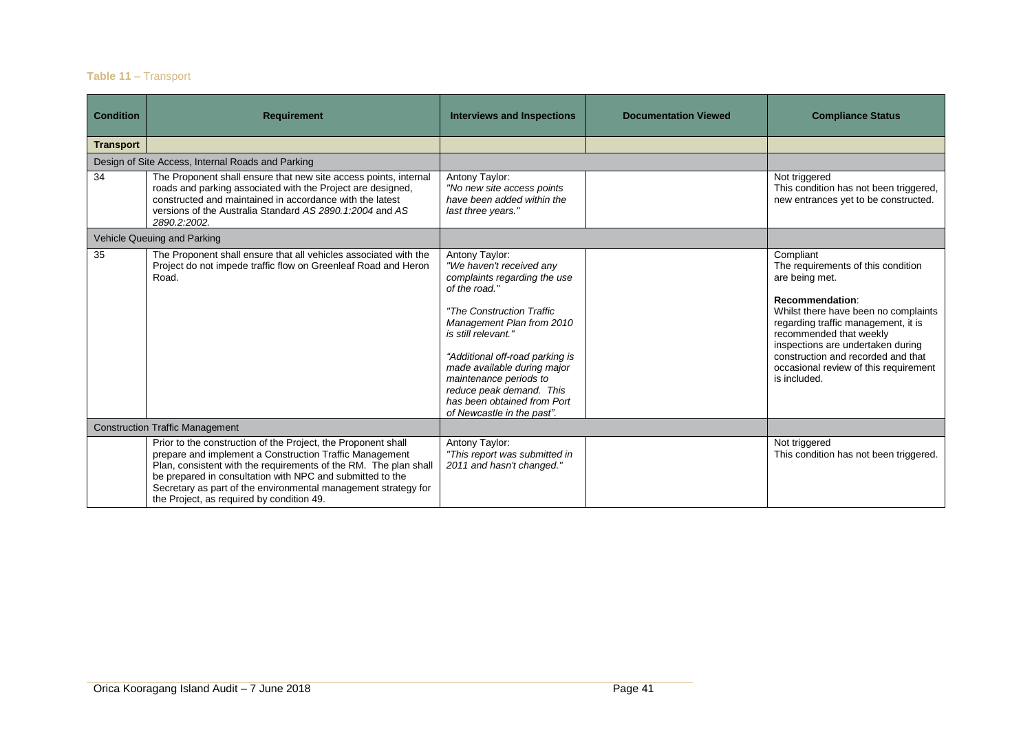**Table 11** – Transport

| Condition | Requirement | Interviews and Inspections | Documentation Viewed | Compliance Status |
|---|---|---|---|---|
| **Transport** | | | | |
| Design of Site Access, Internal Roads and Parking | | | | |
| 34 | The Proponent shall ensure that new site access points, internal roads and parking associated with the Project are designed, constructed and maintained in accordance with the latest versions of the Australia Standard *AS 2890.1:2004* and *AS 2890.2:2002.* | Antony Taylor: *"No new site access points have been added within the last three years."* | | Not triggered<br>This condition has not been triggered, new entrances yet to be constructed. |
| Vehicle Queuing and Parking | | | | |
| 35 | The Proponent shall ensure that all vehicles associated with the Project do not impede traffic flow on Greenleaf Road and Heron Road. | Antony Taylor:<br>*"We haven't received any complaints regarding the use of the road."*<br><br>*"The Construction Traffic Management Plan from 2010 is still relevant."*<br><br>*"Additional off-road parking is made available during major maintenance periods to reduce peak demand. This has been obtained from Port of Newcastle in the past".* | | Compliant<br>The requirements of this condition are being met.<br><br>**Recommendation**:<br>Whilst there have been no complaints regarding traffic management, it is recommended that weekly inspections are undertaken during construction and recorded and that occasional review of this requirement is included. |
| Construction Traffic Management | | | | |
| | Prior to the construction of the Project, the Proponent shall prepare and implement a Construction Traffic Management Plan, consistent with the requirements of the RM. The plan shall be prepared in consultation with NPC and submitted to the Secretary as part of the environmental management strategy for the Project, as required by condition 49. | Antony Taylor:<br>*"This report was submitted in 2011 and hasn't changed."* | | Not triggered<br>This condition has not been triggered. |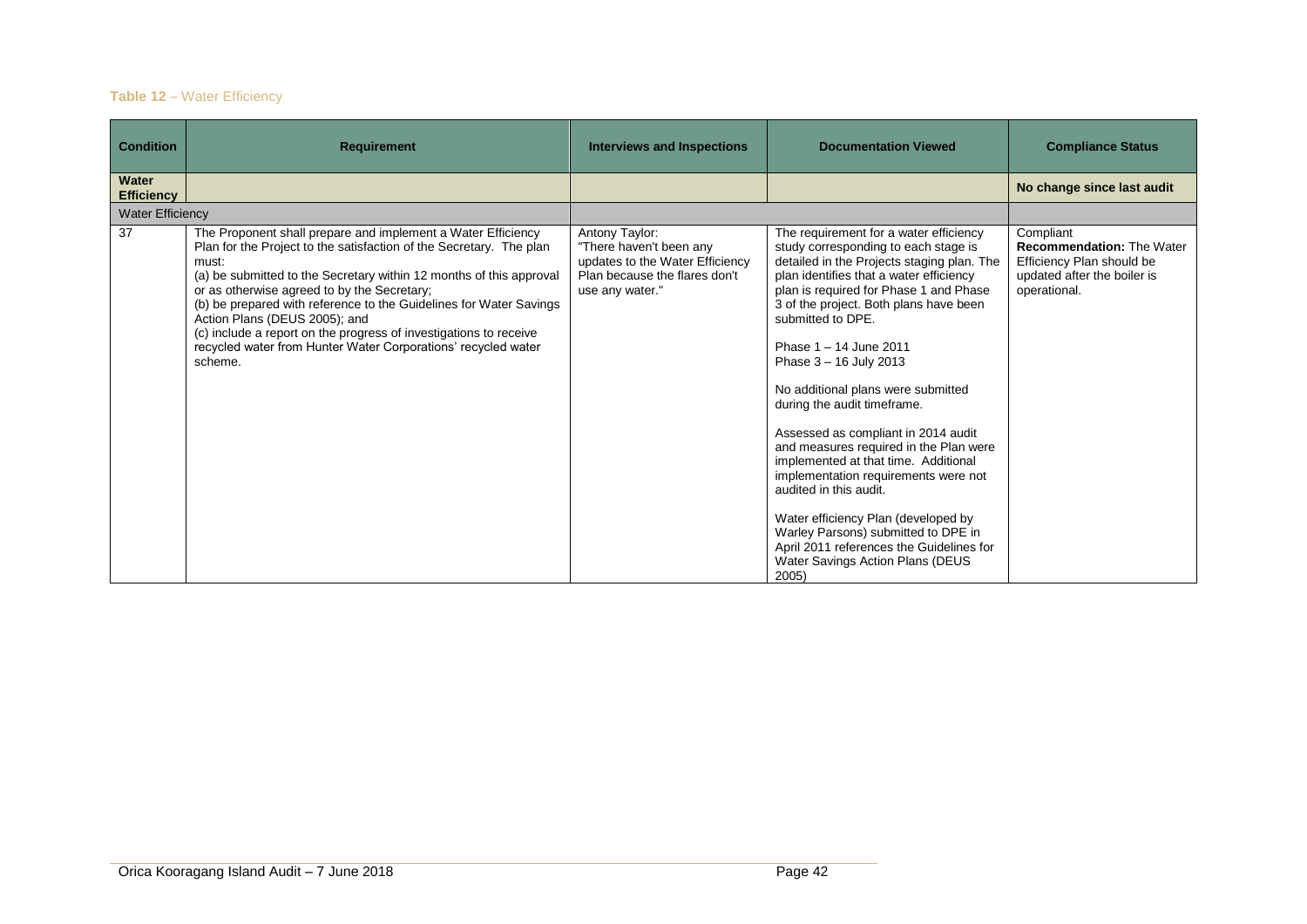**Table 12** – Water Efficiency

| Condition | Requirement | Interviews and Inspections | Documentation Viewed | Compliance Status |
|---|---|---|---|---|
| **Water Efficiency** | | | | **No change since last audit** |
| Water Efficiency | | | | |
| 37 | The Proponent shall prepare and implement a Water Efficiency Plan for the Project to the satisfaction of the Secretary. The plan must:<br>(a) be submitted to the Secretary within 12 months of this approval or as otherwise agreed to by the Secretary;<br>(b) be prepared with reference to the Guidelines for Water Savings Action Plans (DEUS 2005); and<br>(c) include a report on the progress of investigations to receive recycled water from Hunter Water Corporations' recycled water scheme. | Antony Taylor:<br>"There haven't been any updates to the Water Efficiency Plan because the flares don't use any water." | The requirement for a water efficiency study corresponding to each stage is detailed in the Projects staging plan. The plan identifies that a water efficiency plan is required for Phase 1 and Phase 3 of the project. Both plans have been submitted to DPE.<br><br>Phase 1 – 14 June 2011<br>Phase 3 – 16 July 2013<br><br>No additional plans were submitted during the audit timeframe.<br><br>Assessed as compliant in 2014 audit and measures required in the Plan were implemented at that time. Additional implementation requirements were not audited in this audit.<br><br>Water efficiency Plan (developed by Warley Parsons) submitted to DPE in April 2011 references the Guidelines for Water Savings Action Plans (DEUS 2005) | Compliant<br>**Recommendation:** The Water Efficiency Plan should be updated after the boiler is operational. |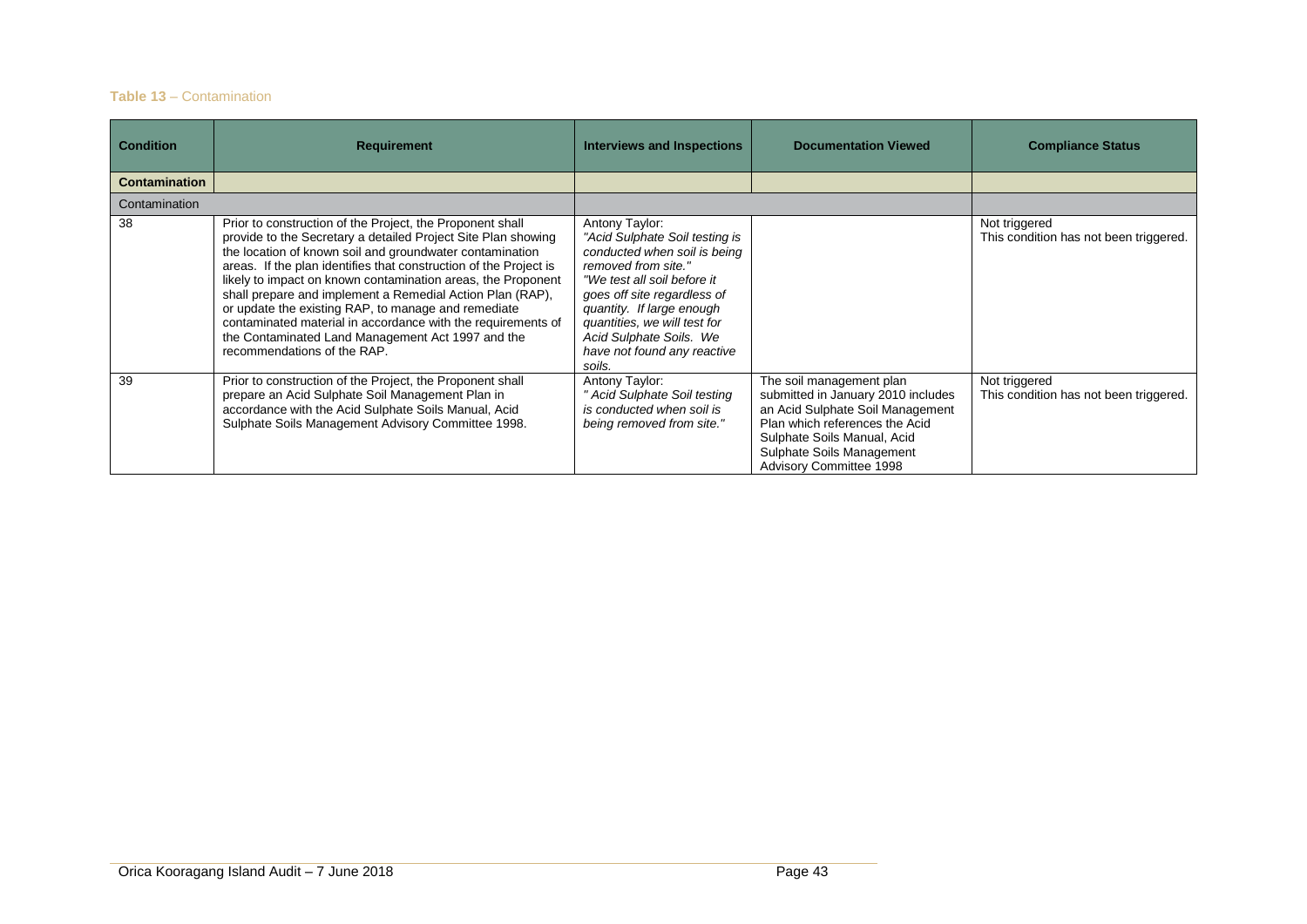**Table 13** – Contamination

| Condition | Requirement | Interviews and Inspections | Documentation Viewed | Compliance Status |
|---|---|---|---|---|
| **Contamination** | | | | |
| Contamination | | | | |
| 38 | Prior to construction of the Project, the Proponent shall provide to the Secretary a detailed Project Site Plan showing the location of known soil and groundwater contamination areas. If the plan identifies that construction of the Project is likely to impact on known contamination areas, the Proponent shall prepare and implement a Remedial Action Plan (RAP), or update the existing RAP, to manage and remediate contaminated material in accordance with the requirements of the Contaminated Land Management Act 1997 and the recommendations of the RAP. | Antony Taylor: *"Acid Sulphate Soil testing is conducted when soil is being removed from site." "We test all soil before it goes off site regardless of quantity. If large enough quantities, we will test for Acid Sulphate Soils. We have not found any reactive soils.* | | Not triggered This condition has not been triggered. |
| 39 | Prior to construction of the Project, the Proponent shall prepare an Acid Sulphate Soil Management Plan in accordance with the Acid Sulphate Soils Manual, Acid Sulphate Soils Management Advisory Committee 1998. | Antony Taylor: *" Acid Sulphate Soil testing is conducted when soil is being removed from site."* | The soil management plan submitted in January 2010 includes an Acid Sulphate Soil Management Plan which references the Acid Sulphate Soils Manual, Acid Sulphate Soils Management Advisory Committee 1998 | Not triggered This condition has not been triggered. |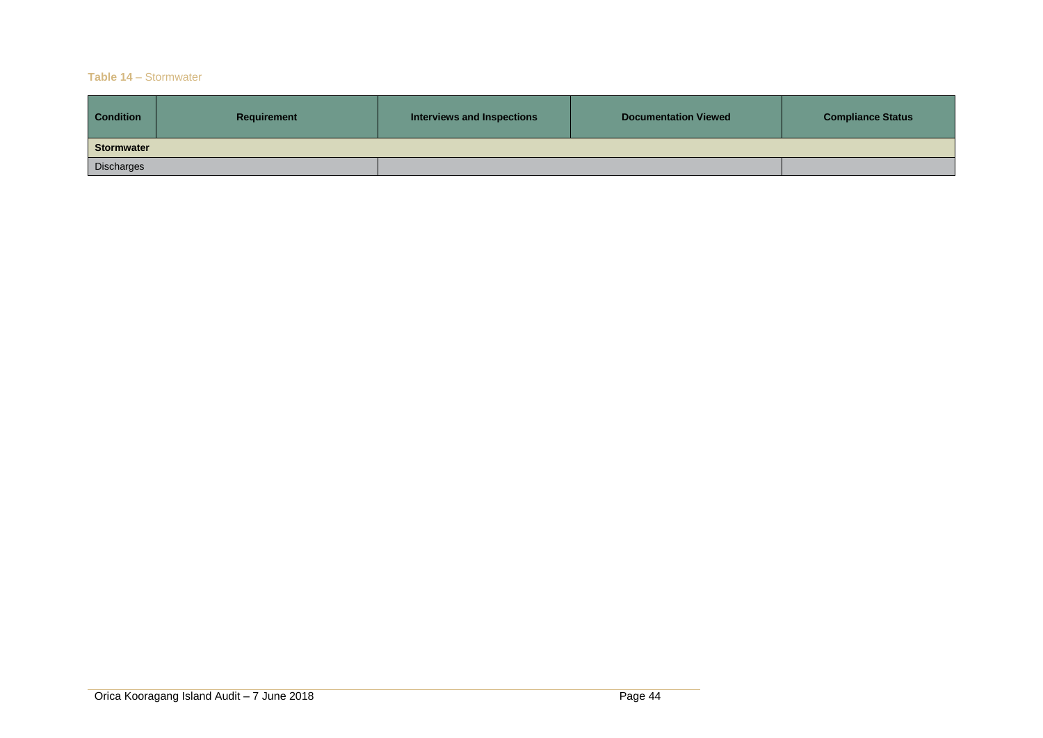**Table 14** – Stormwater

| Condition | Requirement | Interviews and Inspections | Documentation Viewed | Compliance Status |
|---|---|---|---|---|
| **Stormwater** | | | | |
| Discharges | | | | |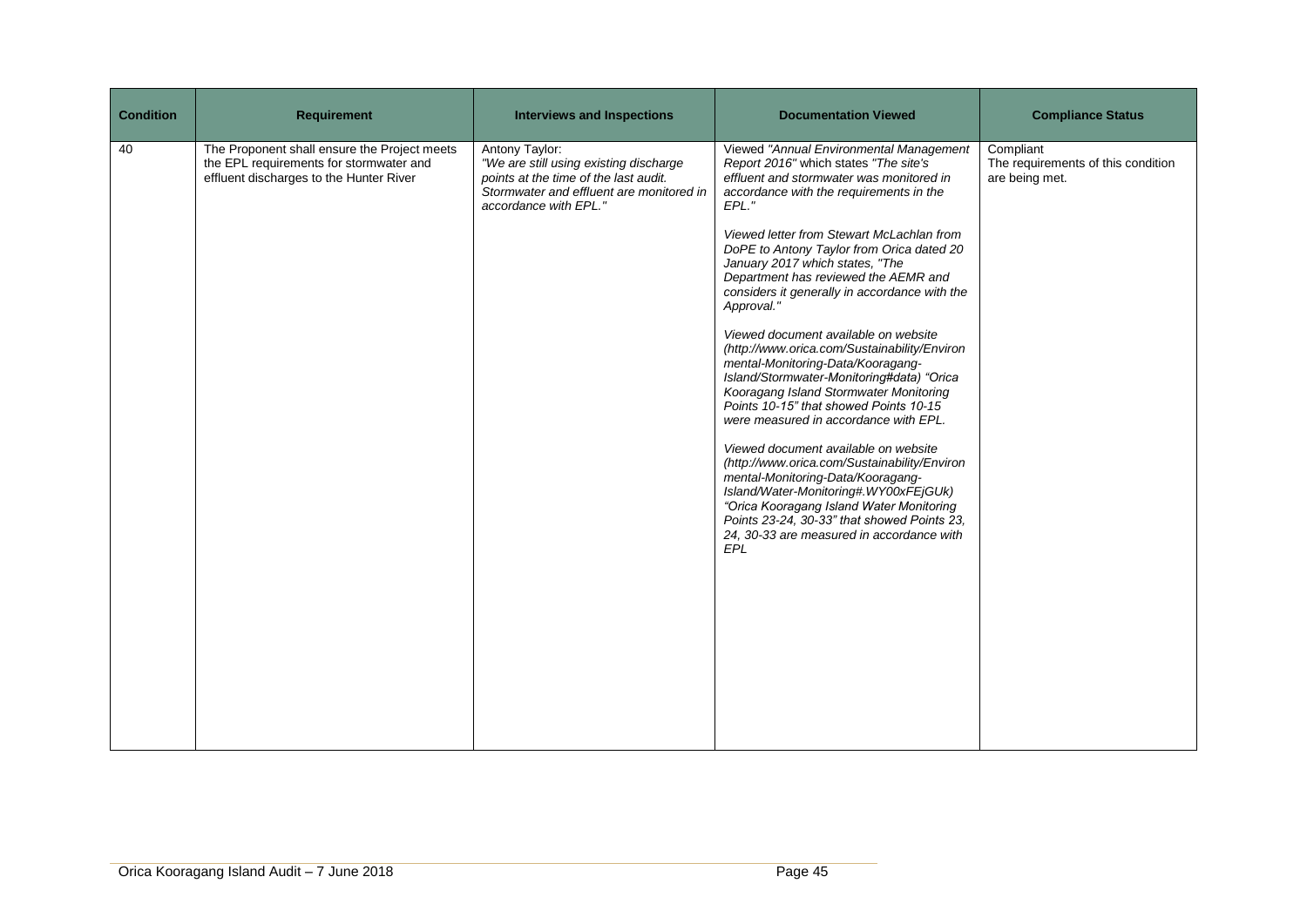| Condition | Requirement | Interviews and Inspections | Documentation Viewed | Compliance Status |
|---|---|---|---|---|
| 40 | The Proponent shall ensure the Project meets the EPL requirements for stormwater and effluent discharges to the Hunter River | Antony Taylor: *"We are still using existing discharge points at the time of the last audit. Stormwater and effluent are monitored in accordance with EPL."* | Viewed *"Annual Environmental Management Report 2016"* which states *"The site's effluent and stormwater was monitored in accordance with the requirements in the EPL."* <br><br> *Viewed letter from Stewart McLachlan from DoPE to Antony Taylor from Orica dated 20 January 2017 which states, "The Department has reviewed the AEMR and considers it generally in accordance with the Approval."* <br><br> *Viewed document available on website (http://www.orica.com/Sustainability/Environmental-Monitoring-Data/Kooragang-Island/Stormwater-Monitoring#data) "Orica Kooragang Island Stormwater Monitoring Points 10-15" that showed Points 10-15 were measured in accordance with EPL.* <br><br> *Viewed document available on website (http://www.orica.com/Sustainability/Environmental-Monitoring-Data/Kooragang-Island/Water-Monitoring#.WY00xFEjGUk) "Orica Kooragang Island Water Monitoring Points 23-24, 30-33" that showed Points 23, 24, 30-33 are measured in accordance with EPL* | Compliant<br>The requirements of this condition are being met. |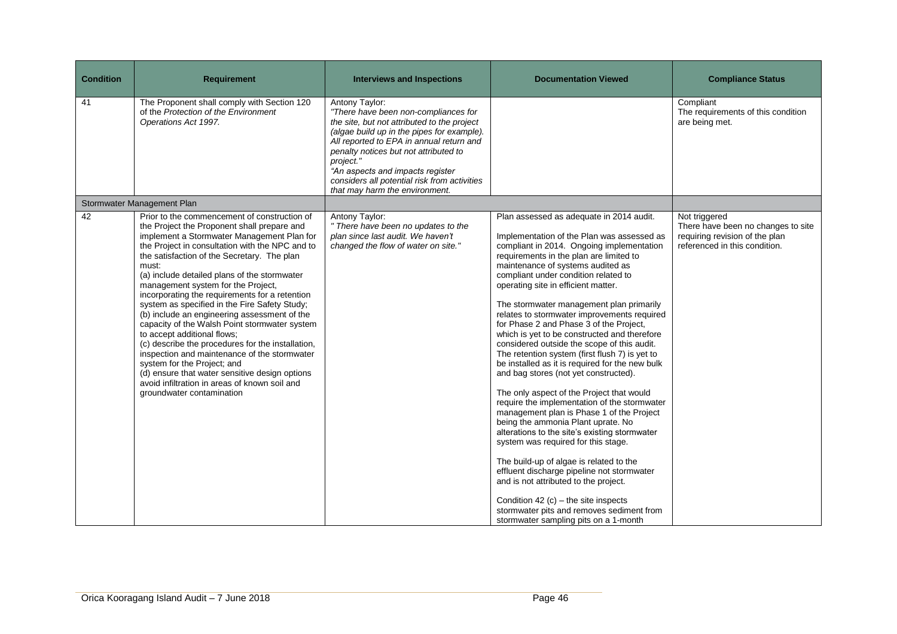| Condition | Requirement | Interviews and Inspections | Documentation Viewed | Compliance Status |
|---|---|---|---|---|
| 41 | The Proponent shall comply with Section 120 of the *Protection of the Environment Operations Act 1997.* | Antony Taylor:<br>*"There have been non-compliances for the site, but not attributed to the project (algae build up in the pipes for example). All reported to EPA in annual return and penalty notices but not attributed to project."*<br>*"An aspects and impacts register considers all potential risk from activities that may harm the environment.* | | Compliant<br>The requirements of this condition are being met. |
| Stormwater Management Plan | | | | |
| 42 | Prior to the commencement of construction of the Project the Proponent shall prepare and implement a Stormwater Management Plan for the Project in consultation with the NPC and to the satisfaction of the Secretary. The plan must:<br>(a) include detailed plans of the stormwater management system for the Project, incorporating the requirements for a retention system as specified in the Fire Safety Study;<br>(b) include an engineering assessment of the capacity of the Walsh Point stormwater system to accept additional flows;<br>(c) describe the procedures for the installation, inspection and maintenance of the stormwater system for the Project; and<br>(d) ensure that water sensitive design options avoid infiltration in areas of known soil and groundwater contamination | Antony Taylor:<br>*" There have been no updates to the plan since last audit. We haven't changed the flow of water on site."* | Plan assessed as adequate in 2014 audit.<br><br>Implementation of the Plan was assessed as compliant in 2014. Ongoing implementation requirements in the plan are limited to maintenance of systems audited as compliant under condition related to operating site in efficient matter.<br><br>The stormwater management plan primarily relates to stormwater improvements required for Phase 2 and Phase 3 of the Project, which is yet to be constructed and therefore considered outside the scope of this audit. The retention system (first flush 7) is yet to be installed as it is required for the new bulk and bag stores (not yet constructed).<br><br>The only aspect of the Project that would require the implementation of the stormwater management plan is Phase 1 of the Project being the ammonia Plant uprate. No alterations to the site's existing stormwater system was required for this stage.<br><br>The build-up of algae is related to the effluent discharge pipeline not stormwater and is not attributed to the project.<br><br>Condition 42 (c) – the site inspects stormwater pits and removes sediment from stormwater sampling pits on a 1-month | Not triggered<br>There have been no changes to site requiring revision of the plan referenced in this condition. |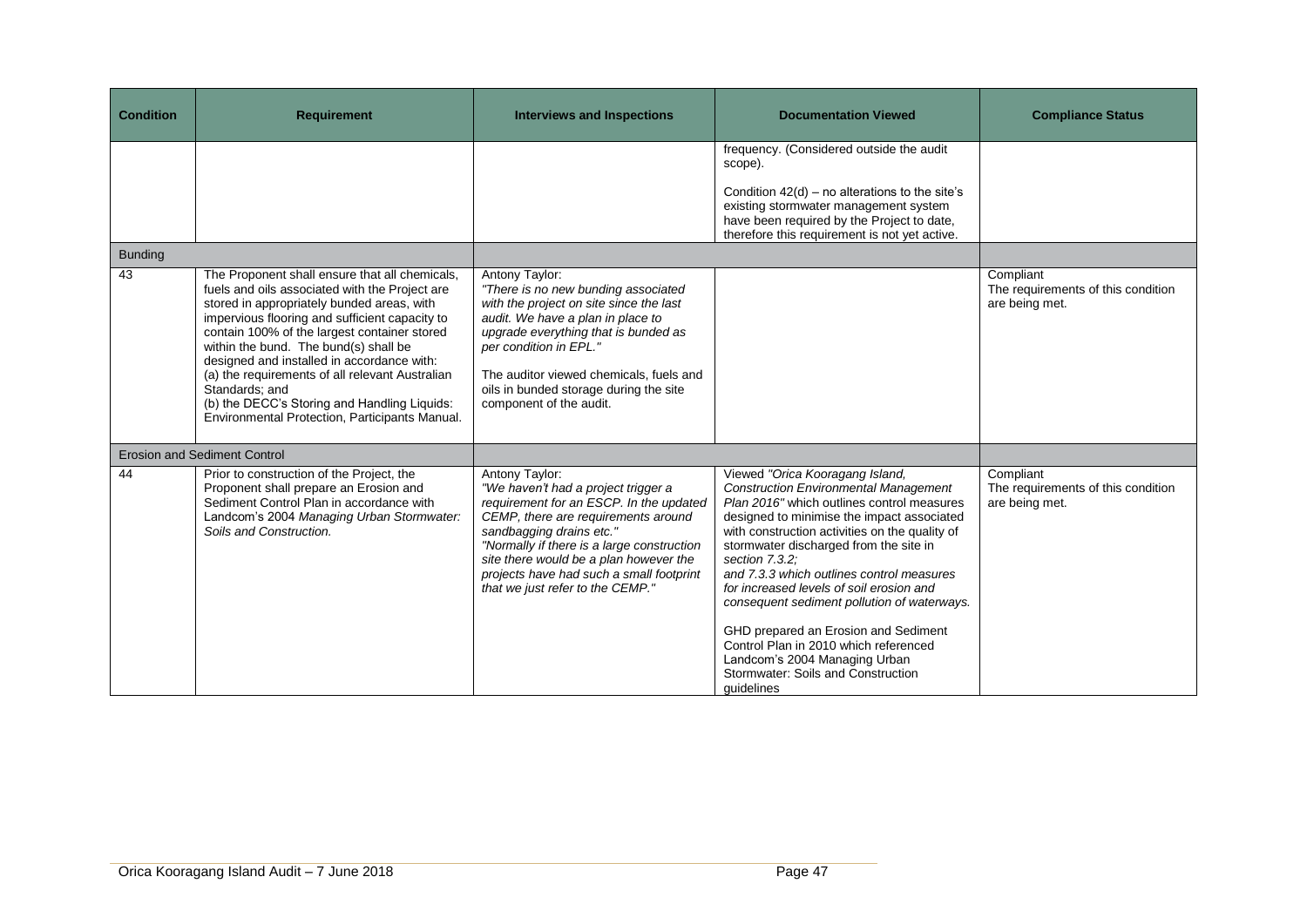| Condition | Requirement | Interviews and Inspections | Documentation Viewed | Compliance Status |
|---|---|---|---|---|
| | | | frequency. (Considered outside the audit scope).<br><br>Condition 42(d) – no alterations to the site's existing stormwater management system have been required by the Project to date, therefore this requirement is not yet active. | |
| Bunding | | | | |
| 43 | The Proponent shall ensure that all chemicals, fuels and oils associated with the Project are stored in appropriately bunded areas, with impervious flooring and sufficient capacity to contain 100% of the largest container stored within the bund. The bund(s) shall be designed and installed in accordance with:<br>(a) the requirements of all relevant Australian Standards; and<br>(b) the DECC's Storing and Handling Liquids: Environmental Protection, Participants Manual. | Antony Taylor:<br>*"There is no new bunding associated with the project on site since the last audit. We have a plan in place to upgrade everything that is bunded as per condition in EPL."*<br><br>The auditor viewed chemicals, fuels and oils in bunded storage during the site component of the audit. | | Compliant<br>The requirements of this condition are being met. |
| Erosion and Sediment Control | | | | |
| 44 | Prior to construction of the Project, the Proponent shall prepare an Erosion and Sediment Control Plan in accordance with Landcom's 2004 *Managing Urban Stormwater: Soils and Construction.* | Antony Taylor:<br>*"We haven't had a project trigger a requirement for an ESCP. In the updated CEMP, there are requirements around sandbagging drains etc."*<br>*"Normally if there is a large construction site there would be a plan however the projects have had such a small footprint that we just refer to the CEMP."* | Viewed *"Orica Kooragang Island, Construction Environmental Management Plan 2016"* which outlines control measures designed to minimise the impact associated with construction activities on the quality of stormwater discharged from the site in *section 7.3.2;*<br>*and 7.3.3 which outlines control measures for increased levels of soil erosion and consequent sediment pollution of waterways.*<br><br>GHD prepared an Erosion and Sediment Control Plan in 2010 which referenced Landcom's 2004 Managing Urban Stormwater: Soils and Construction guidelines | Compliant<br>The requirements of this condition are being met. |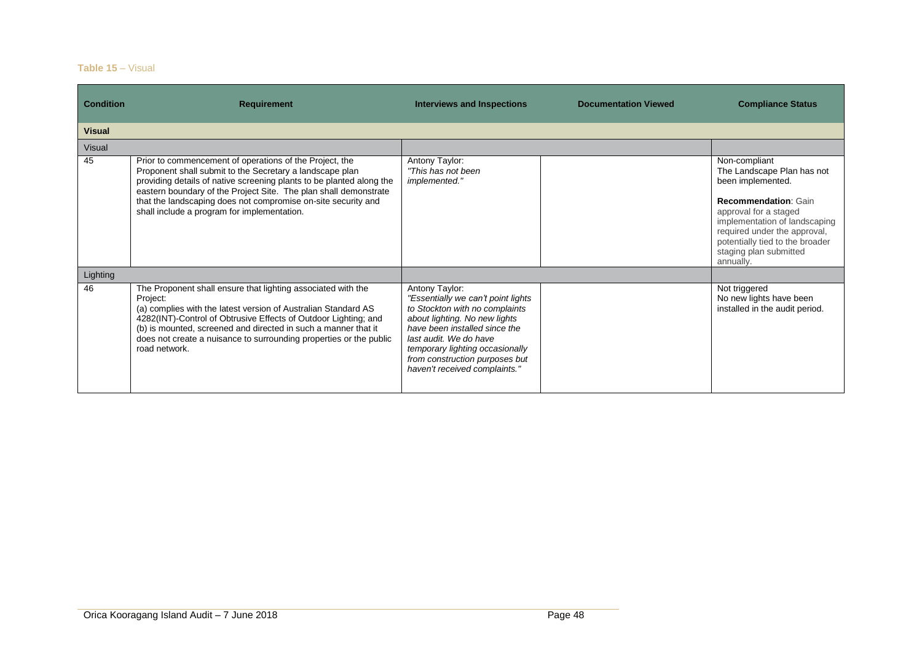**Table 15** – Visual

| Condition | Requirement | Interviews and Inspections | Documentation Viewed | Compliance Status |
|---|---|---|---|---|
| **Visual** | | | | |
| Visual | | | | |
| 45 | Prior to commencement of operations of the Project, the Proponent shall submit to the Secretary a landscape plan providing details of native screening plants to be planted along the eastern boundary of the Project Site. The plan shall demonstrate that the landscaping does not compromise on-site security and shall include a program for implementation. | Antony Taylor: *"This has not been implemented."* | | Non-compliant<br>The Landscape Plan has not been implemented.<br><br>**Recommendation**: Gain approval for a staged implementation of landscaping required under the approval, potentially tied to the broader staging plan submitted annually. |
| Lighting | | | | |
| 46 | The Proponent shall ensure that lighting associated with the Project:<br>(a) complies with the latest version of Australian Standard AS 4282(INT)-Control of Obtrusive Effects of Outdoor Lighting; and<br>(b) is mounted, screened and directed in such a manner that it does not create a nuisance to surrounding properties or the public road network. | Antony Taylor: *"Essentially we can't point lights to Stockton with no complaints about lighting. No new lights have been installed since the last audit. We do have temporary lighting occasionally from construction purposes but haven't received complaints."* | | Not triggered<br>No new lights have been installed in the audit period. |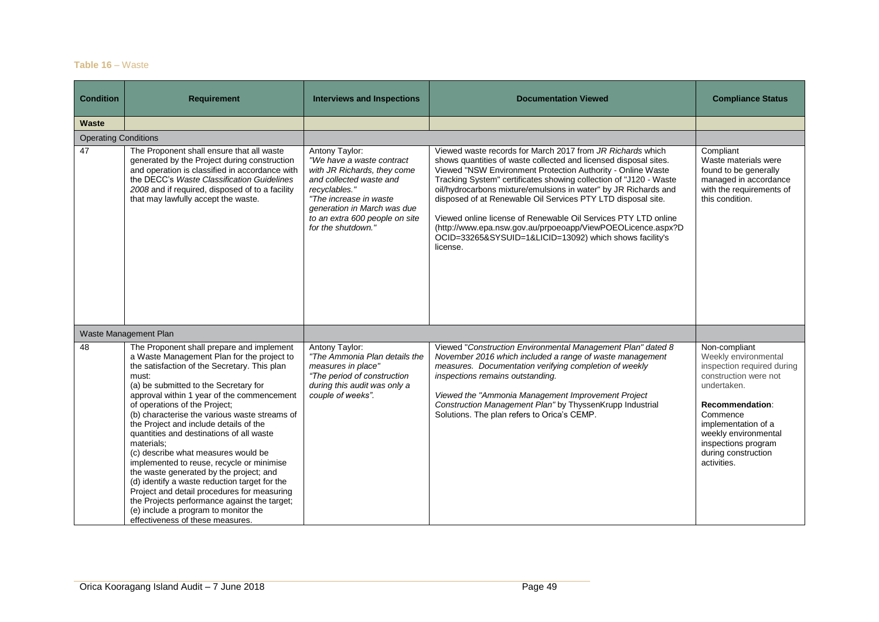**Table 16** – Waste

| Condition | Requirement | Interviews and Inspections | Documentation Viewed | Compliance Status |
|---|---|---|---|---|
| **Waste** | | | | |
| Operating Conditions | | | | |
| 47 | The Proponent shall ensure that all waste generated by the Project during construction and operation is classified in accordance with the DECC's *Waste Classification Guidelines 2008* and if required, disposed of to a facility that may lawfully accept the waste. | Antony Taylor: *"We have a waste contract with JR Richards, they come and collected waste and recyclables."* *"The increase in waste generation in March was due to an extra 600 people on site for the shutdown."* | Viewed waste records for March 2017 from *JR Richards* which shows quantities of waste collected and licensed disposal sites. Viewed "NSW Environment Protection Authority - Online Waste Tracking System" certificates showing collection of "J120 - Waste oil/hydrocarbons mixture/emulsions in water" by JR Richards and disposed of at Renewable Oil Services PTY LTD disposal site.<br><br>Viewed online license of Renewable Oil Services PTY LTD online (http://www.epa.nsw.gov.au/prpoeoapp/ViewPOEOLicence.aspx?DOCID=33265&SYSUID=1&LICID=13092) which shows facility's license. | Compliant<br>Waste materials were found to be generally managed in accordance with the requirements of this condition. |
| Waste Management Plan | | | | |
| 48 | The Proponent shall prepare and implement a Waste Management Plan for the project to the satisfaction of the Secretary. This plan must:<br>(a) be submitted to the Secretary for approval within 1 year of the commencement of operations of the Project;<br>(b) characterise the various waste streams of the Project and include details of the quantities and destinations of all waste materials;<br>(c) describe what measures would be implemented to reuse, recycle or minimise the waste generated by the project; and<br>(d) identify a waste reduction target for the Project and detail procedures for measuring the Projects performance against the target;<br>(e) include a program to monitor the effectiveness of these measures. | Antony Taylor: *"The Ammonia Plan details the measures in place"* *"The period of construction during this audit was only a couple of weeks".* | Viewed "*Construction Environmental Management Plan" dated 8 November 2016 which included a range of waste management measures. Documentation verifying completion of weekly inspections remains outstanding.*<br><br>*Viewed the "Ammonia Management Improvement Project Construction Management Plan"* by ThyssenKrupp Industrial Solutions. The plan refers to Orica's CEMP. | Non-compliant<br>Weekly environmental inspection required during construction were not undertaken.<br><br>**Recommendation**: Commence implementation of a weekly environmental inspections program during construction activities. |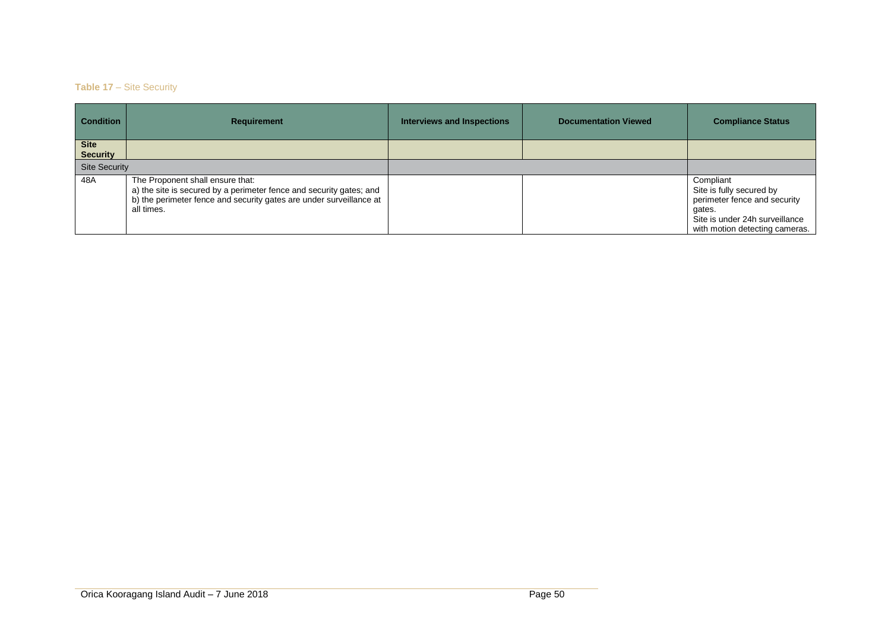**Table 17** – Site Security

| Condition | Requirement | Interviews and Inspections | Documentation Viewed | Compliance Status |
|---|---|---|---|---|
| **Site Security** | | | | |
| Site Security | | | | |
| 48A | The Proponent shall ensure that:<br>a) the site is secured by a perimeter fence and security gates; and<br>b) the perimeter fence and security gates are under surveillance at all times. | | | Compliant<br>Site is fully secured by perimeter fence and security gates.<br>Site is under 24h surveillance with motion detecting cameras. |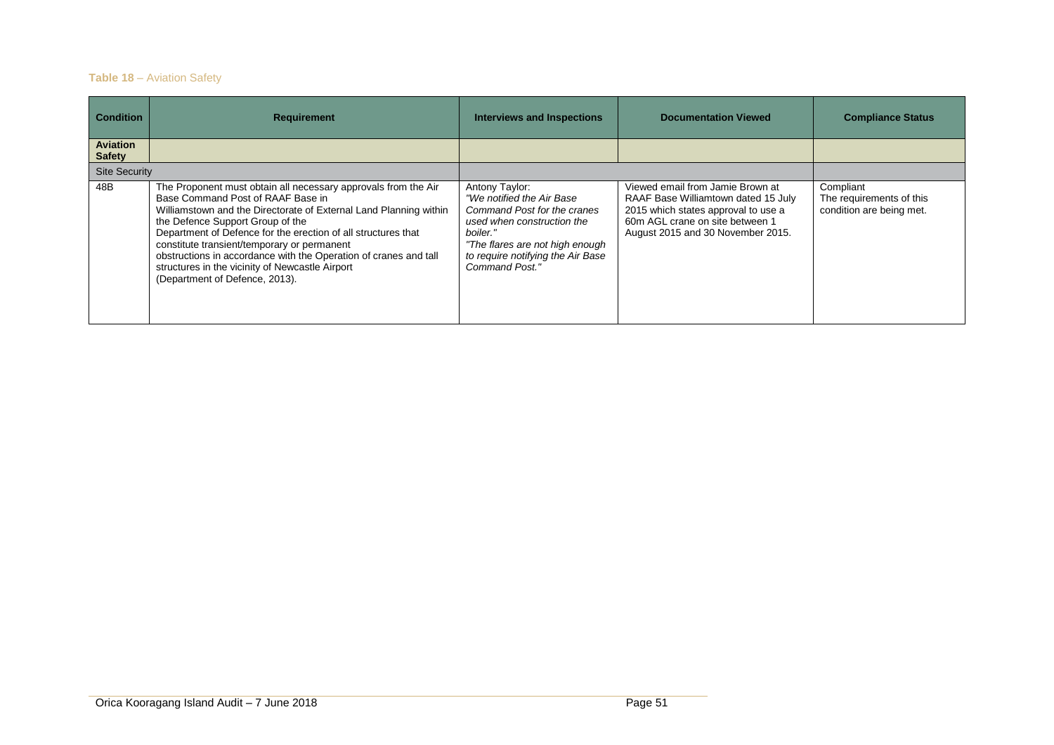**Table 18** – Aviation Safety

| Condition | Requirement | Interviews and Inspections | Documentation Viewed | Compliance Status |
|---|---|---|---|---|
| **Aviation Safety** | | | | |
| Site Security | | | | |
| 48B | The Proponent must obtain all necessary approvals from the Air Base Command Post of RAAF Base in Williamstown and the Directorate of External Land Planning within the Defence Support Group of the Department of Defence for the erection of all structures that constitute transient/temporary or permanent obstructions in accordance with the Operation of cranes and tall structures in the vicinity of Newcastle Airport (Department of Defence, 2013). | Antony Taylor: *"We notified the Air Base Command Post for the cranes used when construction the boiler." "The flares are not high enough to require notifying the Air Base Command Post."* | Viewed email from Jamie Brown at RAAF Base Williamtown dated 15 July 2015 which states approval to use a 60m AGL crane on site between 1 August 2015 and 30 November 2015. | Compliant The requirements of this condition are being met. |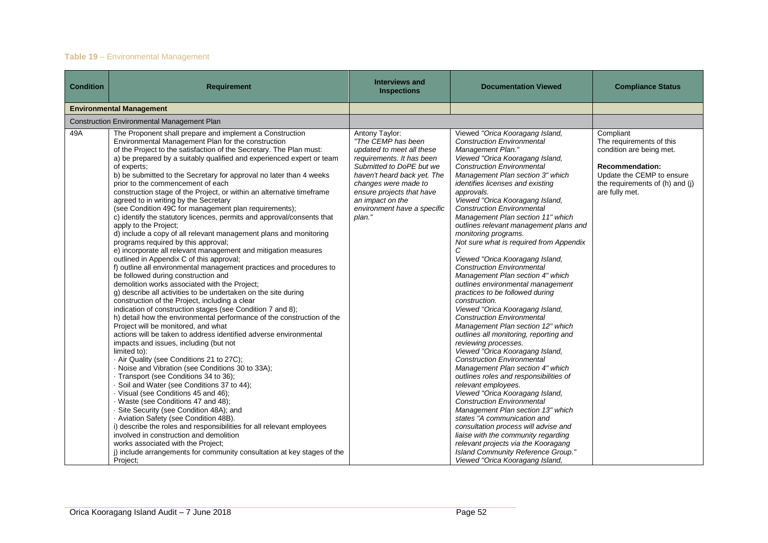**Table 19** – Environmental Management

| Condition | Requirement | Interviews and Inspections | Documentation Viewed | Compliance Status |
|---|---|---|---|---|
| **Environmental Management** | | | | |
| Construction Environmental Management Plan | | | | |
| 49A | The Proponent shall prepare and implement a Construction Environmental Management Plan for the construction of the Project to the satisfaction of the Secretary. The Plan must:<br>a) be prepared by a suitably qualified and experienced expert or team of experts;<br>b) be submitted to the Secretary for approval no later than 4 weeks prior to the commencement of each construction stage of the Project, or within an alternative timeframe agreed to in writing by the Secretary (see Condition 49C for management plan requirements);<br>c) identify the statutory licences, permits and approval/consents that apply to the Project;<br>d) include a copy of all relevant management plans and monitoring programs required by this approval;<br>e) incorporate all relevant management and mitigation measures outlined in Appendix C of this approval;<br>f) outline all environmental management practices and procedures to be followed during construction and demolition works associated with the Project;<br>g) describe all activities to be undertaken on the site during construction of the Project, including a clear indication of construction stages (see Condition 7 and 8);<br>h) detail how the environmental performance of the construction of the Project will be monitored, and what actions will be taken to address identified adverse environmental impacts and issues, including (but not limited to):<br>· Air Quality (see Conditions 21 to 27C);<br>· Noise and Vibration (see Conditions 30 to 33A);<br>· Transport (see Conditions 34 to 36);<br>· Soil and Water (see Conditions 37 to 44);<br>· Visual (see Conditions 45 and 46);<br>· Waste (see Conditions 47 and 48);<br>· Site Security (see Condition 48A); and<br>· Aviation Safety (see Condition 48B).<br>i) describe the roles and responsibilities for all relevant employees involved in construction and demolition works associated with the Project;<br>j) include arrangements for community consultation at key stages of the Project; | Antony Taylor:<br>*"The CEMP has been updated to meet all these requirements. It has been Submitted to DoPE but we haven't heard back yet. The changes were made to ensure projects that have an impact on the environment have a specific plan."* | Viewed *"Orica Kooragang Island, Construction Environmental Management Plan."*<br>Viewed *"Orica Kooragang Island, Construction Environmental Management Plan section 3" which identifies licenses and existing approvals.*<br>Viewed *"Orica Kooragang Island, Construction Environmental Management Plan section 11" which outlines relevant management plans and monitoring programs.*<br>*Not sure what is required from Appendix C*<br>Viewed *"Orica Kooragang Island, Construction Environmental Management Plan section 4" which outlines environmental management practices to be followed during construction.*<br>Viewed *"Orica Kooragang Island, Construction Environmental Management Plan section 12" which outlines all monitoring, reporting and reviewing processes.*<br>Viewed *"Orica Kooragang Island, Construction Environmental Management Plan section 4" which outlines roles and responsibilities of relevant employees.*<br>Viewed *"Orica Kooragang Island, Construction Environmental Management Plan section 13" which states "A communication and consultation process will advise and liaise with the community regarding relevant projects via the Kooragang Island Community Reference Group."*<br>Viewed *"Orica Kooragang Island,* | Compliant<br>The requirements of this condition are being met.<br>**Recommendation:**<br>Update the CEMP to ensure the requirements of (h) and (j) are fully met. |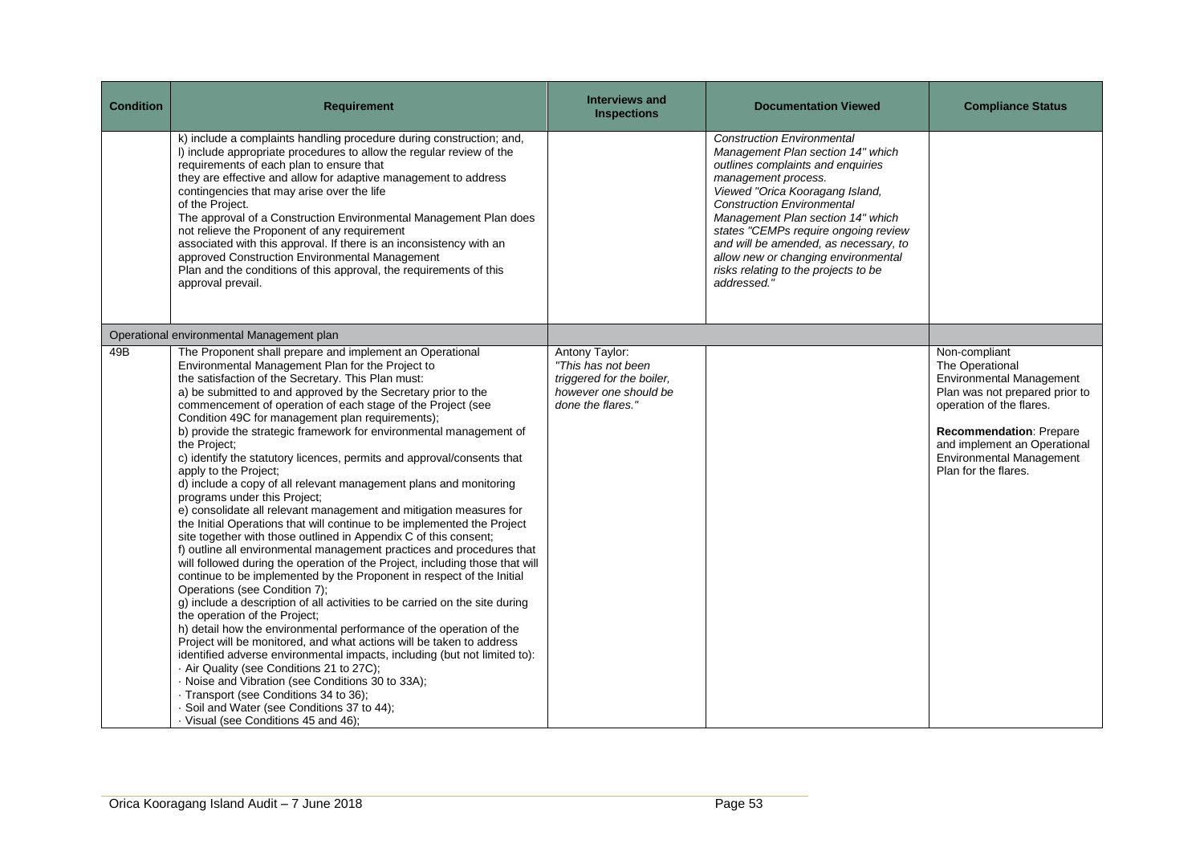| Condition | Requirement | Interviews and Inspections | Documentation Viewed | Compliance Status |
|---|---|---|---|---|
| | k) include a complaints handling procedure during construction; and,<br>l) include appropriate procedures to allow the regular review of the requirements of each plan to ensure that they are effective and allow for adaptive management to address contingencies that may arise over the life of the Project.<br>The approval of a Construction Environmental Management Plan does not relieve the Proponent of any requirement associated with this approval. If there is an inconsistency with an approved Construction Environmental Management Plan and the conditions of this approval, the requirements of this approval prevail. | | *Construction Environmental Management Plan section 14" which outlines complaints and enquiries management process.*<br>*Viewed "Orica Kooragang Island, Construction Environmental Management Plan section 14" which states "CEMPs require ongoing review and will be amended, as necessary, to allow new or changing environmental risks relating to the projects to be addressed."* | |
| Operational environmental Management plan | | | | |
| 49B | The Proponent shall prepare and implement an Operational Environmental Management Plan for the Project to the satisfaction of the Secretary. This Plan must:<br>a) be submitted to and approved by the Secretary prior to the commencement of operation of each stage of the Project (see Condition 49C for management plan requirements);<br>b) provide the strategic framework for environmental management of the Project;<br>c) identify the statutory licences, permits and approval/consents that apply to the Project;<br>d) include a copy of all relevant management plans and monitoring programs under this Project;<br>e) consolidate all relevant management and mitigation measures for the Initial Operations that will continue to be implemented the Project site together with those outlined in Appendix C of this consent;<br>f) outline all environmental management practices and procedures that will followed during the operation of the Project, including those that will continue to be implemented by the Proponent in respect of the Initial Operations (see Condition 7);<br>g) include a description of all activities to be carried on the site during the operation of the Project;<br>h) detail how the environmental performance of the operation of the Project will be monitored, and what actions will be taken to address identified adverse environmental impacts, including (but not limited to):<br>· Air Quality (see Conditions 21 to 27C);<br>· Noise and Vibration (see Conditions 30 to 33A);<br>· Transport (see Conditions 34 to 36);<br>· Soil and Water (see Conditions 37 to 44);<br>· Visual (see Conditions 45 and 46); | Antony Taylor:<br>*"This has not been triggered for the boiler, however one should be done the flares."* | | Non-compliant<br>The Operational Environmental Management Plan was not prepared prior to operation of the flares.<br>**Recommendation**: Prepare and implement an Operational Environmental Management Plan for the flares. |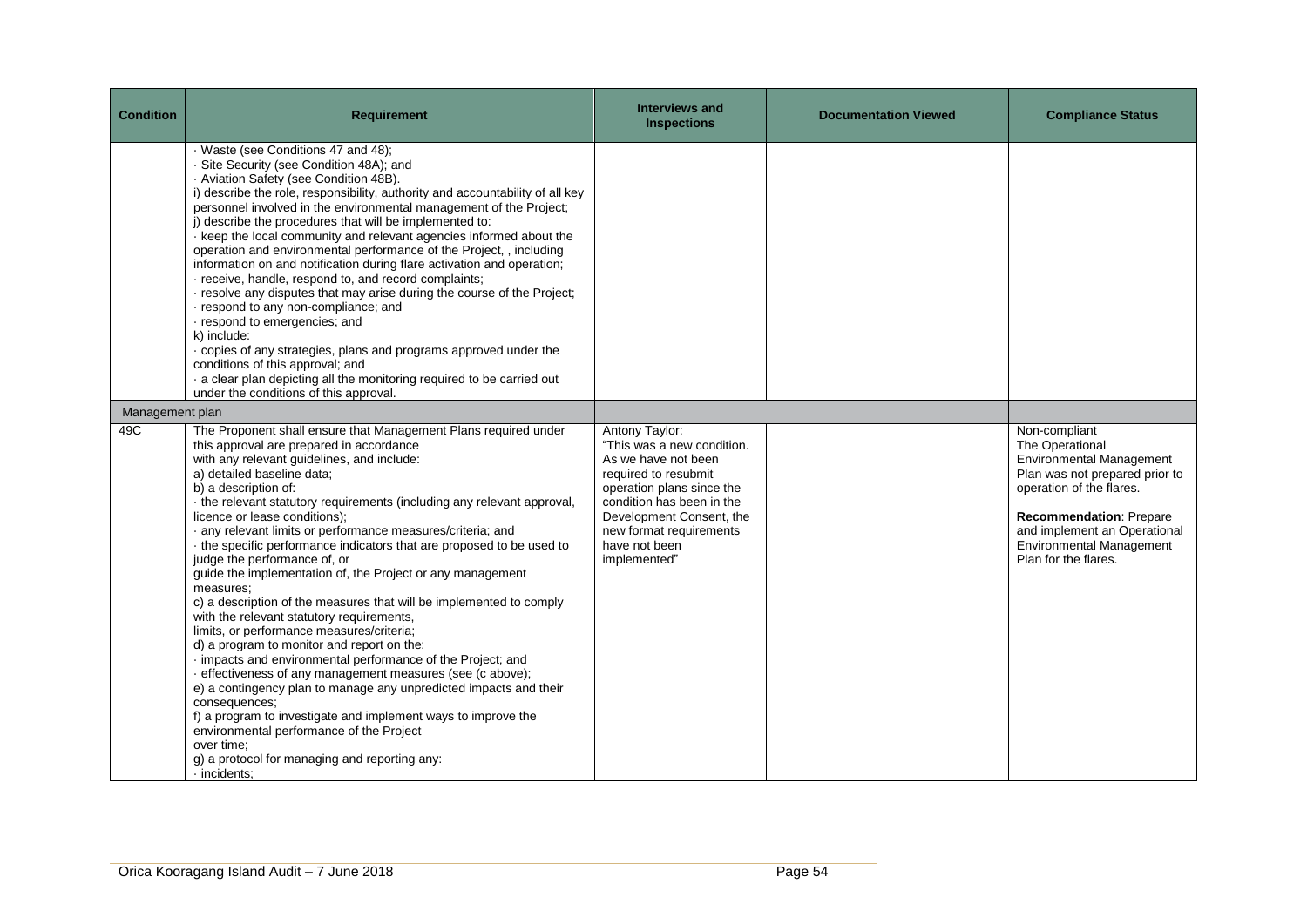| Condition | Requirement | Interviews and Inspections | Documentation Viewed | Compliance Status |
|---|---|---|---|---|
| | · Waste (see Conditions 47 and 48);<br>· Site Security (see Condition 48A); and<br>· Aviation Safety (see Condition 48B).<br>i) describe the role, responsibility, authority and accountability of all key personnel involved in the environmental management of the Project;<br>j) describe the procedures that will be implemented to:<br>· keep the local community and relevant agencies informed about the operation and environmental performance of the Project, , including information on and notification during flare activation and operation;<br>· receive, handle, respond to, and record complaints;<br>· resolve any disputes that may arise during the course of the Project;<br>· respond to any non-compliance; and<br>· respond to emergencies; and<br>k) include:<br>· copies of any strategies, plans and programs approved under the conditions of this approval; and<br>· a clear plan depicting all the monitoring required to be carried out under the conditions of this approval. | | | |
| Management plan | | | | |
| 49C | The Proponent shall ensure that Management Plans required under this approval are prepared in accordance with any relevant guidelines, and include:<br>a) detailed baseline data;<br>b) a description of:<br>· the relevant statutory requirements (including any relevant approval, licence or lease conditions);<br>· any relevant limits or performance measures/criteria; and<br>· the specific performance indicators that are proposed to be used to judge the performance of, or guide the implementation of, the Project or any management measures;<br>c) a description of the measures that will be implemented to comply with the relevant statutory requirements, limits, or performance measures/criteria;<br>d) a program to monitor and report on the:<br>· impacts and environmental performance of the Project; and<br>· effectiveness of any management measures (see (c above);<br>e) a contingency plan to manage any unpredicted impacts and their consequences;<br>f) a program to investigate and implement ways to improve the environmental performance of the Project over time;<br>g) a protocol for managing and reporting any:<br>· incidents; | Antony Taylor:<br>"This was a new condition. As we have not been required to resubmit operation plans since the condition has been in the Development Consent, the new format requirements have not been implemented" | | Non-compliant<br>The Operational Environmental Management Plan was not prepared prior to operation of the flares.<br>**Recommendation**: Prepare and implement an Operational Environmental Management Plan for the flares. |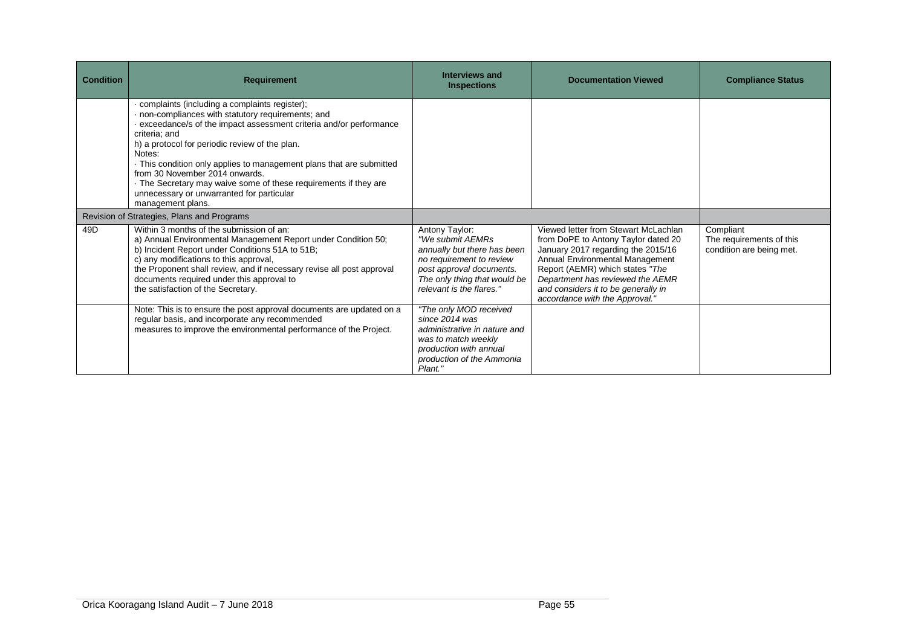| Condition | Requirement | Interviews and Inspections | Documentation Viewed | Compliance Status |
|---|---|---|---|---|
| | · complaints (including a complaints register);<br>· non-compliances with statutory requirements; and<br>· exceedance/s of the impact assessment criteria and/or performance criteria; and<br>h) a protocol for periodic review of the plan.<br>Notes:<br>· This condition only applies to management plans that are submitted from 30 November 2014 onwards.<br>· The Secretary may waive some of these requirements if they are unnecessary or unwarranted for particular management plans. | | | |
| Revision of Strategies, Plans and Programs | | | | |
| 49D | Within 3 months of the submission of an:<br>a) Annual Environmental Management Report under Condition 50;<br>b) Incident Report under Conditions 51A to 51B;<br>c) any modifications to this approval,<br>the Proponent shall review, and if necessary revise all post approval documents required under this approval to the satisfaction of the Secretary. | Antony Taylor:<br>*"We submit AEMRs annually but there has been no requirement to review post approval documents. The only thing that would be relevant is the flares."* | Viewed letter from Stewart McLachlan from DoPE to Antony Taylor dated 20 January 2017 regarding the 2015/16 Annual Environmental Management Report (AEMR) which states *"The Department has reviewed the AEMR and considers it to be generally in accordance with the Approval."* | Compliant<br>The requirements of this condition are being met. |
| | Note: This is to ensure the post approval documents are updated on a regular basis, and incorporate any recommended measures to improve the environmental performance of the Project. | *"The only MOD received since 2014 was administrative in nature and was to match weekly production with annual production of the Ammonia Plant."* | | |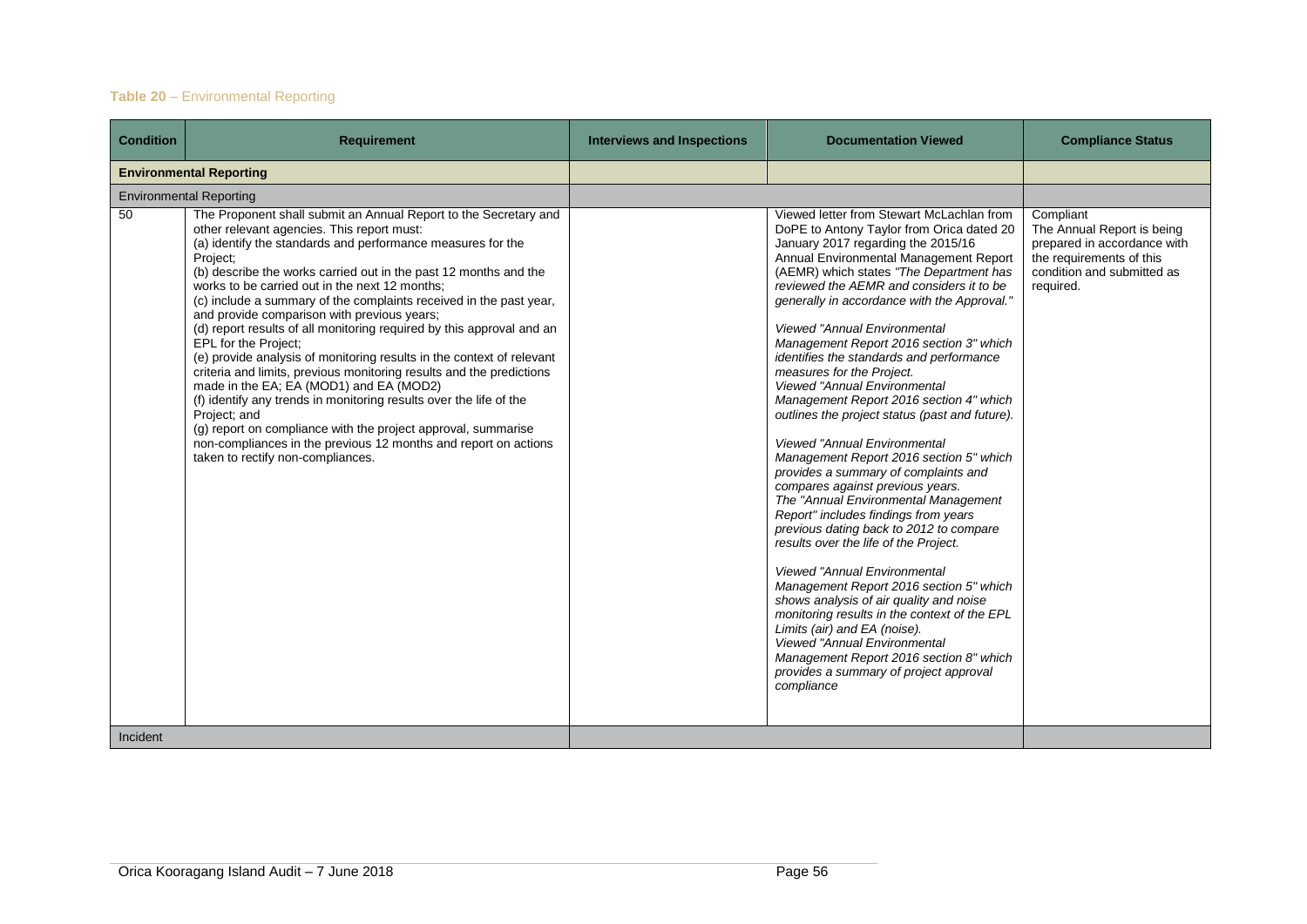**Table 20** – Environmental Reporting

| Condition | Requirement | Interviews and Inspections | Documentation Viewed | Compliance Status |
|---|---|---|---|---|
| **Environmental Reporting** | | | | |
| Environmental Reporting | | | | |
| 50 | The Proponent shall submit an Annual Report to the Secretary and other relevant agencies. This report must:<br>(a) identify the standards and performance measures for the Project;<br>(b) describe the works carried out in the past 12 months and the works to be carried out in the next 12 months;<br>(c) include a summary of the complaints received in the past year, and provide comparison with previous years;<br>(d) report results of all monitoring required by this approval and an EPL for the Project;<br>(e) provide analysis of monitoring results in the context of relevant criteria and limits, previous monitoring results and the predictions made in the EA; EA (MOD1) and EA (MOD2)<br>(f) identify any trends in monitoring results over the life of the Project; and<br>(g) report on compliance with the project approval, summarise non-compliances in the previous 12 months and report on actions taken to rectify non-compliances. | | Viewed letter from Stewart McLachlan from DoPE to Antony Taylor from Orica dated 20 January 2017 regarding the 2015/16 Annual Environmental Management Report (AEMR) which states *"The Department has reviewed the AEMR and considers it to be generally in accordance with the Approval."*<br><br>*Viewed "Annual Environmental Management Report 2016 section 3" which identifies the standards and performance measures for the Project.*<br>*Viewed "Annual Environmental Management Report 2016 section 4" which outlines the project status (past and future).*<br><br>*Viewed "Annual Environmental Management Report 2016 section 5" which provides a summary of complaints and compares against previous years.*<br>*The "Annual Environmental Management Report" includes findings from years previous dating back to 2012 to compare results over the life of the Project.*<br><br>*Viewed "Annual Environmental Management Report 2016 section 5" which shows analysis of air quality and noise monitoring results in the context of the EPL Limits (air) and EA (noise).*<br>*Viewed "Annual Environmental Management Report 2016 section 8" which provides a summary of project approval compliance* | Compliant<br>The Annual Report is being prepared in accordance with the requirements of this condition and submitted as required. |
| Incident | | | | |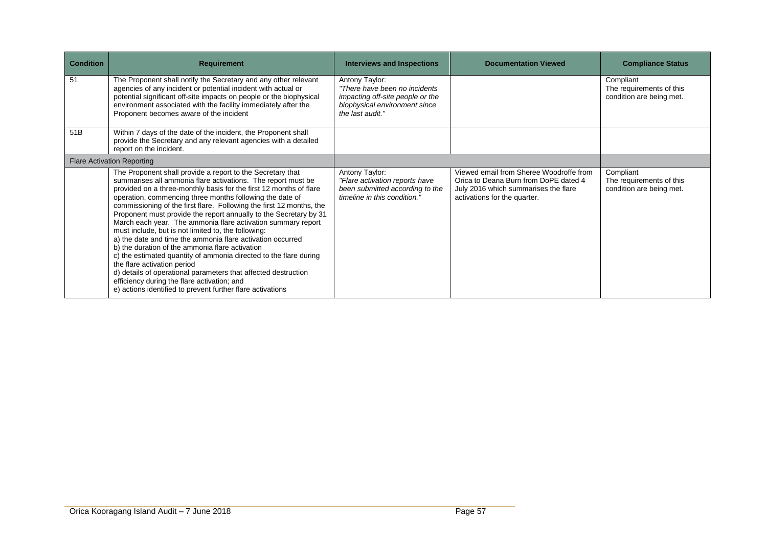| Condition | Requirement | Interviews and Inspections | Documentation Viewed | Compliance Status |
|---|---|---|---|---|
| 51 | The Proponent shall notify the Secretary and any other relevant agencies of any incident or potential incident with actual or potential significant off-site impacts on people or the biophysical environment associated with the facility immediately after the Proponent becomes aware of the incident | Antony Taylor: *"There have been no incidents impacting off-site people or the biophysical environment since the last audit."* | | Compliant The requirements of this condition are being met. |
| 51B | Within 7 days of the date of the incident, the Proponent shall provide the Secretary and any relevant agencies with a detailed report on the incident. | | | |
| Flare Activation Reporting | | | | |
| | The Proponent shall provide a report to the Secretary that summarises all ammonia flare activations. The report must be provided on a three-monthly basis for the first 12 months of flare operation, commencing three months following the date of commissioning of the first flare. Following the first 12 months, the Proponent must provide the report annually to the Secretary by 31 March each year. The ammonia flare activation summary report must include, but is not limited to, the following:<br>a) the date and time the ammonia flare activation occurred<br>b) the duration of the ammonia flare activation<br>c) the estimated quantity of ammonia directed to the flare during the flare activation period<br>d) details of operational parameters that affected destruction efficiency during the flare activation; and<br>e) actions identified to prevent further flare activations | Antony Taylor: *"Flare activation reports have been submitted according to the timeline in this condition."* | Viewed email from Sheree Woodroffe from Orica to Deana Burn from DoPE dated 4 July 2016 which summarises the flare activations for the quarter. | Compliant The requirements of this condition are being met. |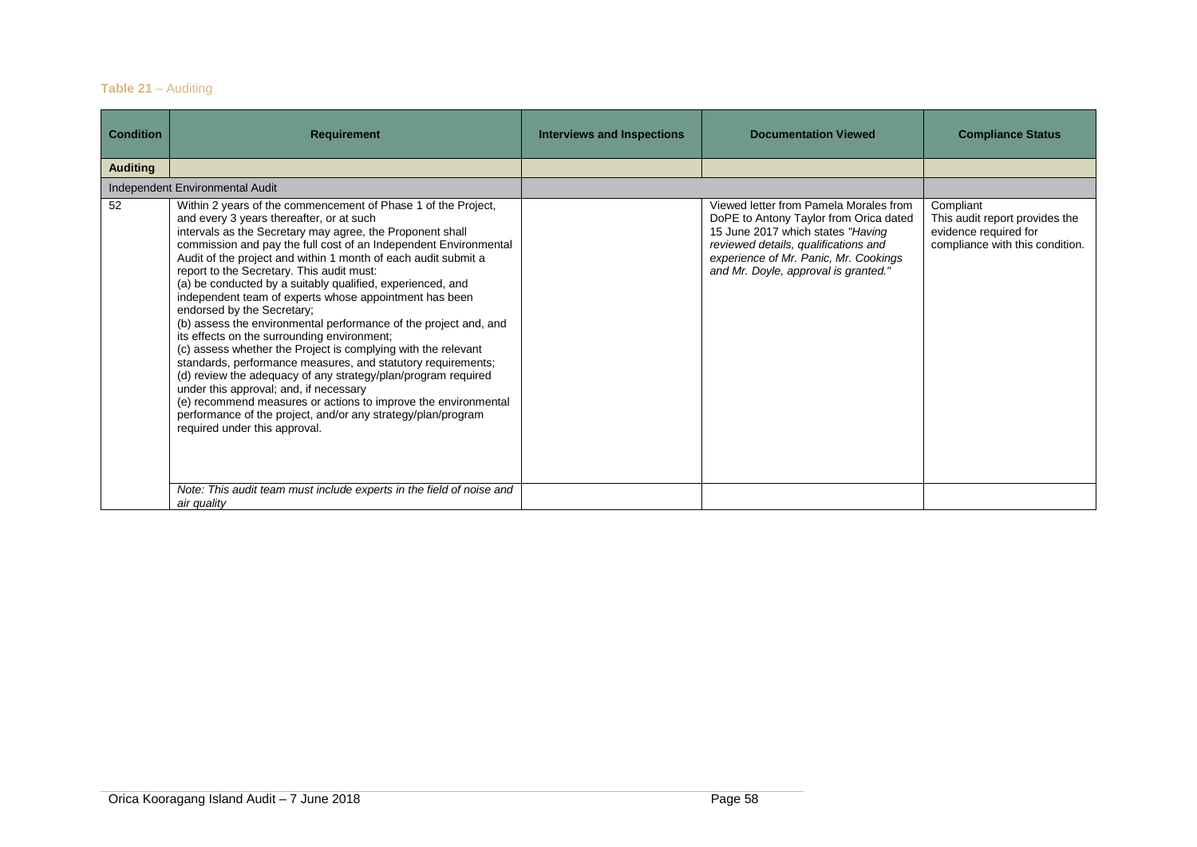**Table 21** – Auditing

| Condition | Requirement | Interviews and Inspections | Documentation Viewed | Compliance Status |
|---|---|---|---|---|
| **Auditing** | | | | |
| Independent Environmental Audit | | | | |
| 52 | Within 2 years of the commencement of Phase 1 of the Project, and every 3 years thereafter, or at such intervals as the Secretary may agree, the Proponent shall commission and pay the full cost of an Independent Environmental Audit of the project and within 1 month of each audit submit a report to the Secretary. This audit must:<br>(a) be conducted by a suitably qualified, experienced, and independent team of experts whose appointment has been endorsed by the Secretary;<br>(b) assess the environmental performance of the project and, and its effects on the surrounding environment;<br>(c) assess whether the Project is complying with the relevant standards, performance measures, and statutory requirements;<br>(d) review the adequacy of any strategy/plan/program required under this approval; and, if necessary<br>(e) recommend measures or actions to improve the environmental performance of the project, and/or any strategy/plan/program required under this approval. | | Viewed letter from Pamela Morales from DoPE to Antony Taylor from Orica dated 15 June 2017 which states *"Having reviewed details, qualifications and experience of Mr. Panic, Mr. Cookings and Mr. Doyle, approval is granted."* | Compliant<br>This audit report provides the evidence required for compliance with this condition. |
| | *Note: This audit team must include experts in the field of noise and air quality* | | | |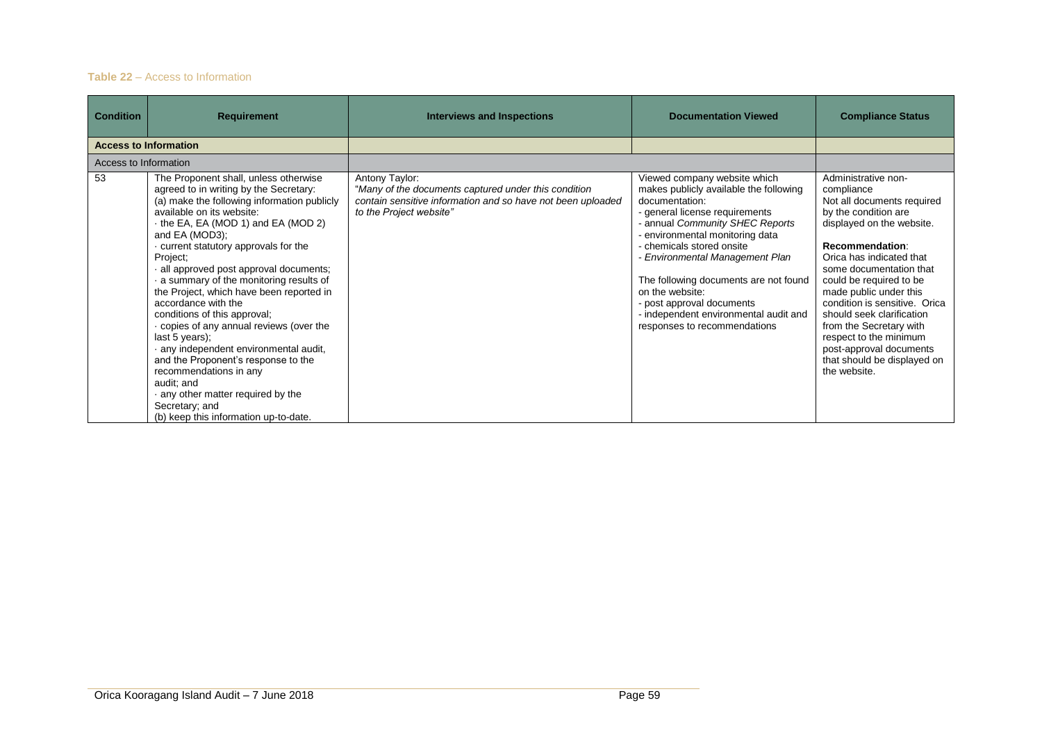**Table 22** – Access to Information

| Condition | Requirement | Interviews and Inspections | Documentation Viewed | Compliance Status |
|---|---|---|---|---|
| **Access to Information** | | | | |
| Access to Information | | | | |
| 53 | The Proponent shall, unless otherwise agreed to in writing by the Secretary:<br>(a) make the following information publicly available on its website:<br>· the EA, EA (MOD 1) and EA (MOD 2) and EA (MOD3);<br>· current statutory approvals for the Project;<br>· all approved post approval documents;<br>· a summary of the monitoring results of the Project, which have been reported in accordance with the conditions of this approval;<br>· copies of any annual reviews (over the last 5 years);<br>· any independent environmental audit, and the Proponent's response to the recommendations in any audit; and<br>· any other matter required by the Secretary; and<br>(b) keep this information up-to-date. | Antony Taylor:<br>"*Many of the documents captured under this condition contain sensitive information and so have not been uploaded to the Project website*" | Viewed company website which makes publicly available the following documentation:<br>- general license requirements<br>- annual *Community SHEC Reports*<br>- environmental monitoring data<br>- chemicals stored onsite<br>- *Environmental Management Plan*<br><br>The following documents are not found on the website:<br>- post approval documents<br>- independent environmental audit and responses to recommendations | Administrative non-compliance<br>Not all documents required by the condition are displayed on the website.<br><br>**Recommendation**:<br>Orica has indicated that some documentation that could be required to be made public under this condition is sensitive. Orica should seek clarification from the Secretary with respect to the minimum post-approval documents that should be displayed on the website. |